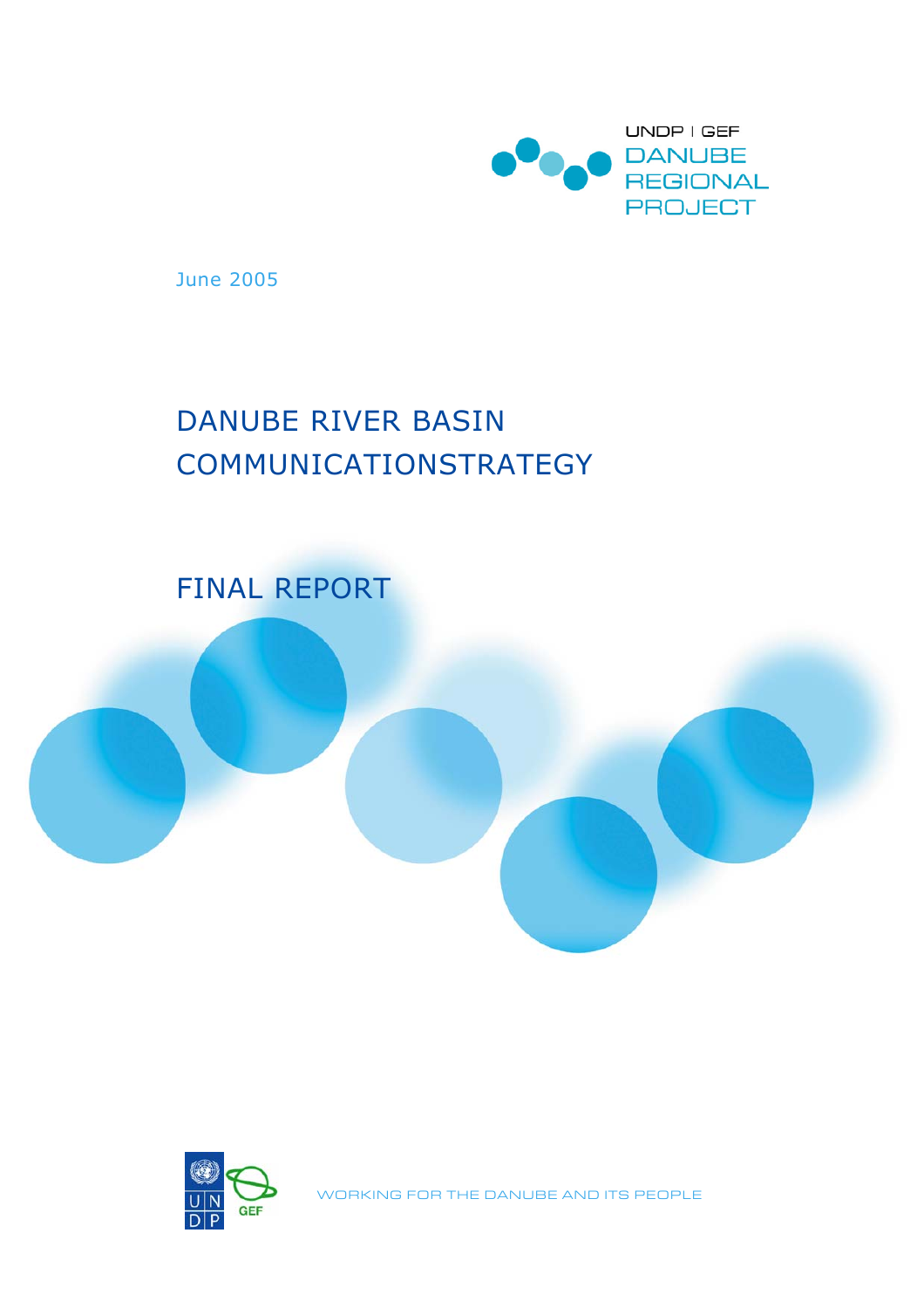UNDP I GEF
DANUBE
REGIONAL
PROJECT

June 2005

# DANUBE RIVER BASIN COMMUNICATIONSTRATEGY

## FINAL REPORT

WORKING FOR THE DANUBE AND ITS PEOPLE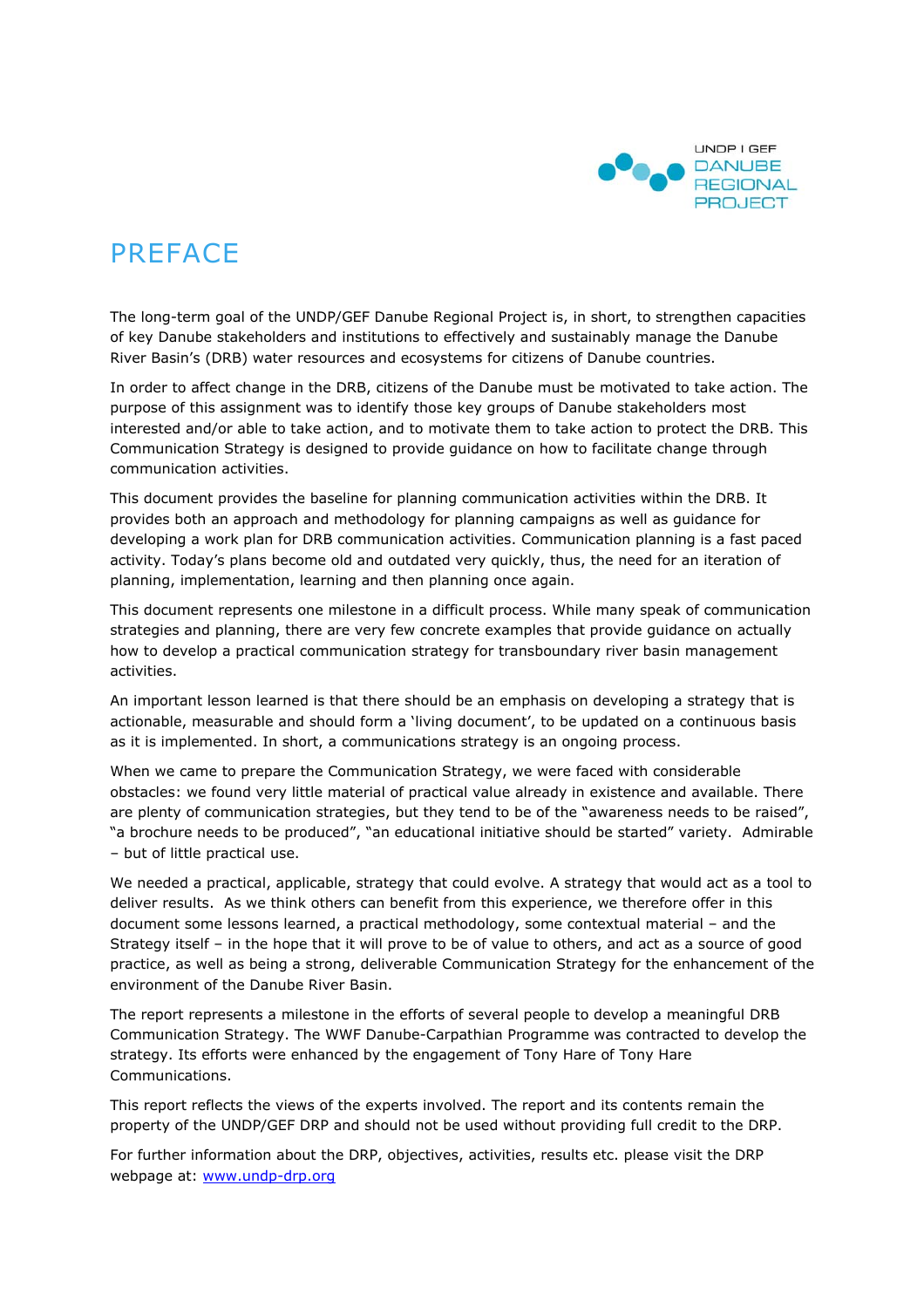UNDP I GEF DANUBE REGIONAL PROJECT

# PREFACE

The long-term goal of the UNDP/GEF Danube Regional Project is, in short, to strengthen capacities of key Danube stakeholders and institutions to effectively and sustainably manage the Danube River Basin's (DRB) water resources and ecosystems for citizens of Danube countries.

In order to affect change in the DRB, citizens of the Danube must be motivated to take action. The purpose of this assignment was to identify those key groups of Danube stakeholders most interested and/or able to take action, and to motivate them to take action to protect the DRB. This Communication Strategy is designed to provide guidance on how to facilitate change through communication activities.

This document provides the baseline for planning communication activities within the DRB. It provides both an approach and methodology for planning campaigns as well as guidance for developing a work plan for DRB communication activities. Communication planning is a fast paced activity. Today's plans become old and outdated very quickly, thus, the need for an iteration of planning, implementation, learning and then planning once again.

This document represents one milestone in a difficult process. While many speak of communication strategies and planning, there are very few concrete examples that provide guidance on actually how to develop a practical communication strategy for transboundary river basin management activities.

An important lesson learned is that there should be an emphasis on developing a strategy that is actionable, measurable and should form a 'living document', to be updated on a continuous basis as it is implemented. In short, a communications strategy is an ongoing process.

When we came to prepare the Communication Strategy, we were faced with considerable obstacles: we found very little material of practical value already in existence and available. There are plenty of communication strategies, but they tend to be of the "awareness needs to be raised", "a brochure needs to be produced", "an educational initiative should be started" variety. Admirable – but of little practical use.

We needed a practical, applicable, strategy that could evolve. A strategy that would act as a tool to deliver results. As we think others can benefit from this experience, we therefore offer in this document some lessons learned, a practical methodology, some contextual material – and the Strategy itself – in the hope that it will prove to be of value to others, and act as a source of good practice, as well as being a strong, deliverable Communication Strategy for the enhancement of the environment of the Danube River Basin.

The report represents a milestone in the efforts of several people to develop a meaningful DRB Communication Strategy. The WWF Danube-Carpathian Programme was contracted to develop the strategy. Its efforts were enhanced by the engagement of Tony Hare of Tony Hare Communications.

This report reflects the views of the experts involved. The report and its contents remain the property of the UNDP/GEF DRP and should not be used without providing full credit to the DRP.

For further information about the DRP, objectives, activities, results etc. please visit the DRP webpage at: www.undp-drp.org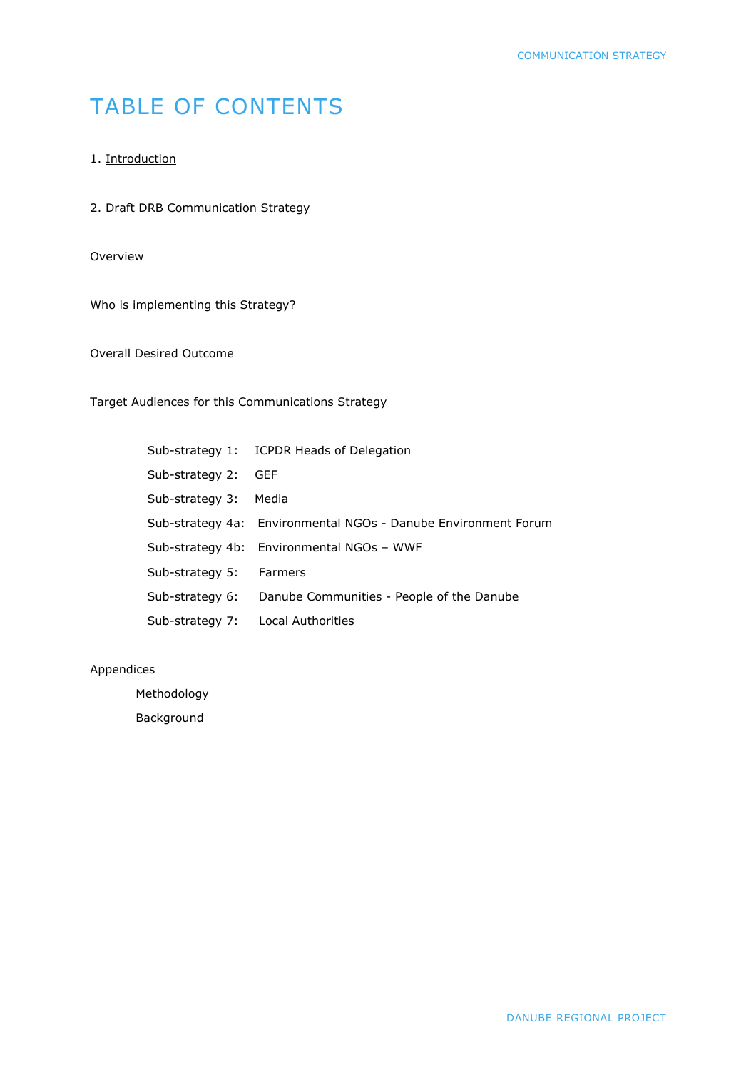# TABLE OF CONTENTS

1. Introduction

2. Draft DRB Communication Strategy

Overview

Who is implementing this Strategy?

Overall Desired Outcome

Target Audiences for this Communications Strategy

- Sub-strategy 1: ICPDR Heads of Delegation
- Sub-strategy 2: GEF
- Sub-strategy 3: Media
- Sub-strategy 4a: Environmental NGOs - Danube Environment Forum
- Sub-strategy 4b: Environmental NGOs – WWF
- Sub-strategy 5: Farmers
- Sub-strategy 6: Danube Communities - People of the Danube
- Sub-strategy 7: Local Authorities

Appendices

- Methodology
- Background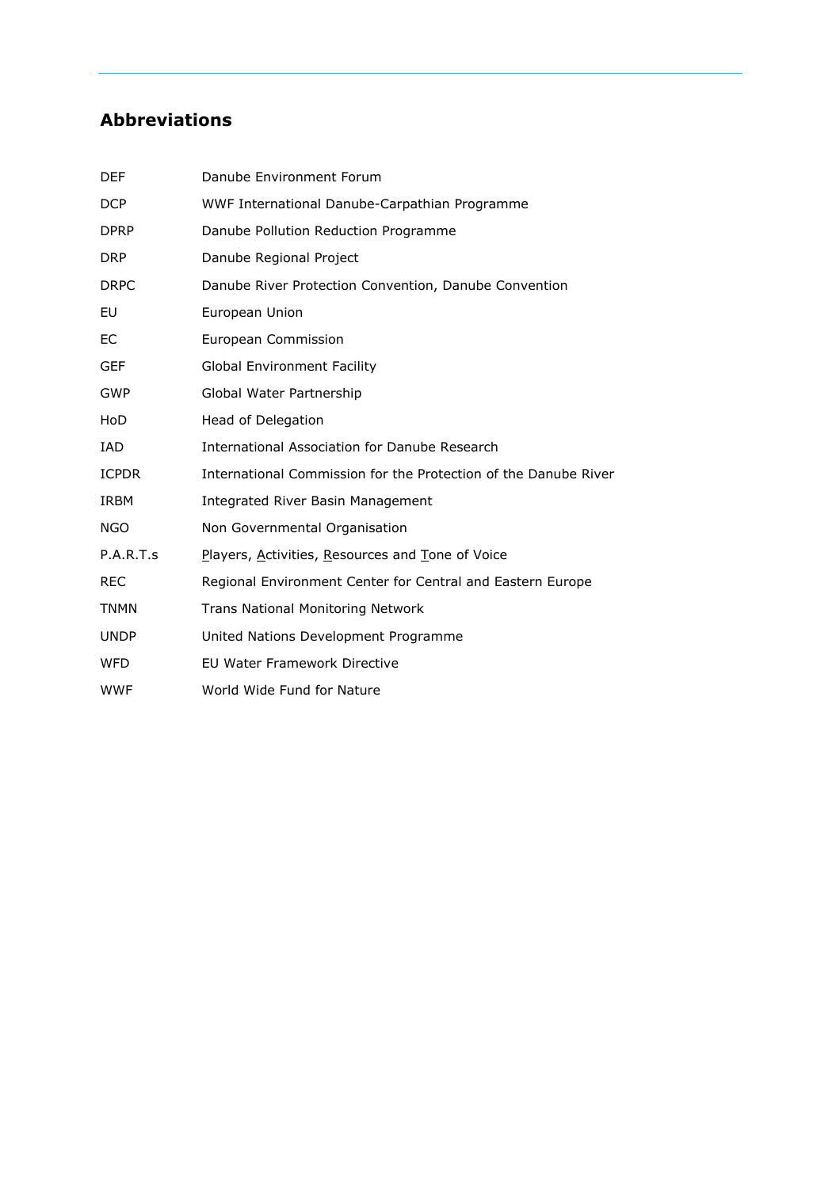## Abbreviations

| | |
|---|---|
| DEF | Danube Environment Forum |
| DCP | WWF International Danube-Carpathian Programme |
| DPRP | Danube Pollution Reduction Programme |
| DRP | Danube Regional Project |
| DRPC | Danube River Protection Convention, Danube Convention |
| EU | European Union |
| EC | European Commission |
| GEF | Global Environment Facility |
| GWP | Global Water Partnership |
| HoD | Head of Delegation |
| IAD | International Association for Danube Research |
| ICPDR | International Commission for the Protection of the Danube River |
| IRBM | Integrated River Basin Management |
| NGO | Non Governmental Organisation |
| P.A.R.T.s | Players, Activities, Resources and Tone of Voice |
| REC | Regional Environment Center for Central and Eastern Europe |
| TNMN | Trans National Monitoring Network |
| UNDP | United Nations Development Programme |
| WFD | EU Water Framework Directive |
| WWF | World Wide Fund for Nature |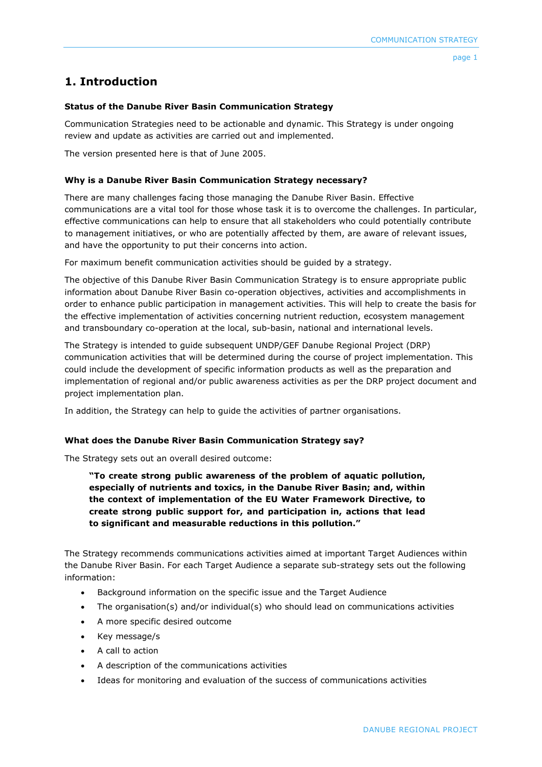# 1. Introduction

**Status of the Danube River Basin Communication Strategy**

Communication Strategies need to be actionable and dynamic. This Strategy is under ongoing review and update as activities are carried out and implemented.

The version presented here is that of June 2005.

**Why is a Danube River Basin Communication Strategy necessary?**

There are many challenges facing those managing the Danube River Basin. Effective communications are a vital tool for those whose task it is to overcome the challenges. In particular, effective communications can help to ensure that all stakeholders who could potentially contribute to management initiatives, or who are potentially affected by them, are aware of relevant issues, and have the opportunity to put their concerns into action.

For maximum benefit communication activities should be guided by a strategy.

The objective of this Danube River Basin Communication Strategy is to ensure appropriate public information about Danube River Basin co-operation objectives, activities and accomplishments in order to enhance public participation in management activities. This will help to create the basis for the effective implementation of activities concerning nutrient reduction, ecosystem management and transboundary co-operation at the local, sub-basin, national and international levels.

The Strategy is intended to guide subsequent UNDP/GEF Danube Regional Project (DRP) communication activities that will be determined during the course of project implementation. This could include the development of specific information products as well as the preparation and implementation of regional and/or public awareness activities as per the DRP project document and project implementation plan.

In addition, the Strategy can help to guide the activities of partner organisations.

**What does the Danube River Basin Communication Strategy say?**

The Strategy sets out an overall desired outcome:

> **"To create strong public awareness of the problem of aquatic pollution, especially of nutrients and toxics, in the Danube River Basin; and, within the context of implementation of the EU Water Framework Directive, to create strong public support for, and participation in, actions that lead to significant and measurable reductions in this pollution."**

The Strategy recommends communications activities aimed at important Target Audiences within the Danube River Basin. For each Target Audience a separate sub-strategy sets out the following information:

- Background information on the specific issue and the Target Audience
- The organisation(s) and/or individual(s) who should lead on communications activities
- A more specific desired outcome
- Key message/s
- A call to action
- A description of the communications activities
- Ideas for monitoring and evaluation of the success of communications activities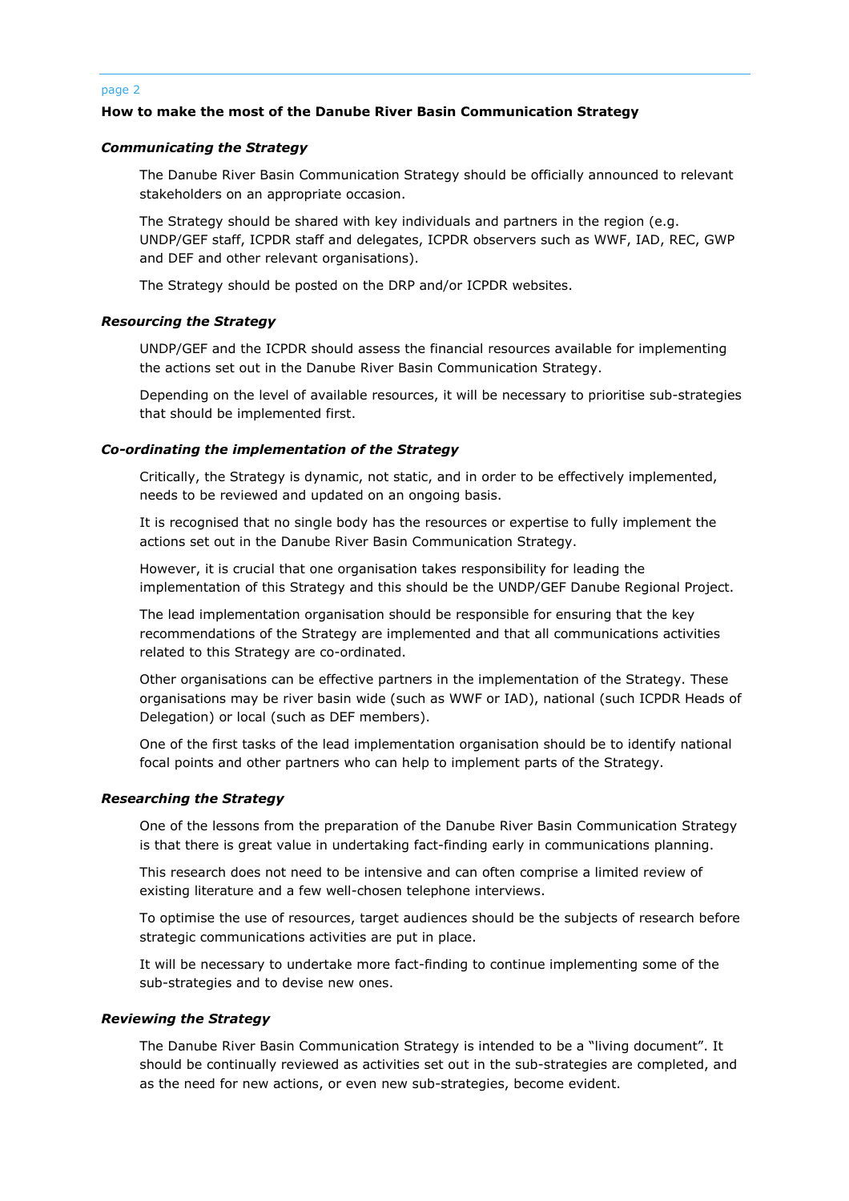## How to make the most of the Danube River Basin Communication Strategy

### *Communicating the Strategy*

The Danube River Basin Communication Strategy should be officially announced to relevant stakeholders on an appropriate occasion.

The Strategy should be shared with key individuals and partners in the region (e.g. UNDP/GEF staff, ICPDR staff and delegates, ICPDR observers such as WWF, IAD, REC, GWP and DEF and other relevant organisations).

The Strategy should be posted on the DRP and/or ICPDR websites.

### *Resourcing the Strategy*

UNDP/GEF and the ICPDR should assess the financial resources available for implementing the actions set out in the Danube River Basin Communication Strategy.

Depending on the level of available resources, it will be necessary to prioritise sub-strategies that should be implemented first.

### *Co-ordinating the implementation of the Strategy*

Critically, the Strategy is dynamic, not static, and in order to be effectively implemented, needs to be reviewed and updated on an ongoing basis.

It is recognised that no single body has the resources or expertise to fully implement the actions set out in the Danube River Basin Communication Strategy.

However, it is crucial that one organisation takes responsibility for leading the implementation of this Strategy and this should be the UNDP/GEF Danube Regional Project.

The lead implementation organisation should be responsible for ensuring that the key recommendations of the Strategy are implemented and that all communications activities related to this Strategy are co-ordinated.

Other organisations can be effective partners in the implementation of the Strategy. These organisations may be river basin wide (such as WWF or IAD), national (such ICPDR Heads of Delegation) or local (such as DEF members).

One of the first tasks of the lead implementation organisation should be to identify national focal points and other partners who can help to implement parts of the Strategy.

### *Researching the Strategy*

One of the lessons from the preparation of the Danube River Basin Communication Strategy is that there is great value in undertaking fact-finding early in communications planning.

This research does not need to be intensive and can often comprise a limited review of existing literature and a few well-chosen telephone interviews.

To optimise the use of resources, target audiences should be the subjects of research before strategic communications activities are put in place.

It will be necessary to undertake more fact-finding to continue implementing some of the sub-strategies and to devise new ones.

### *Reviewing the Strategy*

The Danube River Basin Communication Strategy is intended to be a “living document”. It should be continually reviewed as activities set out in the sub-strategies are completed, and as the need for new actions, or even new sub-strategies, become evident.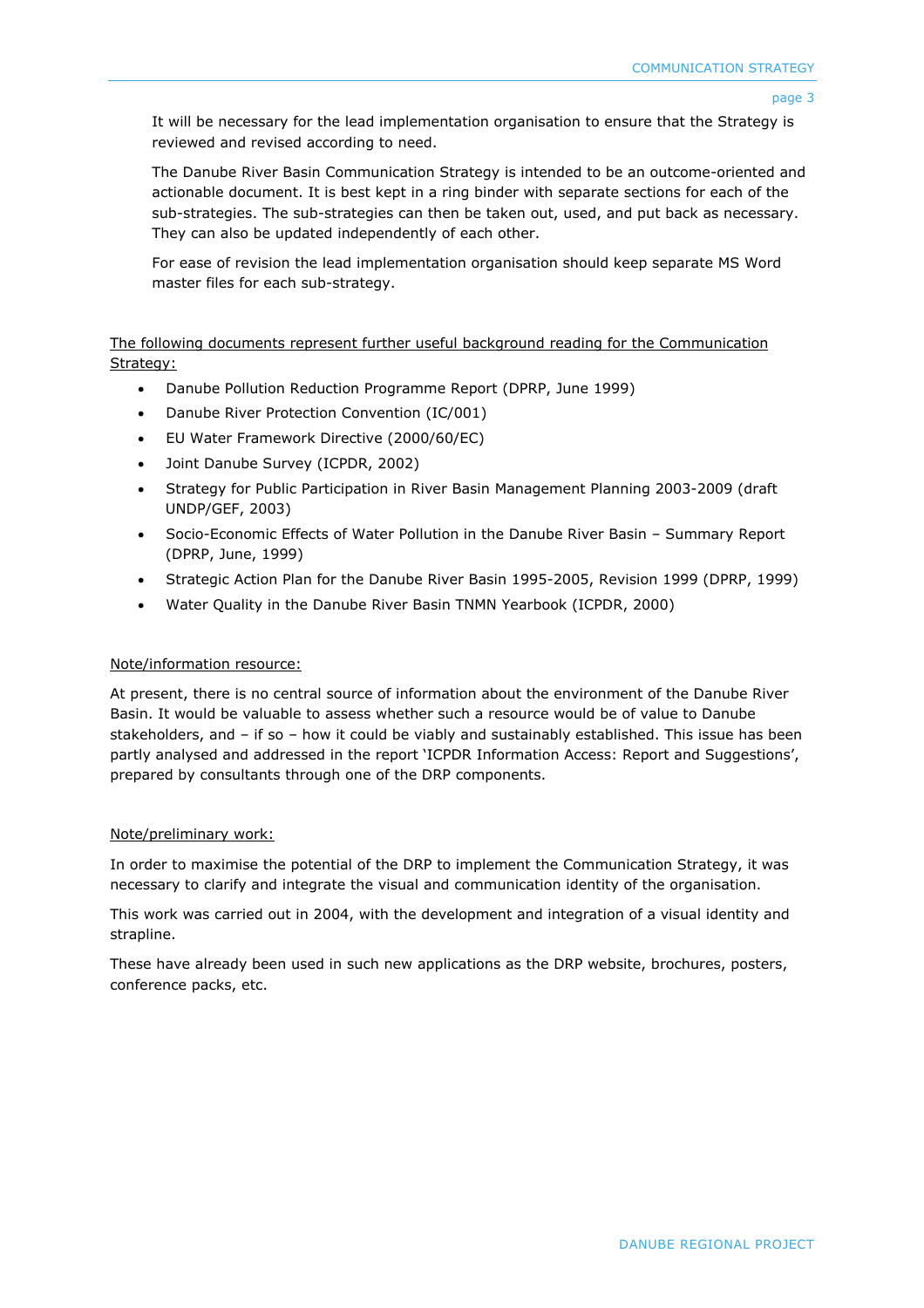It will be necessary for the lead implementation organisation to ensure that the Strategy is reviewed and revised according to need.

The Danube River Basin Communication Strategy is intended to be an outcome-oriented and actionable document. It is best kept in a ring binder with separate sections for each of the sub-strategies. The sub-strategies can then be taken out, used, and put back as necessary. They can also be updated independently of each other.

For ease of revision the lead implementation organisation should keep separate MS Word master files for each sub-strategy.

The following documents represent further useful background reading for the Communication Strategy:

- Danube Pollution Reduction Programme Report (DPRP, June 1999)
- Danube River Protection Convention (IC/001)
- EU Water Framework Directive (2000/60/EC)
- Joint Danube Survey (ICPDR, 2002)
- Strategy for Public Participation in River Basin Management Planning 2003-2009 (draft UNDP/GEF, 2003)
- Socio-Economic Effects of Water Pollution in the Danube River Basin – Summary Report (DPRP, June, 1999)
- Strategic Action Plan for the Danube River Basin 1995-2005, Revision 1999 (DPRP, 1999)
- Water Quality in the Danube River Basin TNMN Yearbook (ICPDR, 2000)

Note/information resource:

At present, there is no central source of information about the environment of the Danube River Basin. It would be valuable to assess whether such a resource would be of value to Danube stakeholders, and – if so – how it could be viably and sustainably established. This issue has been partly analysed and addressed in the report 'ICPDR Information Access: Report and Suggestions', prepared by consultants through one of the DRP components.

Note/preliminary work:

In order to maximise the potential of the DRP to implement the Communication Strategy, it was necessary to clarify and integrate the visual and communication identity of the organisation.

This work was carried out in 2004, with the development and integration of a visual identity and strapline.

These have already been used in such new applications as the DRP website, brochures, posters, conference packs, etc.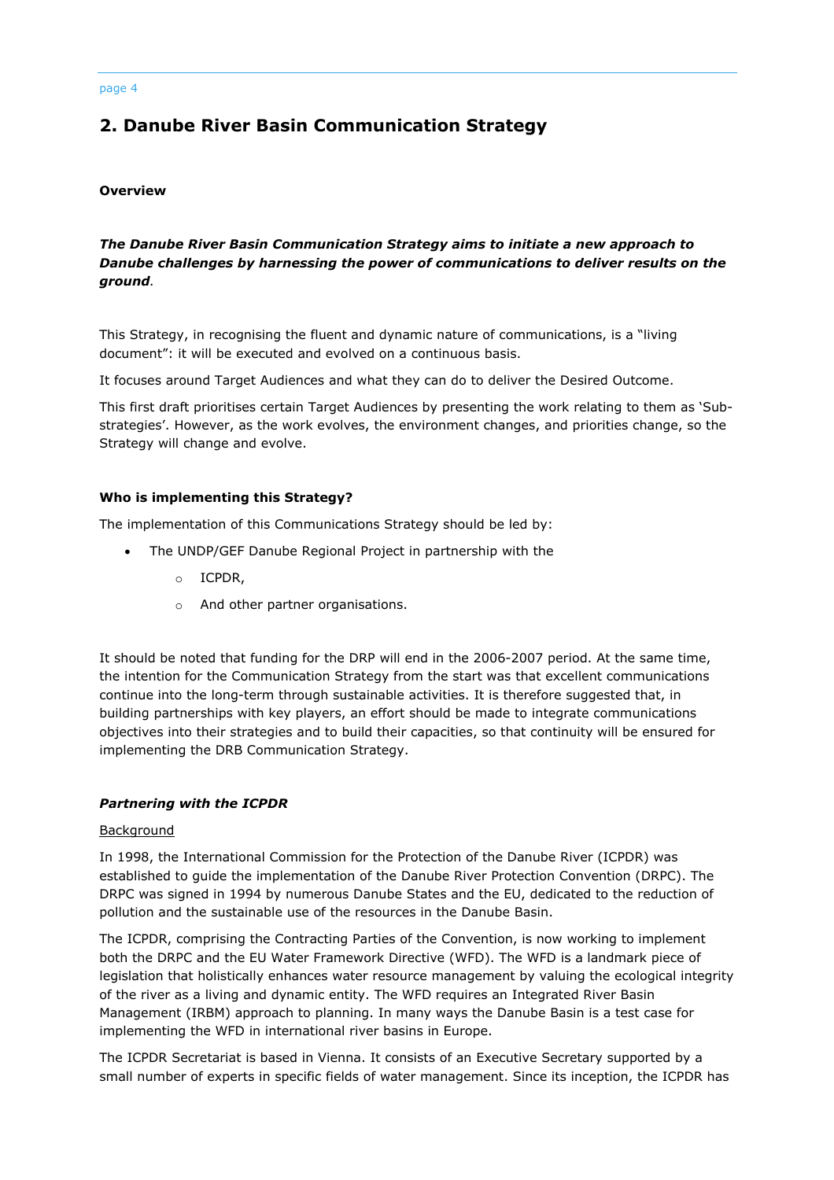## 2. Danube River Basin Communication Strategy

**Overview**

***The Danube River Basin Communication Strategy aims to initiate a new approach to Danube challenges by harnessing the power of communications to deliver results on the ground*.**

This Strategy, in recognising the fluent and dynamic nature of communications, is a "living document": it will be executed and evolved on a continuous basis.

It focuses around Target Audiences and what they can do to deliver the Desired Outcome.

This first draft prioritises certain Target Audiences by presenting the work relating to them as 'Sub-strategies'. However, as the work evolves, the environment changes, and priorities change, so the Strategy will change and evolve.

**Who is implementing this Strategy?**

The implementation of this Communications Strategy should be led by:

- The UNDP/GEF Danube Regional Project in partnership with the
  - ICPDR,
  - And other partner organisations.

It should be noted that funding for the DRP will end in the 2006-2007 period. At the same time, the intention for the Communication Strategy from the start was that excellent communications continue into the long-term through sustainable activities. It is therefore suggested that, in building partnerships with key players, an effort should be made to integrate communications objectives into their strategies and to build their capacities, so that continuity will be ensured for implementing the DRB Communication Strategy.

***Partnering with the ICPDR***

<u>Background</u>

In 1998, the International Commission for the Protection of the Danube River (ICPDR) was established to guide the implementation of the Danube River Protection Convention (DRPC). The DRPC was signed in 1994 by numerous Danube States and the EU, dedicated to the reduction of pollution and the sustainable use of the resources in the Danube Basin.

The ICPDR, comprising the Contracting Parties of the Convention, is now working to implement both the DRPC and the EU Water Framework Directive (WFD). The WFD is a landmark piece of legislation that holistically enhances water resource management by valuing the ecological integrity of the river as a living and dynamic entity. The WFD requires an Integrated River Basin Management (IRBM) approach to planning. In many ways the Danube Basin is a test case for implementing the WFD in international river basins in Europe.

The ICPDR Secretariat is based in Vienna. It consists of an Executive Secretary supported by a small number of experts in specific fields of water management. Since its inception, the ICPDR has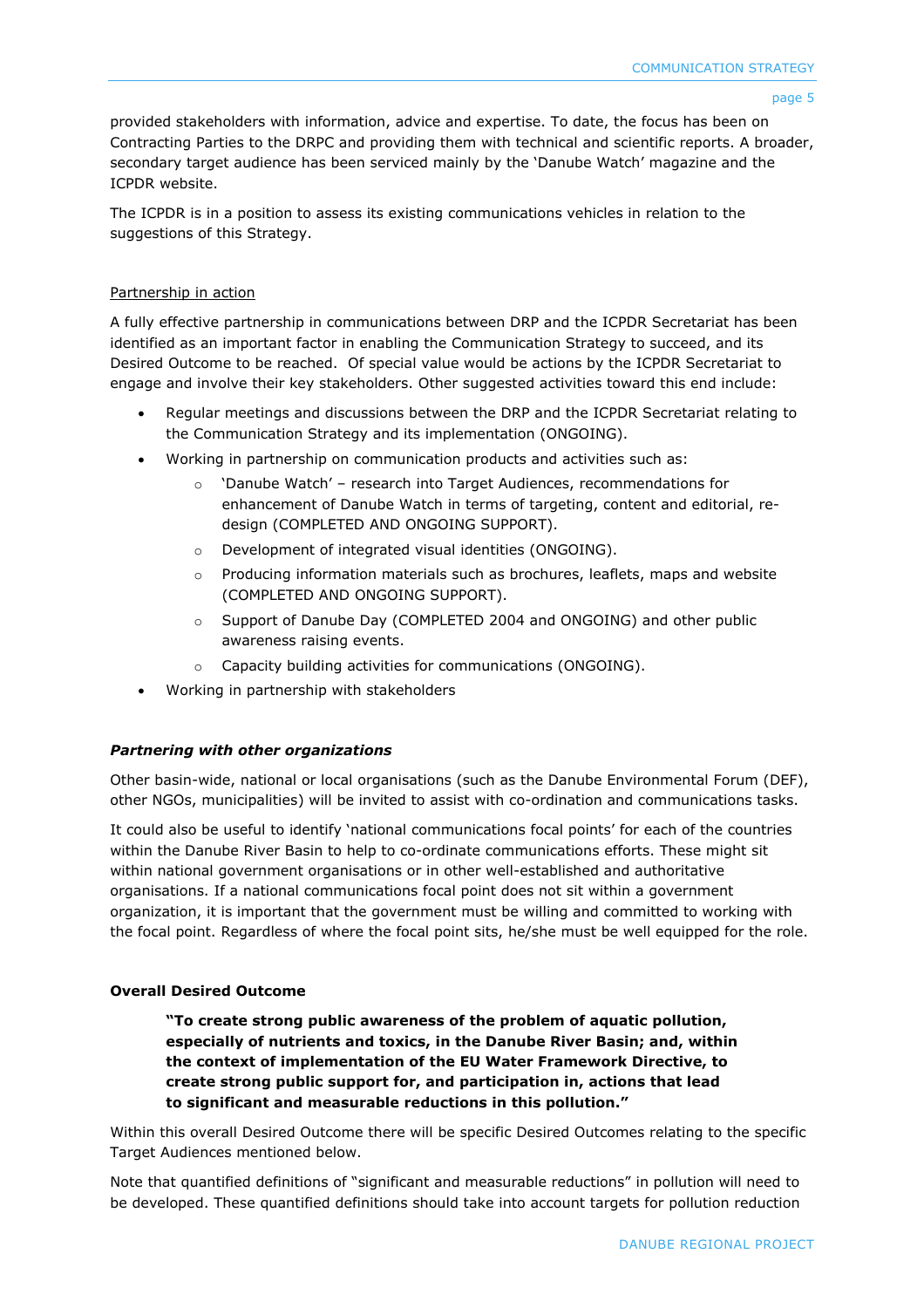provided stakeholders with information, advice and expertise. To date, the focus has been on Contracting Parties to the DRPC and providing them with technical and scientific reports. A broader, secondary target audience has been serviced mainly by the 'Danube Watch' magazine and the ICPDR website.

The ICPDR is in a position to assess its existing communications vehicles in relation to the suggestions of this Strategy.

<u>Partnership in action</u>

A fully effective partnership in communications between DRP and the ICPDR Secretariat has been identified as an important factor in enabling the Communication Strategy to succeed, and its Desired Outcome to be reached. Of special value would be actions by the ICPDR Secretariat to engage and involve their key stakeholders. Other suggested activities toward this end include:

- Regular meetings and discussions between the DRP and the ICPDR Secretariat relating to the Communication Strategy and its implementation (ONGOING).
- Working in partnership on communication products and activities such as:
  - 'Danube Watch' – research into Target Audiences, recommendations for enhancement of Danube Watch in terms of targeting, content and editorial, re-design (COMPLETED AND ONGOING SUPPORT).
  - Development of integrated visual identities (ONGOING).
  - Producing information materials such as brochures, leaflets, maps and website (COMPLETED AND ONGOING SUPPORT).
  - Support of Danube Day (COMPLETED 2004 and ONGOING) and other public awareness raising events.
  - Capacity building activities for communications (ONGOING).
- Working in partnership with stakeholders

***Partnering with other organizations***

Other basin-wide, national or local organisations (such as the Danube Environmental Forum (DEF), other NGOs, municipalities) will be invited to assist with co-ordination and communications tasks.

It could also be useful to identify 'national communications focal points' for each of the countries within the Danube River Basin to help to co-ordinate communications efforts. These might sit within national government organisations or in other well-established and authoritative organisations. If a national communications focal point does not sit within a government organization, it is important that the government must be willing and committed to working with the focal point. Regardless of where the focal point sits, he/she must be well equipped for the role.

**Overall Desired Outcome**

> **"To create strong public awareness of the problem of aquatic pollution, especially of nutrients and toxics, in the Danube River Basin; and, within the context of implementation of the EU Water Framework Directive, to create strong public support for, and participation in, actions that lead to significant and measurable reductions in this pollution."**

Within this overall Desired Outcome there will be specific Desired Outcomes relating to the specific Target Audiences mentioned below.

Note that quantified definitions of "significant and measurable reductions" in pollution will need to be developed. These quantified definitions should take into account targets for pollution reduction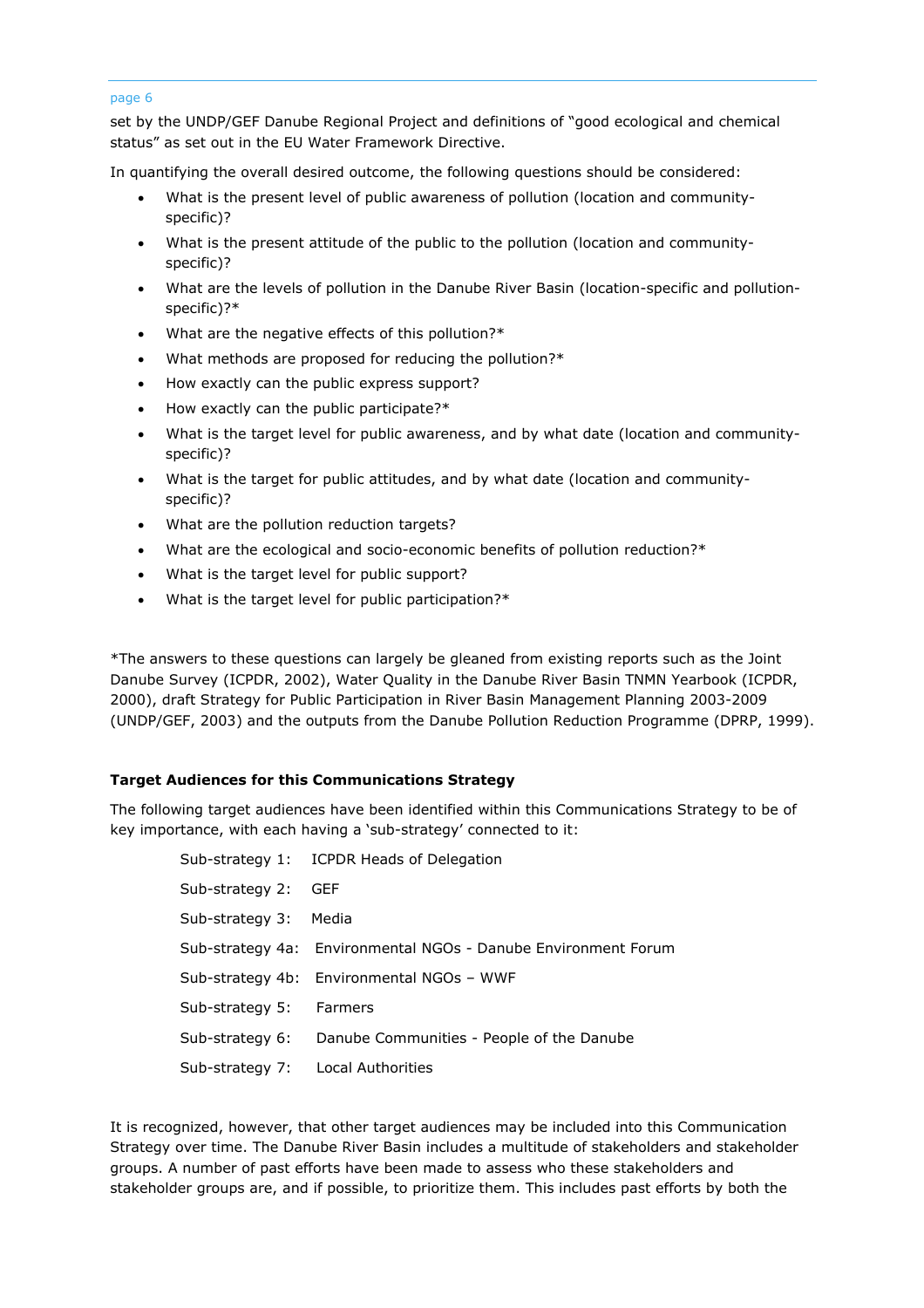set by the UNDP/GEF Danube Regional Project and definitions of "good ecological and chemical status" as set out in the EU Water Framework Directive.

In quantifying the overall desired outcome, the following questions should be considered:

- What is the present level of public awareness of pollution (location and community-specific)?
- What is the present attitude of the public to the pollution (location and community-specific)?
- What are the levels of pollution in the Danube River Basin (location-specific and pollution-specific)?*
- What are the negative effects of this pollution?*
- What methods are proposed for reducing the pollution?*
- How exactly can the public express support?
- How exactly can the public participate?*
- What is the target level for public awareness, and by what date (location and community-specific)?
- What is the target for public attitudes, and by what date (location and community-specific)?
- What are the pollution reduction targets?
- What are the ecological and socio-economic benefits of pollution reduction?*
- What is the target level for public support?
- What is the target level for public participation?*

*The answers to these questions can largely be gleaned from existing reports such as the Joint Danube Survey (ICPDR, 2002), Water Quality in the Danube River Basin TNMN Yearbook (ICPDR, 2000), draft Strategy for Public Participation in River Basin Management Planning 2003-2009 (UNDP/GEF, 2003) and the outputs from the Danube Pollution Reduction Programme (DPRP, 1999).

**Target Audiences for this Communications Strategy**

The following target audiences have been identified within this Communications Strategy to be of key importance, with each having a 'sub-strategy' connected to it:

| | |
|---|---|
| Sub-strategy 1: | ICPDR Heads of Delegation |
| Sub-strategy 2: | GEF |
| Sub-strategy 3: | Media |
| Sub-strategy 4a: | Environmental NGOs - Danube Environment Forum |
| Sub-strategy 4b: | Environmental NGOs – WWF |
| Sub-strategy 5: | Farmers |
| Sub-strategy 6: | Danube Communities - People of the Danube |
| Sub-strategy 7: | Local Authorities |

It is recognized, however, that other target audiences may be included into this Communication Strategy over time. The Danube River Basin includes a multitude of stakeholders and stakeholder groups. A number of past efforts have been made to assess who these stakeholders and stakeholder groups are, and if possible, to prioritize them. This includes past efforts by both the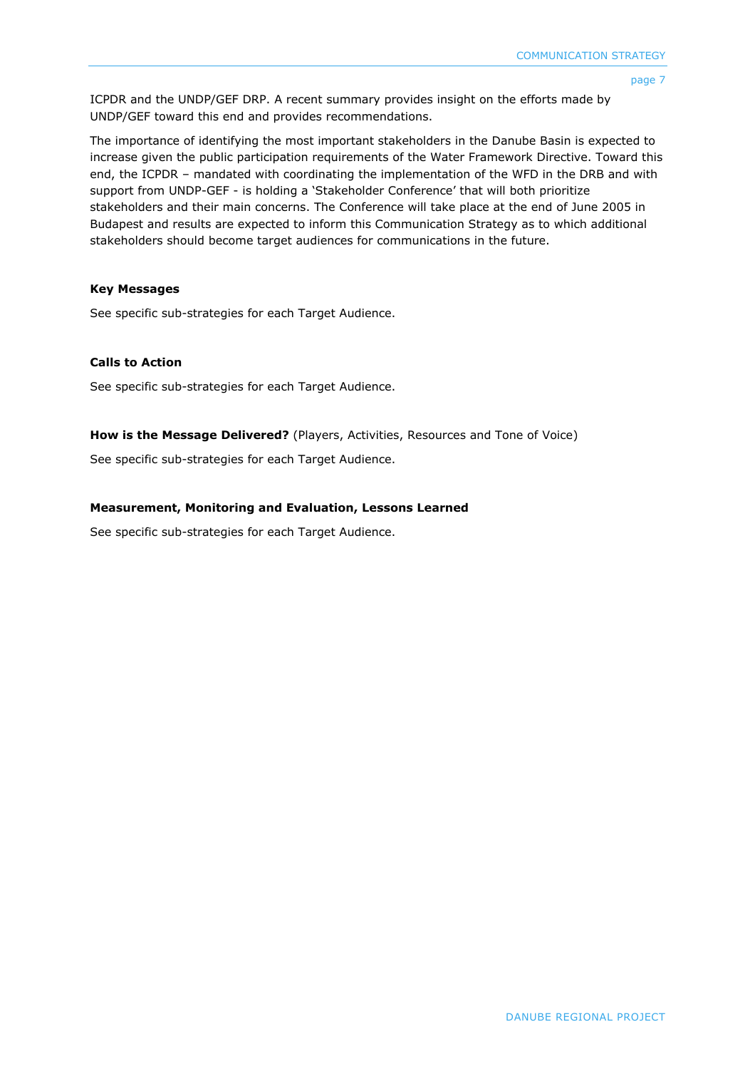ICPDR and the UNDP/GEF DRP. A recent summary provides insight on the efforts made by UNDP/GEF toward this end and provides recommendations.

The importance of identifying the most important stakeholders in the Danube Basin is expected to increase given the public participation requirements of the Water Framework Directive. Toward this end, the ICPDR – mandated with coordinating the implementation of the WFD in the DRB and with support from UNDP-GEF - is holding a 'Stakeholder Conference' that will both prioritize stakeholders and their main concerns. The Conference will take place at the end of June 2005 in Budapest and results are expected to inform this Communication Strategy as to which additional stakeholders should become target audiences for communications in the future.

**Key Messages**

See specific sub-strategies for each Target Audience.

**Calls to Action**

See specific sub-strategies for each Target Audience.

**How is the Message Delivered?** (Players, Activities, Resources and Tone of Voice)

See specific sub-strategies for each Target Audience.

**Measurement, Monitoring and Evaluation, Lessons Learned**

See specific sub-strategies for each Target Audience.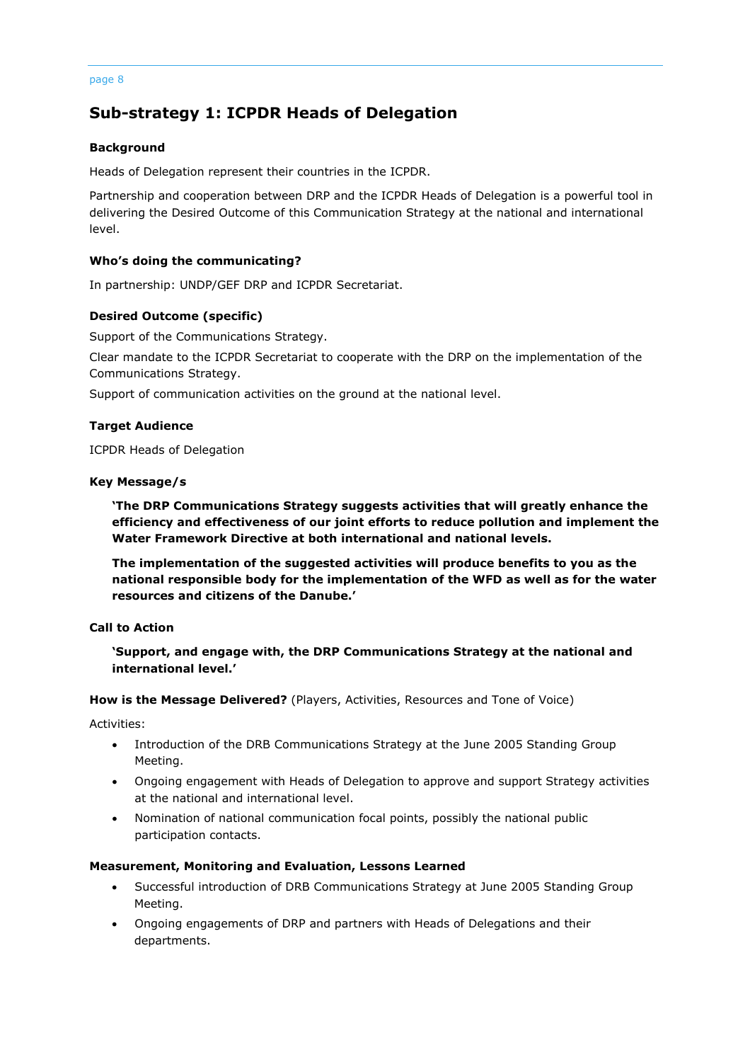## Sub-strategy 1: ICPDR Heads of Delegation

**Background**

Heads of Delegation represent their countries in the ICPDR.

Partnership and cooperation between DRP and the ICPDR Heads of Delegation is a powerful tool in delivering the Desired Outcome of this Communication Strategy at the national and international level.

**Who's doing the communicating?**

In partnership: UNDP/GEF DRP and ICPDR Secretariat.

**Desired Outcome (specific)**

Support of the Communications Strategy.

Clear mandate to the ICPDR Secretariat to cooperate with the DRP on the implementation of the Communications Strategy.

Support of communication activities on the ground at the national level.

**Target Audience**

ICPDR Heads of Delegation

**Key Message/s**

> **'The DRP Communications Strategy suggests activities that will greatly enhance the efficiency and effectiveness of our joint efforts to reduce pollution and implement the Water Framework Directive at both international and national levels.**
>
> **The implementation of the suggested activities will produce benefits to you as the national responsible body for the implementation of the WFD as well as for the water resources and citizens of the Danube.'**

**Call to Action**

> **'Support, and engage with, the DRP Communications Strategy at the national and international level.'**

**How is the Message Delivered?** (Players, Activities, Resources and Tone of Voice)

Activities:

- Introduction of the DRB Communications Strategy at the June 2005 Standing Group Meeting.
- Ongoing engagement with Heads of Delegation to approve and support Strategy activities at the national and international level.
- Nomination of national communication focal points, possibly the national public participation contacts.

**Measurement, Monitoring and Evaluation, Lessons Learned**

- Successful introduction of DRB Communications Strategy at June 2005 Standing Group Meeting.
- Ongoing engagements of DRP and partners with Heads of Delegations and their departments.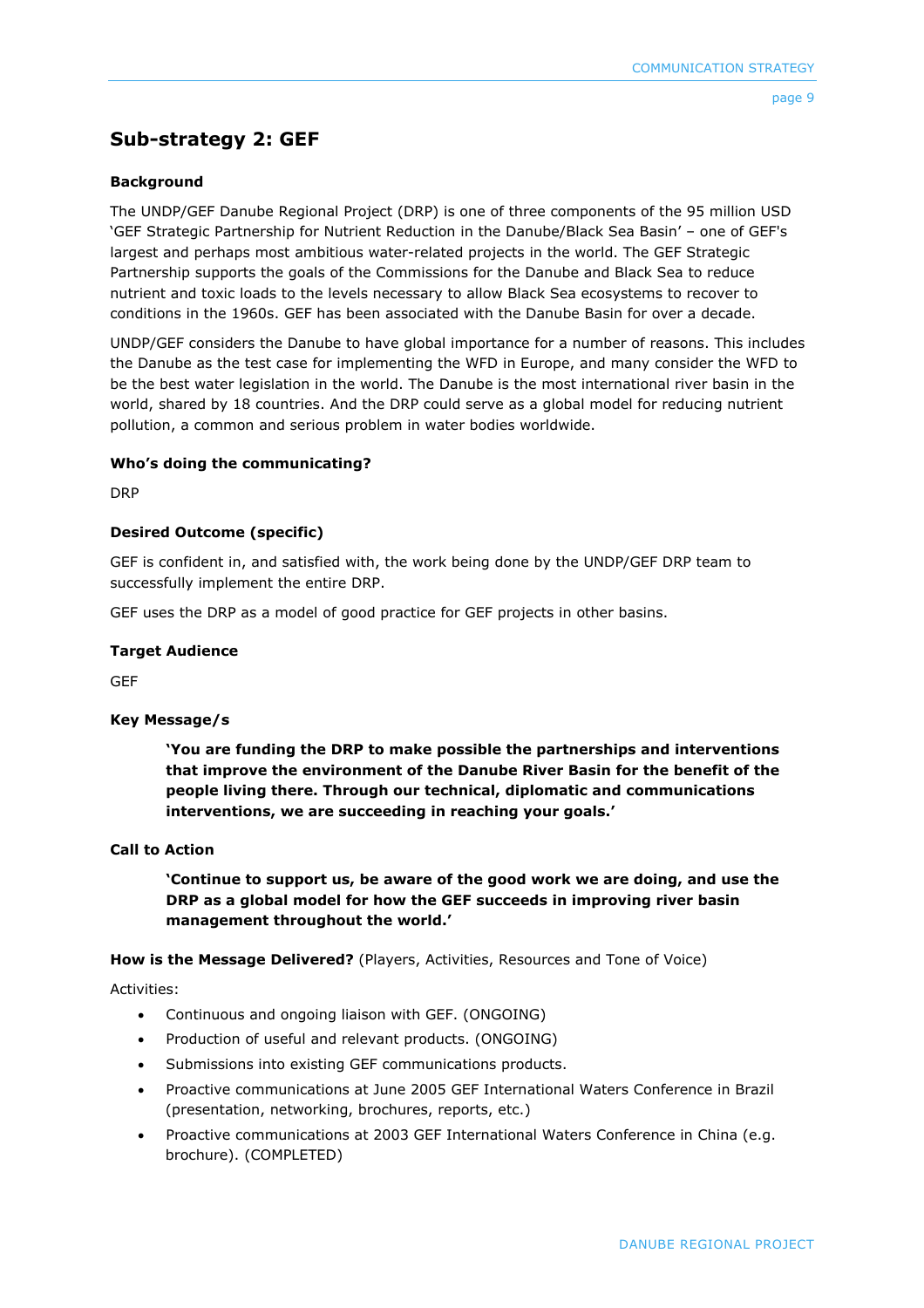## Sub-strategy 2: GEF

**Background**

The UNDP/GEF Danube Regional Project (DRP) is one of three components of the 95 million USD 'GEF Strategic Partnership for Nutrient Reduction in the Danube/Black Sea Basin' – one of GEF's largest and perhaps most ambitious water-related projects in the world. The GEF Strategic Partnership supports the goals of the Commissions for the Danube and Black Sea to reduce nutrient and toxic loads to the levels necessary to allow Black Sea ecosystems to recover to conditions in the 1960s. GEF has been associated with the Danube Basin for over a decade.

UNDP/GEF considers the Danube to have global importance for a number of reasons. This includes the Danube as the test case for implementing the WFD in Europe, and many consider the WFD to be the best water legislation in the world. The Danube is the most international river basin in the world, shared by 18 countries. And the DRP could serve as a global model for reducing nutrient pollution, a common and serious problem in water bodies worldwide.

**Who's doing the communicating?**

DRP

**Desired Outcome (specific)**

GEF is confident in, and satisfied with, the work being done by the UNDP/GEF DRP team to successfully implement the entire DRP.

GEF uses the DRP as a model of good practice for GEF projects in other basins.

**Target Audience**

GEF

**Key Message/s**

> **'You are funding the DRP to make possible the partnerships and interventions that improve the environment of the Danube River Basin for the benefit of the people living there. Through our technical, diplomatic and communications interventions, we are succeeding in reaching your goals.'**

**Call to Action**

> **'Continue to support us, be aware of the good work we are doing, and use the DRP as a global model for how the GEF succeeds in improving river basin management throughout the world.'**

**How is the Message Delivered?** (Players, Activities, Resources and Tone of Voice)

Activities:

- Continuous and ongoing liaison with GEF. (ONGOING)
- Production of useful and relevant products. (ONGOING)
- Submissions into existing GEF communications products.
- Proactive communications at June 2005 GEF International Waters Conference in Brazil (presentation, networking, brochures, reports, etc.)
- Proactive communications at 2003 GEF International Waters Conference in China (e.g. brochure). (COMPLETED)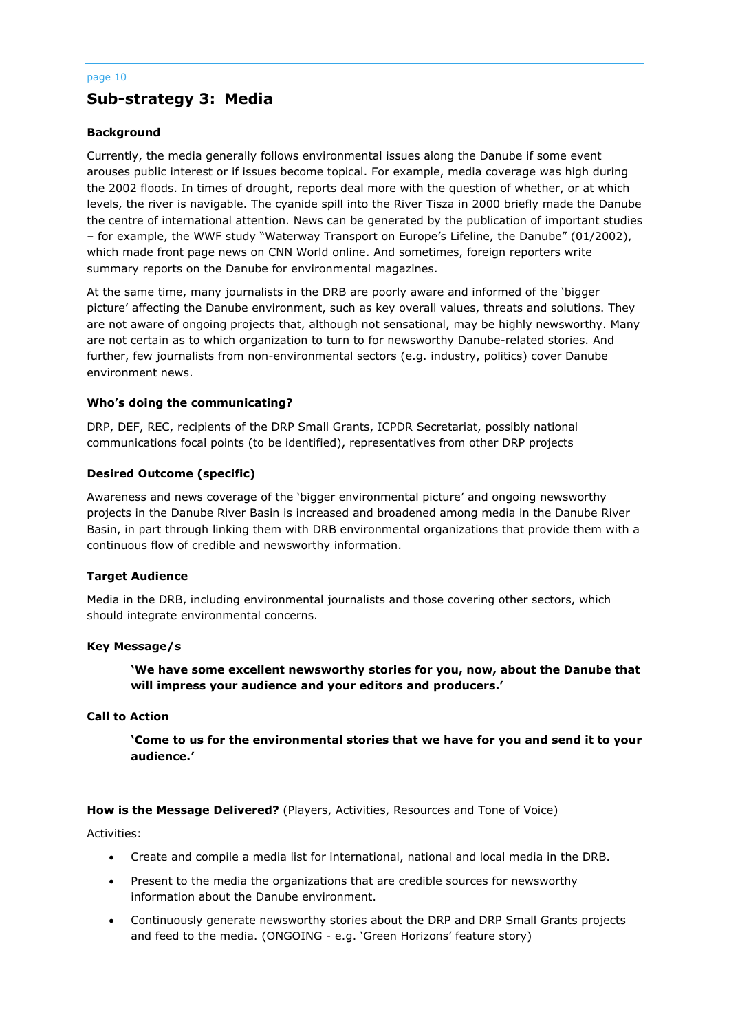## Sub-strategy 3: Media

**Background**

Currently, the media generally follows environmental issues along the Danube if some event arouses public interest or if issues become topical. For example, media coverage was high during the 2002 floods. In times of drought, reports deal more with the question of whether, or at which levels, the river is navigable. The cyanide spill into the River Tisza in 2000 briefly made the Danube the centre of international attention. News can be generated by the publication of important studies – for example, the WWF study "Waterway Transport on Europe's Lifeline, the Danube" (01/2002), which made front page news on CNN World online. And sometimes, foreign reporters write summary reports on the Danube for environmental magazines.

At the same time, many journalists in the DRB are poorly aware and informed of the 'bigger picture' affecting the Danube environment, such as key overall values, threats and solutions. They are not aware of ongoing projects that, although not sensational, may be highly newsworthy. Many are not certain as to which organization to turn to for newsworthy Danube-related stories. And further, few journalists from non-environmental sectors (e.g. industry, politics) cover Danube environment news.

**Who's doing the communicating?**

DRP, DEF, REC, recipients of the DRP Small Grants, ICPDR Secretariat, possibly national communications focal points (to be identified), representatives from other DRP projects

**Desired Outcome (specific)**

Awareness and news coverage of the 'bigger environmental picture' and ongoing newsworthy projects in the Danube River Basin is increased and broadened among media in the Danube River Basin, in part through linking them with DRB environmental organizations that provide them with a continuous flow of credible and newsworthy information.

**Target Audience**

Media in the DRB, including environmental journalists and those covering other sectors, which should integrate environmental concerns.

**Key Message/s**

> **'We have some excellent newsworthy stories for you, now, about the Danube that will impress your audience and your editors and producers.'**

**Call to Action**

> **'Come to us for the environmental stories that we have for you and send it to your audience.'**

**How is the Message Delivered?** (Players, Activities, Resources and Tone of Voice)

Activities:

- Create and compile a media list for international, national and local media in the DRB.
- Present to the media the organizations that are credible sources for newsworthy information about the Danube environment.
- Continuously generate newsworthy stories about the DRP and DRP Small Grants projects and feed to the media. (ONGOING - e.g. 'Green Horizons' feature story)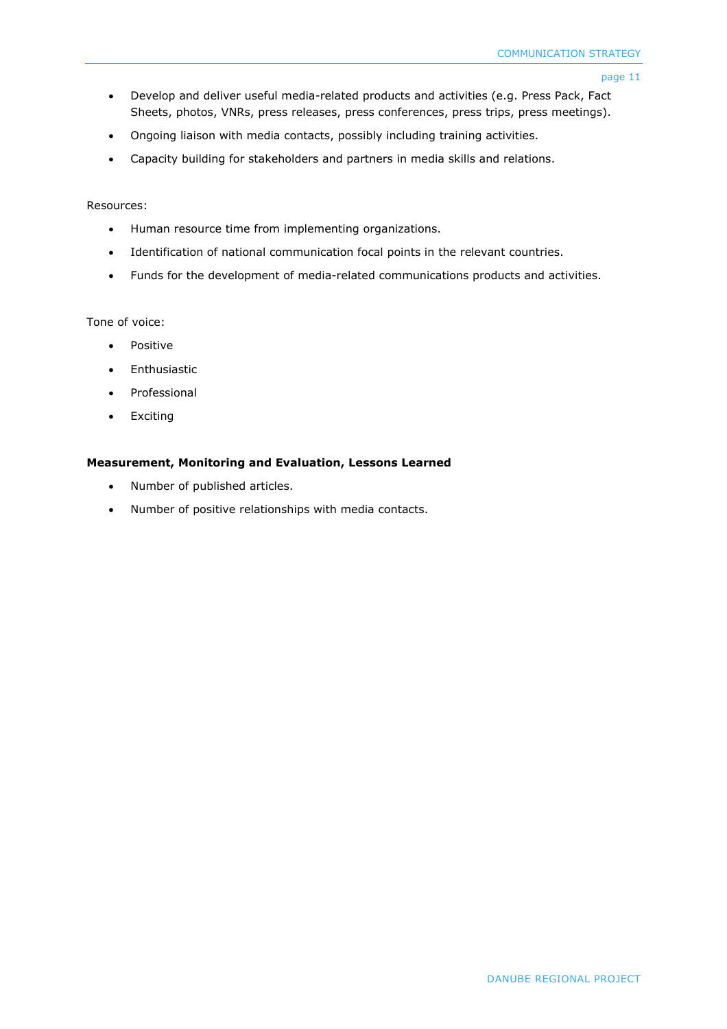- Develop and deliver useful media-related products and activities (e.g. Press Pack, Fact Sheets, photos, VNRs, press releases, press conferences, press trips, press meetings).
- Ongoing liaison with media contacts, possibly including training activities.
- Capacity building for stakeholders and partners in media skills and relations.

Resources:

- Human resource time from implementing organizations.
- Identification of national communication focal points in the relevant countries.
- Funds for the development of media-related communications products and activities.

Tone of voice:

- Positive
- Enthusiastic
- Professional
- Exciting

**Measurement, Monitoring and Evaluation, Lessons Learned**

- Number of published articles.
- Number of positive relationships with media contacts.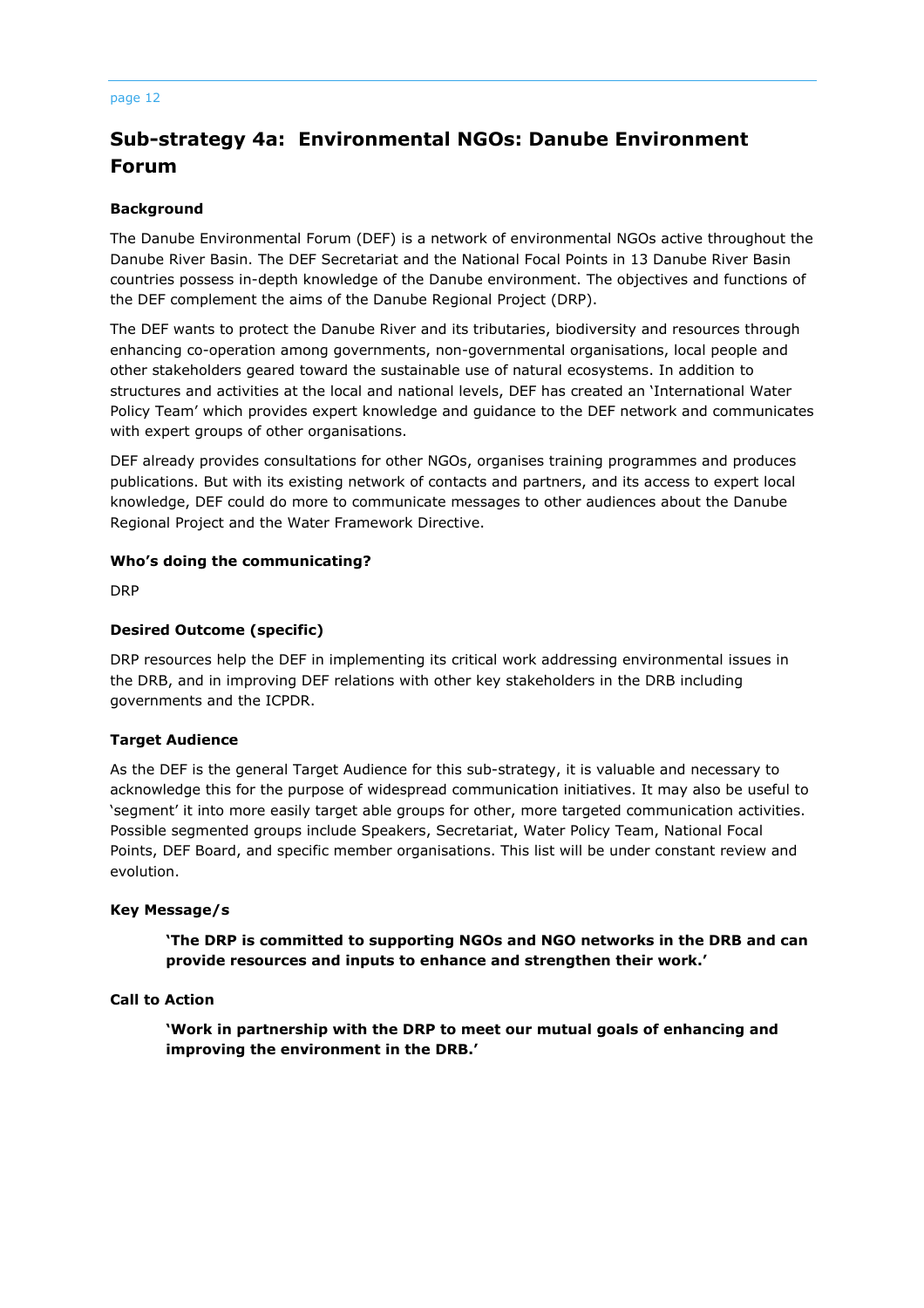## Sub-strategy 4a: Environmental NGOs: Danube Environment Forum

**Background**

The Danube Environmental Forum (DEF) is a network of environmental NGOs active throughout the Danube River Basin. The DEF Secretariat and the National Focal Points in 13 Danube River Basin countries possess in-depth knowledge of the Danube environment. The objectives and functions of the DEF complement the aims of the Danube Regional Project (DRP).

The DEF wants to protect the Danube River and its tributaries, biodiversity and resources through enhancing co-operation among governments, non-governmental organisations, local people and other stakeholders geared toward the sustainable use of natural ecosystems. In addition to structures and activities at the local and national levels, DEF has created an 'International Water Policy Team' which provides expert knowledge and guidance to the DEF network and communicates with expert groups of other organisations.

DEF already provides consultations for other NGOs, organises training programmes and produces publications. But with its existing network of contacts and partners, and its access to expert local knowledge, DEF could do more to communicate messages to other audiences about the Danube Regional Project and the Water Framework Directive.

**Who's doing the communicating?**

DRP

**Desired Outcome (specific)**

DRP resources help the DEF in implementing its critical work addressing environmental issues in the DRB, and in improving DEF relations with other key stakeholders in the DRB including governments and the ICPDR.

**Target Audience**

As the DEF is the general Target Audience for this sub-strategy, it is valuable and necessary to acknowledge this for the purpose of widespread communication initiatives. It may also be useful to 'segment' it into more easily target able groups for other, more targeted communication activities. Possible segmented groups include Speakers, Secretariat, Water Policy Team, National Focal Points, DEF Board, and specific member organisations. This list will be under constant review and evolution.

**Key Message/s**

> **'The DRP is committed to supporting NGOs and NGO networks in the DRB and can provide resources and inputs to enhance and strengthen their work.'**

**Call to Action**

> **'Work in partnership with the DRP to meet our mutual goals of enhancing and improving the environment in the DRB.'**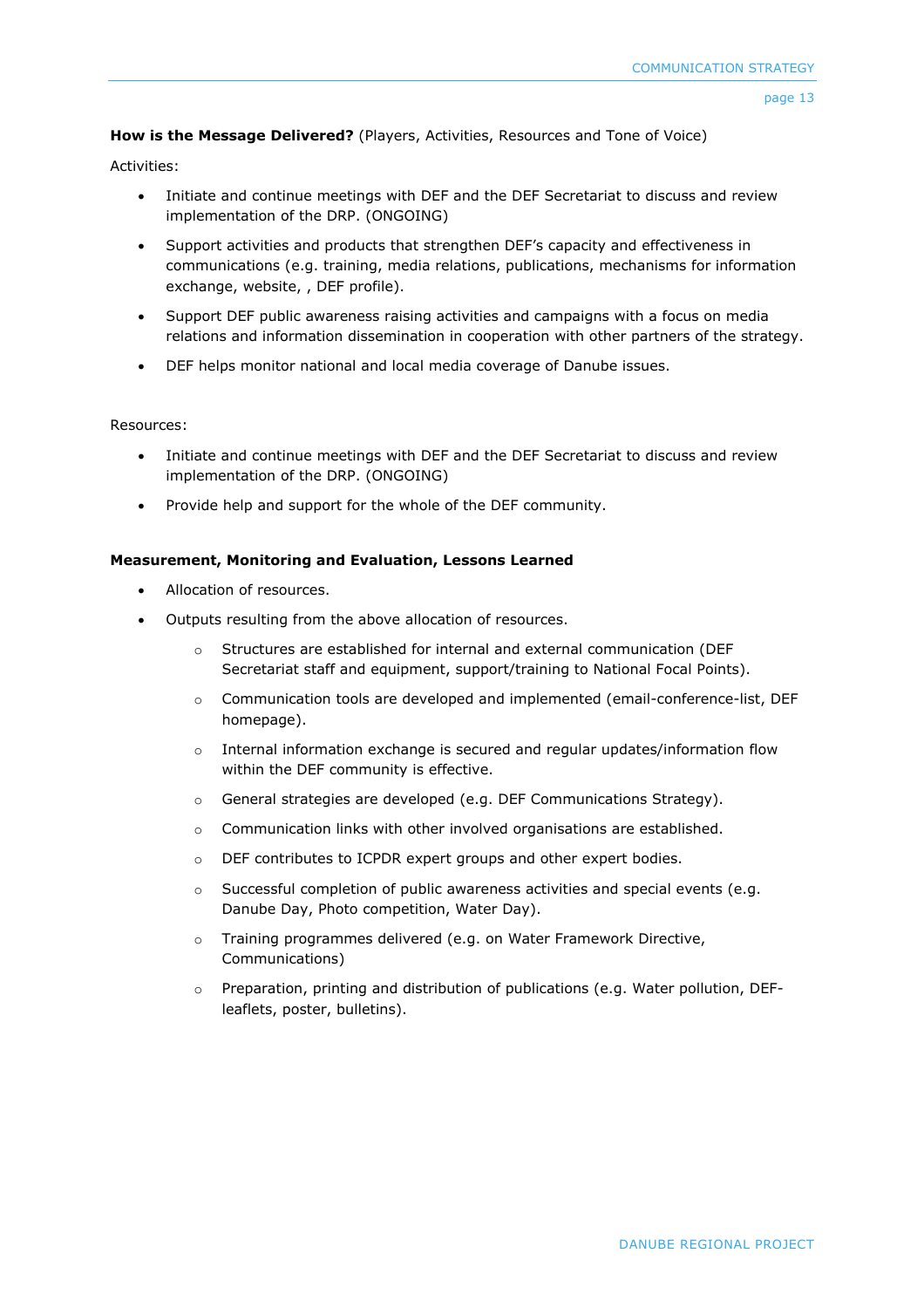**How is the Message Delivered?** (Players, Activities, Resources and Tone of Voice)

Activities:

- Initiate and continue meetings with DEF and the DEF Secretariat to discuss and review implementation of the DRP. (ONGOING)
- Support activities and products that strengthen DEF's capacity and effectiveness in communications (e.g. training, media relations, publications, mechanisms for information exchange, website, , DEF profile).
- Support DEF public awareness raising activities and campaigns with a focus on media relations and information dissemination in cooperation with other partners of the strategy.
- DEF helps monitor national and local media coverage of Danube issues.

Resources:

- Initiate and continue meetings with DEF and the DEF Secretariat to discuss and review implementation of the DRP. (ONGOING)
- Provide help and support for the whole of the DEF community.

**Measurement, Monitoring and Evaluation, Lessons Learned**

- Allocation of resources.
- Outputs resulting from the above allocation of resources.
    - Structures are established for internal and external communication (DEF Secretariat staff and equipment, support/training to National Focal Points).
    - Communication tools are developed and implemented (email-conference-list, DEF homepage).
    - Internal information exchange is secured and regular updates/information flow within the DEF community is effective.
    - General strategies are developed (e.g. DEF Communications Strategy).
    - Communication links with other involved organisations are established.
    - DEF contributes to ICPDR expert groups and other expert bodies.
    - Successful completion of public awareness activities and special events (e.g. Danube Day, Photo competition, Water Day).
    - Training programmes delivered (e.g. on Water Framework Directive, Communications)
    - Preparation, printing and distribution of publications (e.g. Water pollution, DEF-leaflets, poster, bulletins).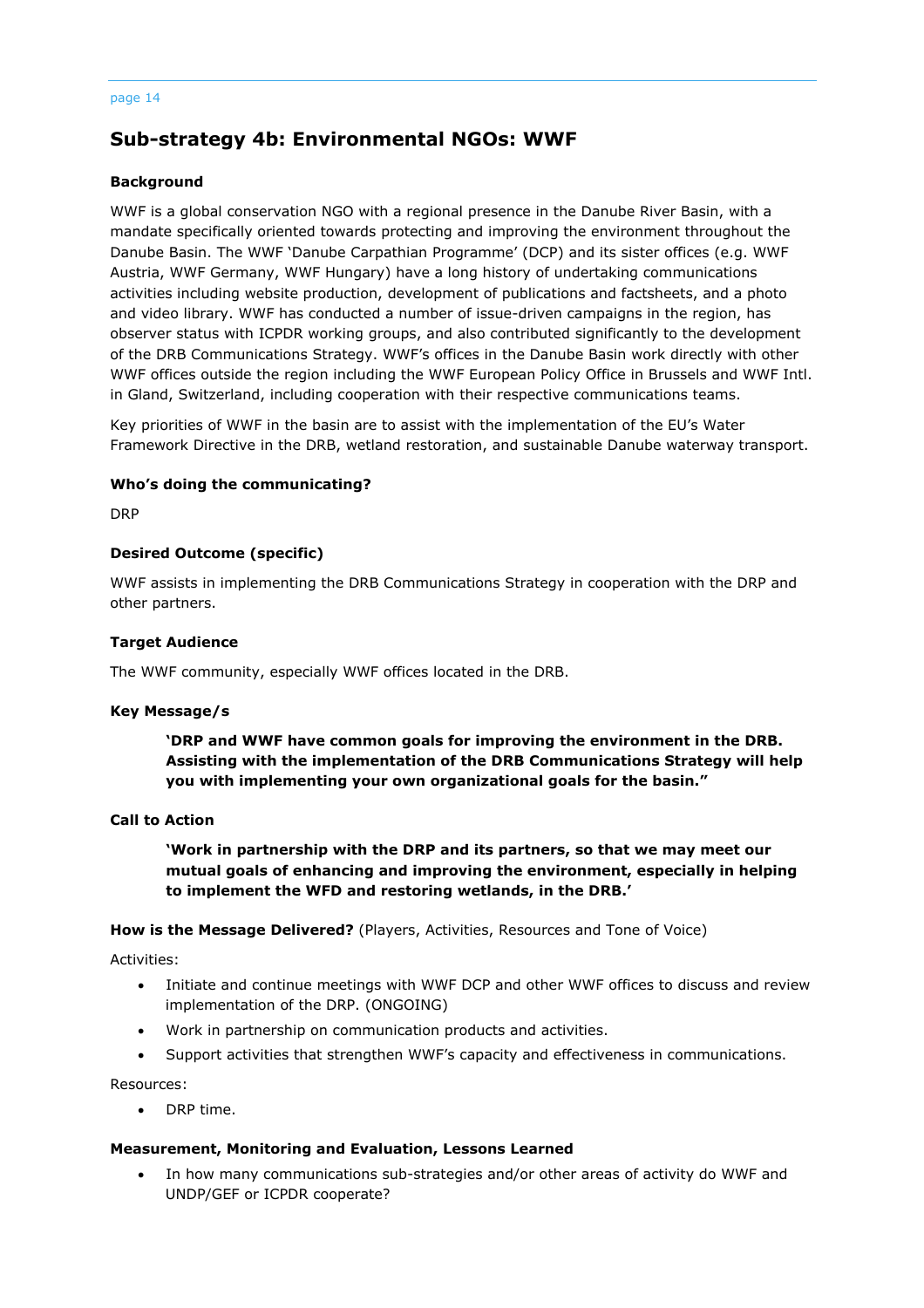## Sub-strategy 4b: Environmental NGOs: WWF

**Background**

WWF is a global conservation NGO with a regional presence in the Danube River Basin, with a mandate specifically oriented towards protecting and improving the environment throughout the Danube Basin. The WWF 'Danube Carpathian Programme' (DCP) and its sister offices (e.g. WWF Austria, WWF Germany, WWF Hungary) have a long history of undertaking communications activities including website production, development of publications and factsheets, and a photo and video library. WWF has conducted a number of issue-driven campaigns in the region, has observer status with ICPDR working groups, and also contributed significantly to the development of the DRB Communications Strategy. WWF's offices in the Danube Basin work directly with other WWF offices outside the region including the WWF European Policy Office in Brussels and WWF Intl. in Gland, Switzerland, including cooperation with their respective communications teams.

Key priorities of WWF in the basin are to assist with the implementation of the EU's Water Framework Directive in the DRB, wetland restoration, and sustainable Danube waterway transport.

**Who's doing the communicating?**

DRP

**Desired Outcome (specific)**

WWF assists in implementing the DRB Communications Strategy in cooperation with the DRP and other partners.

**Target Audience**

The WWF community, especially WWF offices located in the DRB.

**Key Message/s**

> **'DRP and WWF have common goals for improving the environment in the DRB. Assisting with the implementation of the DRB Communications Strategy will help you with implementing your own organizational goals for the basin."**

**Call to Action**

> **'Work in partnership with the DRP and its partners, so that we may meet our mutual goals of enhancing and improving the environment, especially in helping to implement the WFD and restoring wetlands, in the DRB.'**

**How is the Message Delivered?** (Players, Activities, Resources and Tone of Voice)

Activities:

- Initiate and continue meetings with WWF DCP and other WWF offices to discuss and review implementation of the DRP. (ONGOING)
- Work in partnership on communication products and activities.
- Support activities that strengthen WWF's capacity and effectiveness in communications.

Resources:

- DRP time.

**Measurement, Monitoring and Evaluation, Lessons Learned**

- In how many communications sub-strategies and/or other areas of activity do WWF and UNDP/GEF or ICPDR cooperate?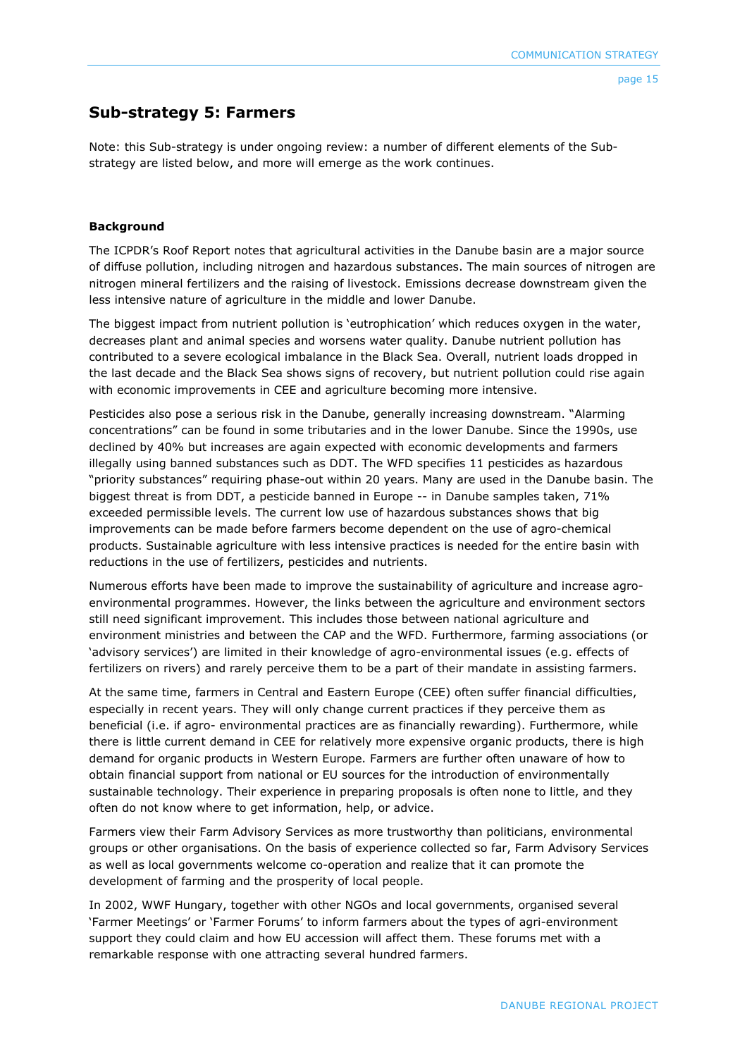## Sub-strategy 5: Farmers

Note: this Sub-strategy is under ongoing review: a number of different elements of the Sub-strategy are listed below, and more will emerge as the work continues.

**Background**

The ICPDR's Roof Report notes that agricultural activities in the Danube basin are a major source of diffuse pollution, including nitrogen and hazardous substances. The main sources of nitrogen are nitrogen mineral fertilizers and the raising of livestock. Emissions decrease downstream given the less intensive nature of agriculture in the middle and lower Danube.

The biggest impact from nutrient pollution is 'eutrophication' which reduces oxygen in the water, decreases plant and animal species and worsens water quality. Danube nutrient pollution has contributed to a severe ecological imbalance in the Black Sea. Overall, nutrient loads dropped in the last decade and the Black Sea shows signs of recovery, but nutrient pollution could rise again with economic improvements in CEE and agriculture becoming more intensive.

Pesticides also pose a serious risk in the Danube, generally increasing downstream. "Alarming concentrations" can be found in some tributaries and in the lower Danube. Since the 1990s, use declined by 40% but increases are again expected with economic developments and farmers illegally using banned substances such as DDT. The WFD specifies 11 pesticides as hazardous "priority substances" requiring phase-out within 20 years. Many are used in the Danube basin. The biggest threat is from DDT, a pesticide banned in Europe -- in Danube samples taken, 71% exceeded permissible levels. The current low use of hazardous substances shows that big improvements can be made before farmers become dependent on the use of agro-chemical products. Sustainable agriculture with less intensive practices is needed for the entire basin with reductions in the use of fertilizers, pesticides and nutrients.

Numerous efforts have been made to improve the sustainability of agriculture and increase agro-environmental programmes. However, the links between the agriculture and environment sectors still need significant improvement. This includes those between national agriculture and environment ministries and between the CAP and the WFD. Furthermore, farming associations (or 'advisory services') are limited in their knowledge of agro-environmental issues (e.g. effects of fertilizers on rivers) and rarely perceive them to be a part of their mandate in assisting farmers.

At the same time, farmers in Central and Eastern Europe (CEE) often suffer financial difficulties, especially in recent years. They will only change current practices if they perceive them as beneficial (i.e. if agro- environmental practices are as financially rewarding). Furthermore, while there is little current demand in CEE for relatively more expensive organic products, there is high demand for organic products in Western Europe. Farmers are further often unaware of how to obtain financial support from national or EU sources for the introduction of environmentally sustainable technology. Their experience in preparing proposals is often none to little, and they often do not know where to get information, help, or advice.

Farmers view their Farm Advisory Services as more trustworthy than politicians, environmental groups or other organisations. On the basis of experience collected so far, Farm Advisory Services as well as local governments welcome co-operation and realize that it can promote the development of farming and the prosperity of local people.

In 2002, WWF Hungary, together with other NGOs and local governments, organised several 'Farmer Meetings' or 'Farmer Forums' to inform farmers about the types of agri-environment support they could claim and how EU accession will affect them. These forums met with a remarkable response with one attracting several hundred farmers.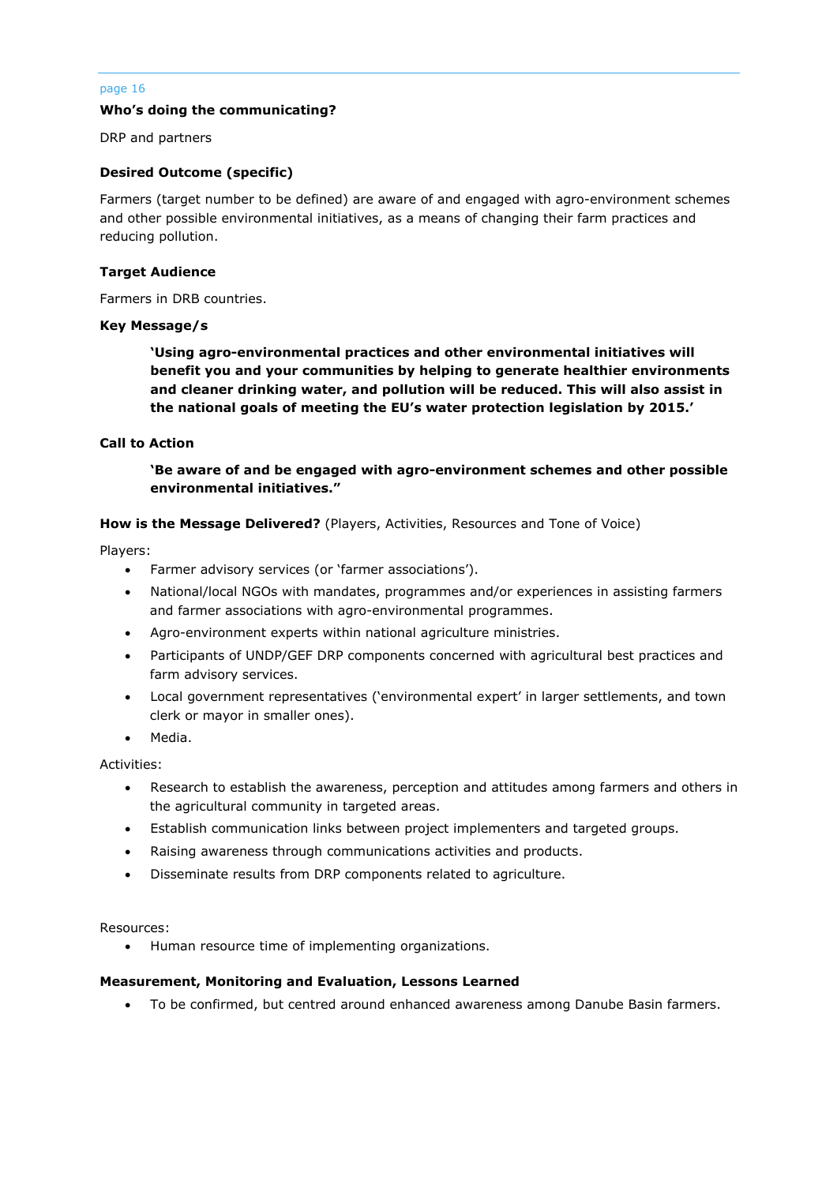**Who's doing the communicating?**

DRP and partners

**Desired Outcome (specific)**

Farmers (target number to be defined) are aware of and engaged with agro-environment schemes and other possible environmental initiatives, as a means of changing their farm practices and reducing pollution.

**Target Audience**

Farmers in DRB countries.

**Key Message/s**

> **'Using agro-environmental practices and other environmental initiatives will benefit you and your communities by helping to generate healthier environments and cleaner drinking water, and pollution will be reduced. This will also assist in the national goals of meeting the EU's water protection legislation by 2015.'**

**Call to Action**

> **'Be aware of and be engaged with agro-environment schemes and other possible environmental initiatives."**

**How is the Message Delivered?** (Players, Activities, Resources and Tone of Voice)

Players:

- Farmer advisory services (or 'farmer associations').
- National/local NGOs with mandates, programmes and/or experiences in assisting farmers and farmer associations with agro-environmental programmes.
- Agro-environment experts within national agriculture ministries.
- Participants of UNDP/GEF DRP components concerned with agricultural best practices and farm advisory services.
- Local government representatives ('environmental expert' in larger settlements, and town clerk or mayor in smaller ones).
- Media.

Activities:

- Research to establish the awareness, perception and attitudes among farmers and others in the agricultural community in targeted areas.
- Establish communication links between project implementers and targeted groups.
- Raising awareness through communications activities and products.
- Disseminate results from DRP components related to agriculture.

Resources:

- Human resource time of implementing organizations.

**Measurement, Monitoring and Evaluation, Lessons Learned**

- To be confirmed, but centred around enhanced awareness among Danube Basin farmers.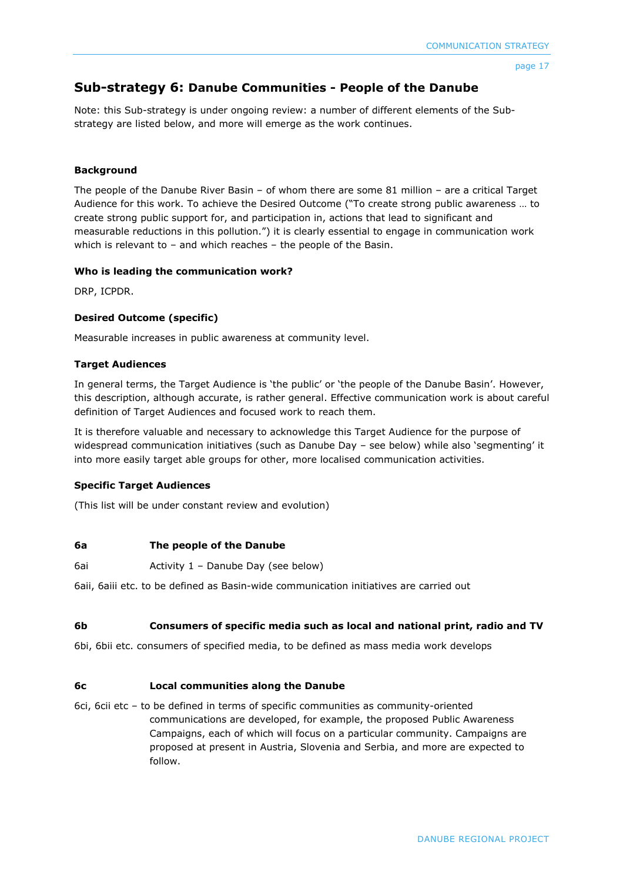## Sub-strategy 6: Danube Communities - People of the Danube

Note: this Sub-strategy is under ongoing review: a number of different elements of the Sub-strategy are listed below, and more will emerge as the work continues.

**Background**

The people of the Danube River Basin – of whom there are some 81 million – are a critical Target Audience for this work. To achieve the Desired Outcome ("To create strong public awareness … to create strong public support for, and participation in, actions that lead to significant and measurable reductions in this pollution.") it is clearly essential to engage in communication work which is relevant to – and which reaches – the people of the Basin.

**Who is leading the communication work?**

DRP, ICPDR.

**Desired Outcome (specific)**

Measurable increases in public awareness at community level.

**Target Audiences**

In general terms, the Target Audience is 'the public' or 'the people of the Danube Basin'. However, this description, although accurate, is rather general. Effective communication work is about careful definition of Target Audiences and focused work to reach them.

It is therefore valuable and necessary to acknowledge this Target Audience for the purpose of widespread communication initiatives (such as Danube Day – see below) while also 'segmenting' it into more easily target able groups for other, more localised communication activities.

**Specific Target Audiences**

(This list will be under constant review and evolution)

**6a The people of the Danube**

6ai Activity 1 – Danube Day (see below)

6aii, 6aiii etc. to be defined as Basin-wide communication initiatives are carried out

**6b Consumers of specific media such as local and national print, radio and TV**

6bi, 6bii etc. consumers of specified media, to be defined as mass media work develops

**6c Local communities along the Danube**

6ci, 6cii etc – to be defined in terms of specific communities as community-oriented communications are developed, for example, the proposed Public Awareness Campaigns, each of which will focus on a particular community. Campaigns are proposed at present in Austria, Slovenia and Serbia, and more are expected to follow.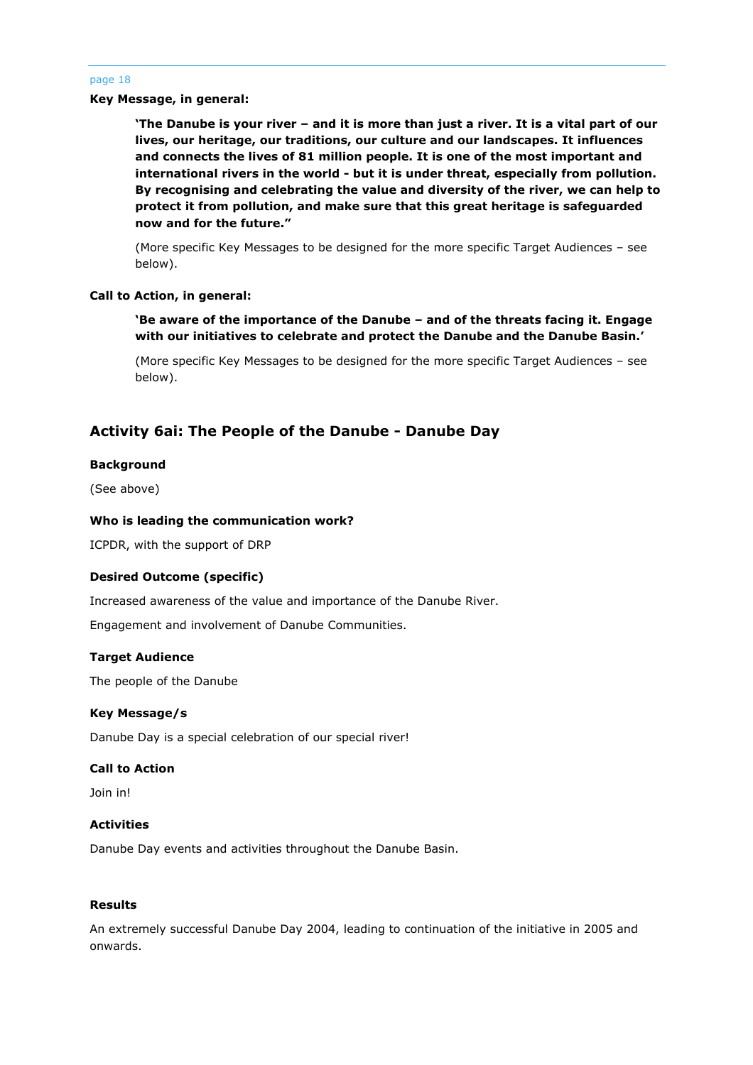**Key Message, in general:**

> **'The Danube is your river – and it is more than just a river. It is a vital part of our lives, our heritage, our traditions, our culture and our landscapes. It influences and connects the lives of 81 million people. It is one of the most important and international rivers in the world - but it is under threat, especially from pollution. By recognising and celebrating the value and diversity of the river, we can help to protect it from pollution, and make sure that this great heritage is safeguarded now and for the future."**
>
> (More specific Key Messages to be designed for the more specific Target Audiences – see below).

**Call to Action, in general:**

> **'Be aware of the importance of the Danube – and of the threats facing it. Engage with our initiatives to celebrate and protect the Danube and the Danube Basin.'**
>
> (More specific Key Messages to be designed for the more specific Target Audiences – see below).

## Activity 6ai: The People of the Danube - Danube Day

**Background**

(See above)

**Who is leading the communication work?**

ICPDR, with the support of DRP

**Desired Outcome (specific)**

Increased awareness of the value and importance of the Danube River.

Engagement and involvement of Danube Communities.

**Target Audience**

The people of the Danube

**Key Message/s**

Danube Day is a special celebration of our special river!

**Call to Action**

Join in!

**Activities**

Danube Day events and activities throughout the Danube Basin.

**Results**

An extremely successful Danube Day 2004, leading to continuation of the initiative in 2005 and onwards.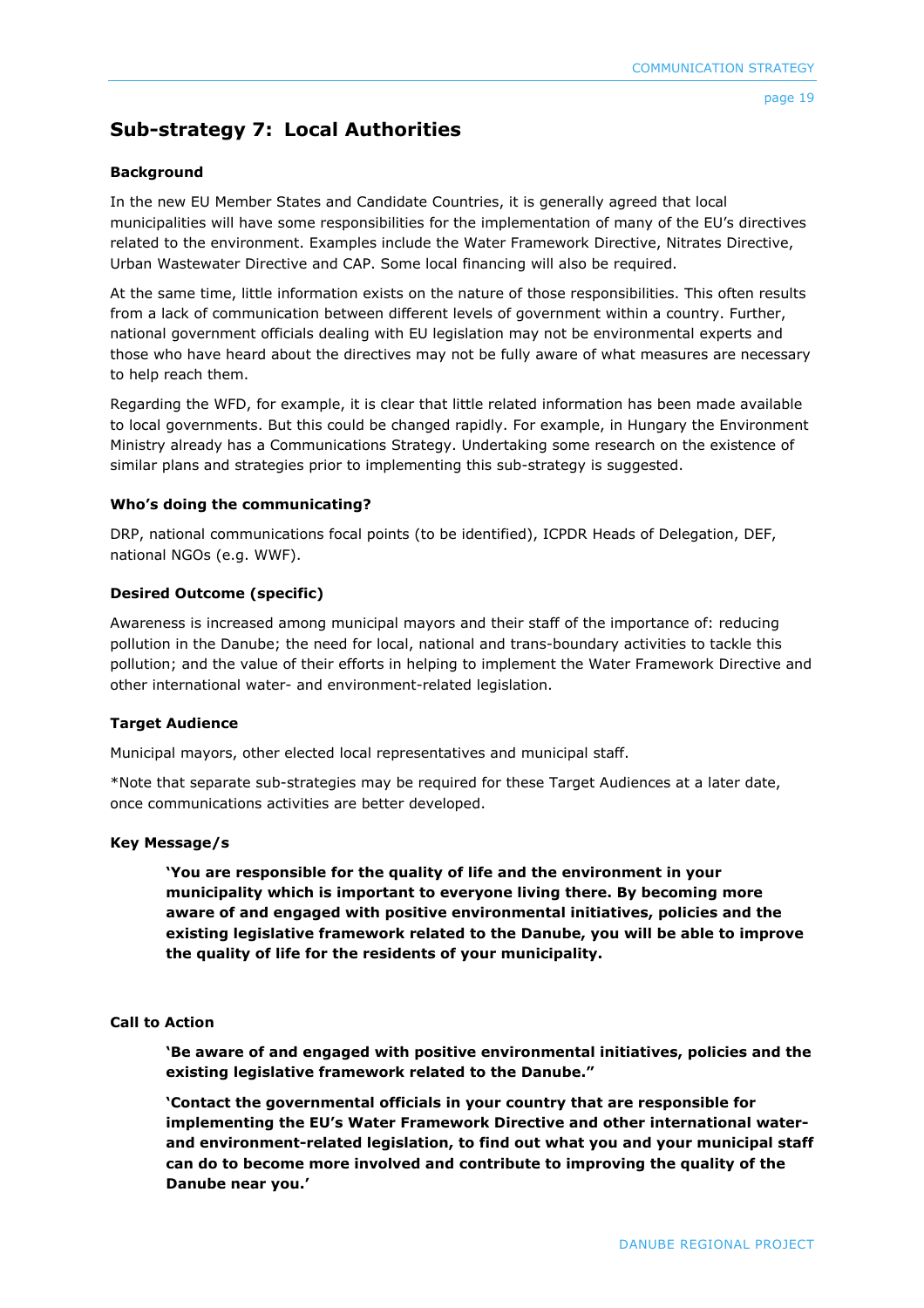## Sub-strategy 7: Local Authorities

**Background**

In the new EU Member States and Candidate Countries, it is generally agreed that local municipalities will have some responsibilities for the implementation of many of the EU's directives related to the environment. Examples include the Water Framework Directive, Nitrates Directive, Urban Wastewater Directive and CAP. Some local financing will also be required.

At the same time, little information exists on the nature of those responsibilities. This often results from a lack of communication between different levels of government within a country. Further, national government officials dealing with EU legislation may not be environmental experts and those who have heard about the directives may not be fully aware of what measures are necessary to help reach them.

Regarding the WFD, for example, it is clear that little related information has been made available to local governments. But this could be changed rapidly. For example, in Hungary the Environment Ministry already has a Communications Strategy. Undertaking some research on the existence of similar plans and strategies prior to implementing this sub-strategy is suggested.

**Who's doing the communicating?**

DRP, national communications focal points (to be identified), ICPDR Heads of Delegation, DEF, national NGOs (e.g. WWF).

**Desired Outcome (specific)**

Awareness is increased among municipal mayors and their staff of the importance of: reducing pollution in the Danube; the need for local, national and trans-boundary activities to tackle this pollution; and the value of their efforts in helping to implement the Water Framework Directive and other international water- and environment-related legislation.

**Target Audience**

Municipal mayors, other elected local representatives and municipal staff.

*Note that separate sub-strategies may be required for these Target Audiences at a later date, once communications activities are better developed.

**Key Message/s**

> **'You are responsible for the quality of life and the environment in your municipality which is important to everyone living there. By becoming more aware of and engaged with positive environmental initiatives, policies and the existing legislative framework related to the Danube, you will be able to improve the quality of life for the residents of your municipality.**

**Call to Action**

> **'Be aware of and engaged with positive environmental initiatives, policies and the existing legislative framework related to the Danube."**
>
> **'Contact the governmental officials in your country that are responsible for implementing the EU's Water Framework Directive and other international water- and environment-related legislation, to find out what you and your municipal staff can do to become more involved and contribute to improving the quality of the Danube near you.'**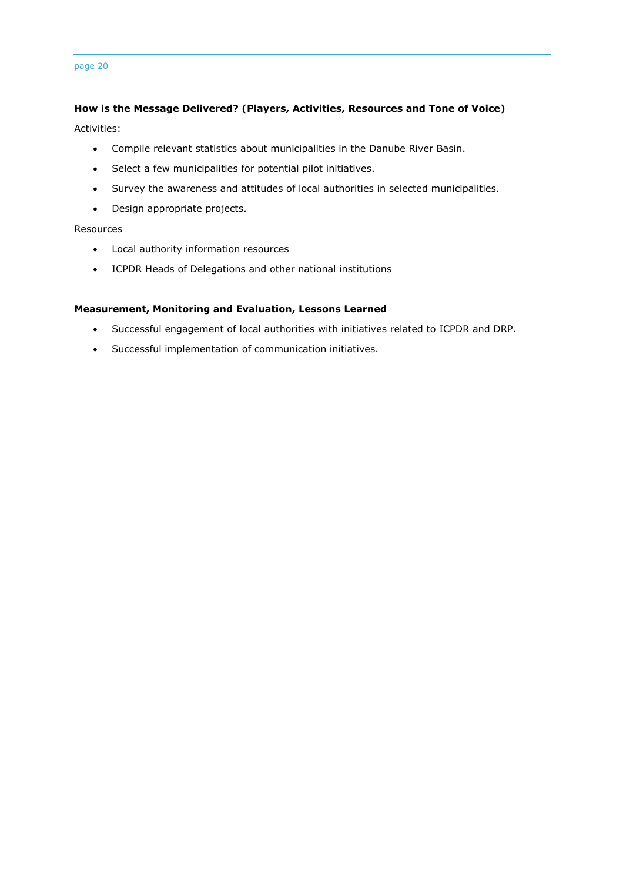**How is the Message Delivered? (Players, Activities, Resources and Tone of Voice)**

Activities:

- Compile relevant statistics about municipalities in the Danube River Basin.
- Select a few municipalities for potential pilot initiatives.
- Survey the awareness and attitudes of local authorities in selected municipalities.
- Design appropriate projects.

Resources

- Local authority information resources
- ICPDR Heads of Delegations and other national institutions

**Measurement, Monitoring and Evaluation, Lessons Learned**

- Successful engagement of local authorities with initiatives related to ICPDR and DRP.
- Successful implementation of communication initiatives.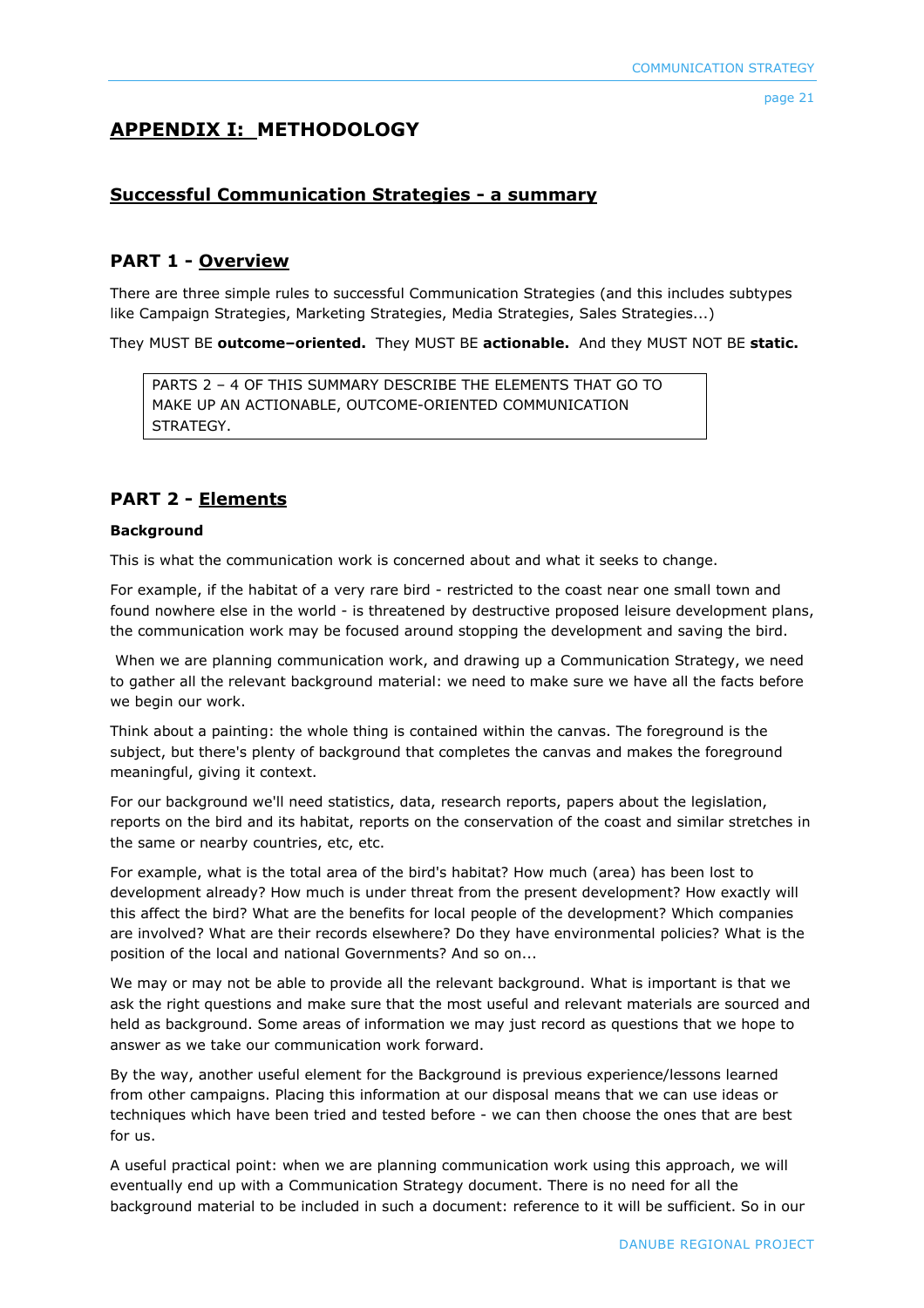## APPENDIX I: METHODOLOGY

### Successful Communication Strategies - a summary

### PART 1 - Overview

There are three simple rules to successful Communication Strategies (and this includes subtypes like Campaign Strategies, Marketing Strategies, Media Strategies, Sales Strategies...)

They MUST BE **outcome–oriented.** They MUST BE **actionable.** And they MUST NOT BE **static.**

PARTS 2 – 4 OF THIS SUMMARY DESCRIBE THE ELEMENTS THAT GO TO MAKE UP AN ACTIONABLE, OUTCOME-ORIENTED COMMUNICATION STRATEGY.

### PART 2 - Elements

**Background**

This is what the communication work is concerned about and what it seeks to change.

For example, if the habitat of a very rare bird - restricted to the coast near one small town and found nowhere else in the world - is threatened by destructive proposed leisure development plans, the communication work may be focused around stopping the development and saving the bird.

When we are planning communication work, and drawing up a Communication Strategy, we need to gather all the relevant background material: we need to make sure we have all the facts before we begin our work.

Think about a painting: the whole thing is contained within the canvas. The foreground is the subject, but there's plenty of background that completes the canvas and makes the foreground meaningful, giving it context.

For our background we'll need statistics, data, research reports, papers about the legislation, reports on the bird and its habitat, reports on the conservation of the coast and similar stretches in the same or nearby countries, etc, etc.

For example, what is the total area of the bird's habitat? How much (area) has been lost to development already? How much is under threat from the present development? How exactly will this affect the bird? What are the benefits for local people of the development? Which companies are involved? What are their records elsewhere? Do they have environmental policies? What is the position of the local and national Governments? And so on...

We may or may not be able to provide all the relevant background. What is important is that we ask the right questions and make sure that the most useful and relevant materials are sourced and held as background. Some areas of information we may just record as questions that we hope to answer as we take our communication work forward.

By the way, another useful element for the Background is previous experience/lessons learned from other campaigns. Placing this information at our disposal means that we can use ideas or techniques which have been tried and tested before - we can then choose the ones that are best for us.

A useful practical point: when we are planning communication work using this approach, we will eventually end up with a Communication Strategy document. There is no need for all the background material to be included in such a document: reference to it will be sufficient. So in our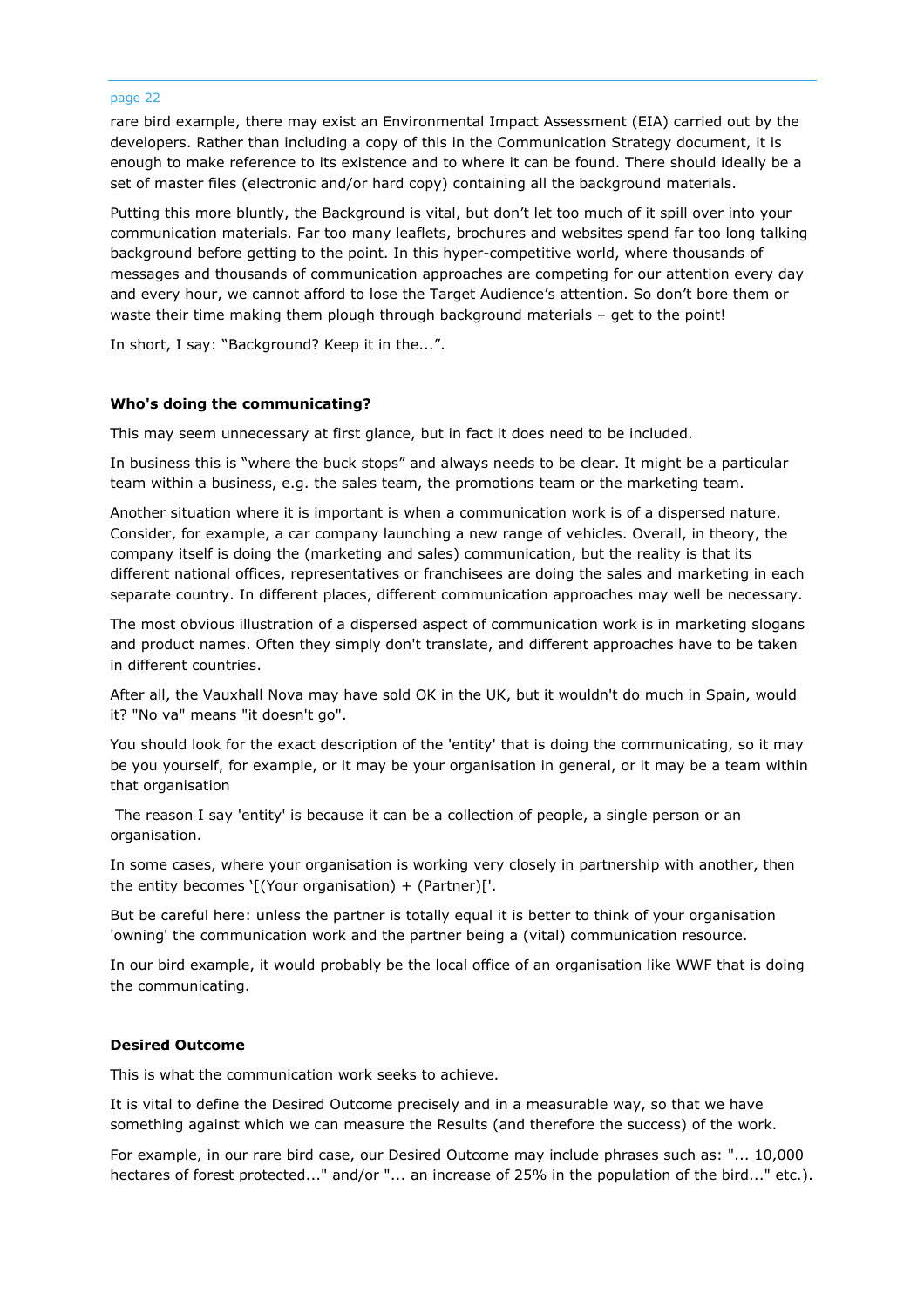rare bird example, there may exist an Environmental Impact Assessment (EIA) carried out by the developers. Rather than including a copy of this in the Communication Strategy document, it is enough to make reference to its existence and to where it can be found. There should ideally be a set of master files (electronic and/or hard copy) containing all the background materials.

Putting this more bluntly, the Background is vital, but don't let too much of it spill over into your communication materials. Far too many leaflets, brochures and websites spend far too long talking background before getting to the point. In this hyper-competitive world, where thousands of messages and thousands of communication approaches are competing for our attention every day and every hour, we cannot afford to lose the Target Audience's attention. So don't bore them or waste their time making them plough through background materials – get to the point!

In short, I say: "Background? Keep it in the...".

**Who's doing the communicating?**

This may seem unnecessary at first glance, but in fact it does need to be included.

In business this is "where the buck stops" and always needs to be clear. It might be a particular team within a business, e.g. the sales team, the promotions team or the marketing team.

Another situation where it is important is when a communication work is of a dispersed nature. Consider, for example, a car company launching a new range of vehicles. Overall, in theory, the company itself is doing the (marketing and sales) communication, but the reality is that its different national offices, representatives or franchisees are doing the sales and marketing in each separate country. In different places, different communication approaches may well be necessary.

The most obvious illustration of a dispersed aspect of communication work is in marketing slogans and product names. Often they simply don't translate, and different approaches have to be taken in different countries.

After all, the Vauxhall Nova may have sold OK in the UK, but it wouldn't do much in Spain, would it? "No va" means "it doesn't go".

You should look for the exact description of the 'entity' that is doing the communicating, so it may be you yourself, for example, or it may be your organisation in general, or it may be a team within that organisation

The reason I say 'entity' is because it can be a collection of people, a single person or an organisation.

In some cases, where your organisation is working very closely in partnership with another, then the entity becomes '[(Your organisation) + (Partner)['.

But be careful here: unless the partner is totally equal it is better to think of your organisation 'owning' the communication work and the partner being a (vital) communication resource.

In our bird example, it would probably be the local office of an organisation like WWF that is doing the communicating.

**Desired Outcome**

This is what the communication work seeks to achieve.

It is vital to define the Desired Outcome precisely and in a measurable way, so that we have something against which we can measure the Results (and therefore the success) of the work.

For example, in our rare bird case, our Desired Outcome may include phrases such as: "... 10,000 hectares of forest protected..." and/or "... an increase of 25% in the population of the bird..." etc.).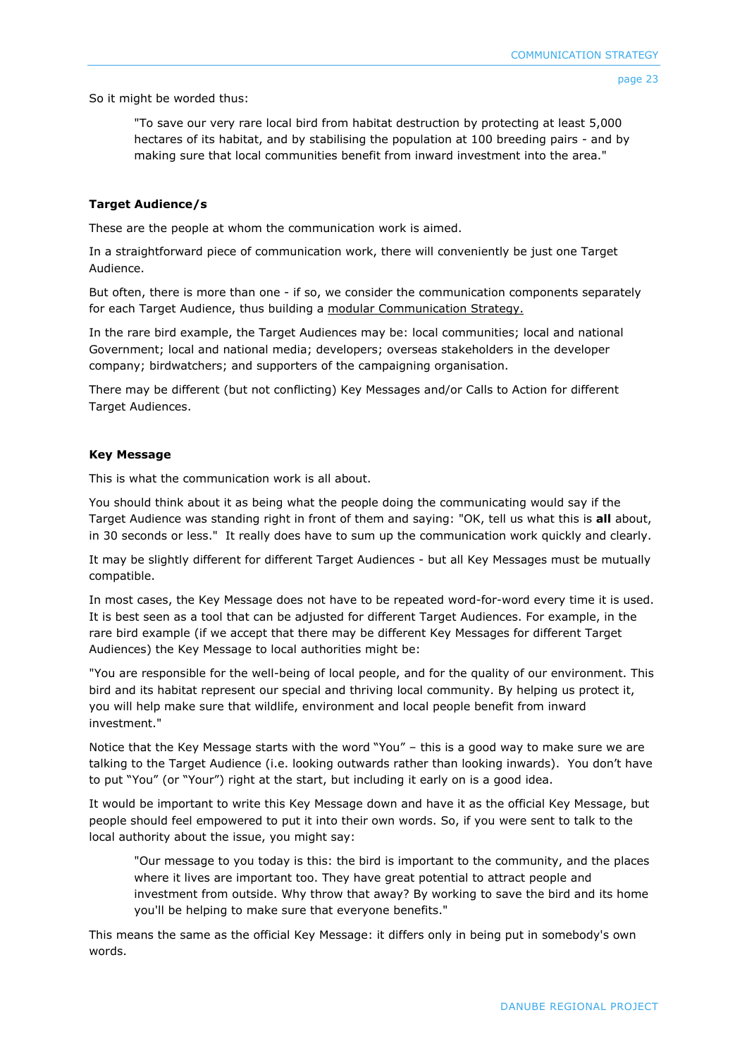So it might be worded thus:

> "To save our very rare local bird from habitat destruction by protecting at least 5,000 hectares of its habitat, and by stabilising the population at 100 breeding pairs - and by making sure that local communities benefit from inward investment into the area."

**Target Audience/s**

These are the people at whom the communication work is aimed.

In a straightforward piece of communication work, there will conveniently be just one Target Audience.

But often, there is more than one - if so, we consider the communication components separately for each Target Audience, thus building a modular Communication Strategy.

In the rare bird example, the Target Audiences may be: local communities; local and national Government; local and national media; developers; overseas stakeholders in the developer company; birdwatchers; and supporters of the campaigning organisation.

There may be different (but not conflicting) Key Messages and/or Calls to Action for different Target Audiences.

**Key Message**

This is what the communication work is all about.

You should think about it as being what the people doing the communicating would say if the Target Audience was standing right in front of them and saying: "OK, tell us what this is **all** about, in 30 seconds or less." It really does have to sum up the communication work quickly and clearly.

It may be slightly different for different Target Audiences - but all Key Messages must be mutually compatible.

In most cases, the Key Message does not have to be repeated word-for-word every time it is used. It is best seen as a tool that can be adjusted for different Target Audiences. For example, in the rare bird example (if we accept that there may be different Key Messages for different Target Audiences) the Key Message to local authorities might be:

"You are responsible for the well-being of local people, and for the quality of our environment. This bird and its habitat represent our special and thriving local community. By helping us protect it, you will help make sure that wildlife, environment and local people benefit from inward investment."

Notice that the Key Message starts with the word "You" – this is a good way to make sure we are talking to the Target Audience (i.e. looking outwards rather than looking inwards). You don't have to put "You" (or "Your") right at the start, but including it early on is a good idea.

It would be important to write this Key Message down and have it as the official Key Message, but people should feel empowered to put it into their own words. So, if you were sent to talk to the local authority about the issue, you might say:

> "Our message to you today is this: the bird is important to the community, and the places where it lives are important too. They have great potential to attract people and investment from outside. Why throw that away? By working to save the bird and its home you'll be helping to make sure that everyone benefits."

This means the same as the official Key Message: it differs only in being put in somebody's own words.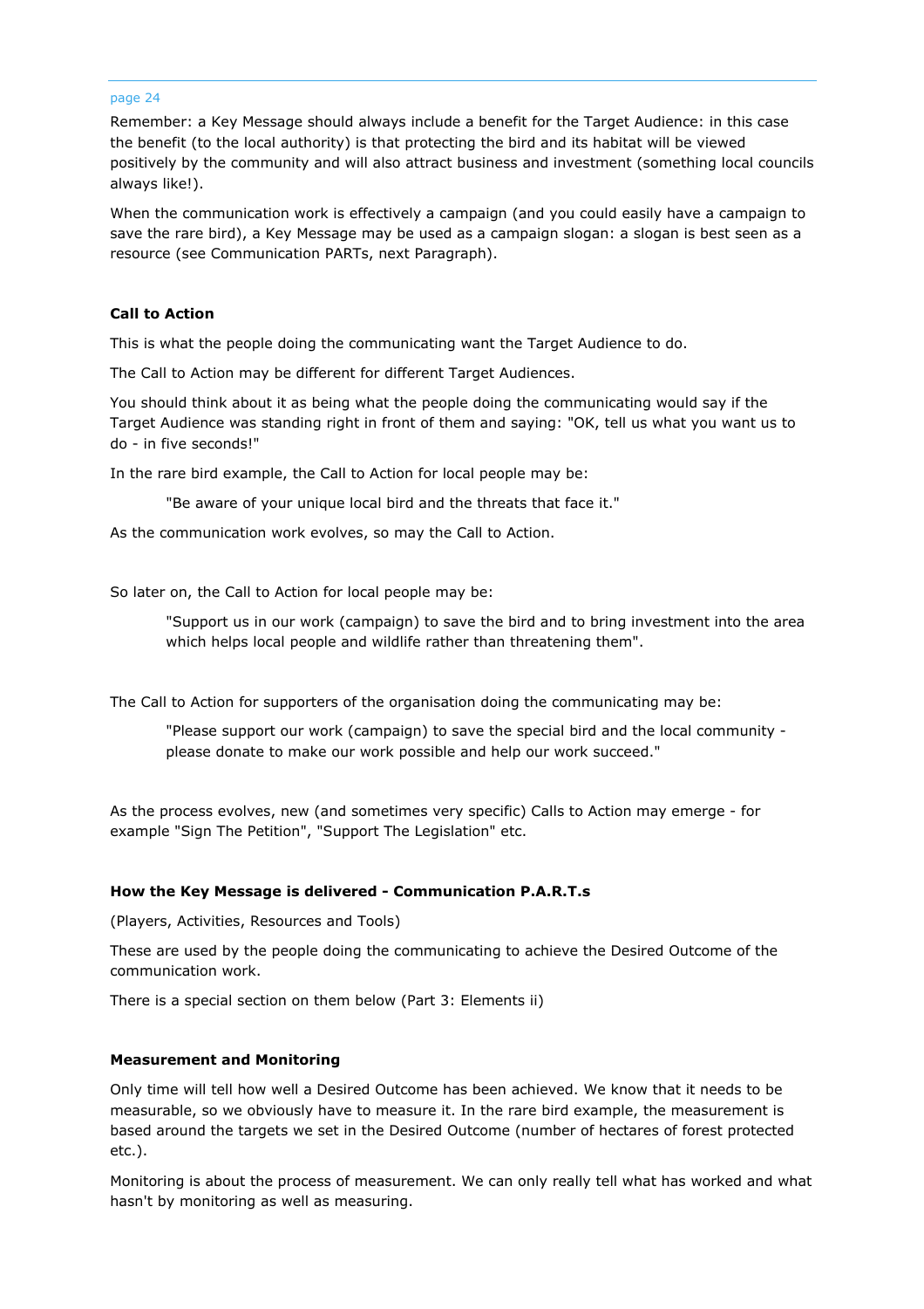Remember: a Key Message should always include a benefit for the Target Audience: in this case the benefit (to the local authority) is that protecting the bird and its habitat will be viewed positively by the community and will also attract business and investment (something local councils always like!).

When the communication work is effectively a campaign (and you could easily have a campaign to save the rare bird), a Key Message may be used as a campaign slogan: a slogan is best seen as a resource (see Communication PARTs, next Paragraph).

**Call to Action**

This is what the people doing the communicating want the Target Audience to do.

The Call to Action may be different for different Target Audiences.

You should think about it as being what the people doing the communicating would say if the Target Audience was standing right in front of them and saying: "OK, tell us what you want us to do - in five seconds!"

In the rare bird example, the Call to Action for local people may be:

> "Be aware of your unique local bird and the threats that face it."

As the communication work evolves, so may the Call to Action.

So later on, the Call to Action for local people may be:

> "Support us in our work (campaign) to save the bird and to bring investment into the area which helps local people and wildlife rather than threatening them".

The Call to Action for supporters of the organisation doing the communicating may be:

> "Please support our work (campaign) to save the special bird and the local community - please donate to make our work possible and help our work succeed."

As the process evolves, new (and sometimes very specific) Calls to Action may emerge - for example "Sign The Petition", "Support The Legislation" etc.

**How the Key Message is delivered - Communication P.A.R.T.s**

(Players, Activities, Resources and Tools)

These are used by the people doing the communicating to achieve the Desired Outcome of the communication work.

There is a special section on them below (Part 3: Elements ii)

**Measurement and Monitoring**

Only time will tell how well a Desired Outcome has been achieved. We know that it needs to be measurable, so we obviously have to measure it. In the rare bird example, the measurement is based around the targets we set in the Desired Outcome (number of hectares of forest protected etc.).

Monitoring is about the process of measurement. We can only really tell what has worked and what hasn't by monitoring as well as measuring.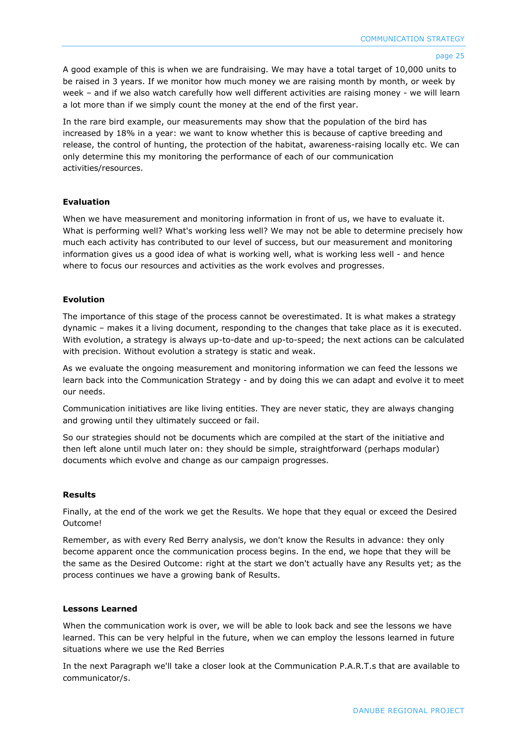A good example of this is when we are fundraising. We may have a total target of 10,000 units to be raised in 3 years. If we monitor how much money we are raising month by month, or week by week – and if we also watch carefully how well different activities are raising money - we will learn a lot more than if we simply count the money at the end of the first year.

In the rare bird example, our measurements may show that the population of the bird has increased by 18% in a year: we want to know whether this is because of captive breeding and release, the control of hunting, the protection of the habitat, awareness-raising locally etc. We can only determine this my monitoring the performance of each of our communication activities/resources.

**Evaluation**

When we have measurement and monitoring information in front of us, we have to evaluate it. What is performing well? What's working less well? We may not be able to determine precisely how much each activity has contributed to our level of success, but our measurement and monitoring information gives us a good idea of what is working well, what is working less well - and hence where to focus our resources and activities as the work evolves and progresses.

**Evolution**

The importance of this stage of the process cannot be overestimated. It is what makes a strategy dynamic – makes it a living document, responding to the changes that take place as it is executed. With evolution, a strategy is always up-to-date and up-to-speed; the next actions can be calculated with precision. Without evolution a strategy is static and weak.

As we evaluate the ongoing measurement and monitoring information we can feed the lessons we learn back into the Communication Strategy - and by doing this we can adapt and evolve it to meet our needs.

Communication initiatives are like living entities. They are never static, they are always changing and growing until they ultimately succeed or fail.

So our strategies should not be documents which are compiled at the start of the initiative and then left alone until much later on: they should be simple, straightforward (perhaps modular) documents which evolve and change as our campaign progresses.

**Results**

Finally, at the end of the work we get the Results. We hope that they equal or exceed the Desired Outcome!

Remember, as with every Red Berry analysis, we don't know the Results in advance: they only become apparent once the communication process begins. In the end, we hope that they will be the same as the Desired Outcome: right at the start we don't actually have any Results yet; as the process continues we have a growing bank of Results.

**Lessons Learned**

When the communication work is over, we will be able to look back and see the lessons we have learned. This can be very helpful in the future, when we can employ the lessons learned in future situations where we use the Red Berries

In the next Paragraph we'll take a closer look at the Communication P.A.R.T.s that are available to communicator/s.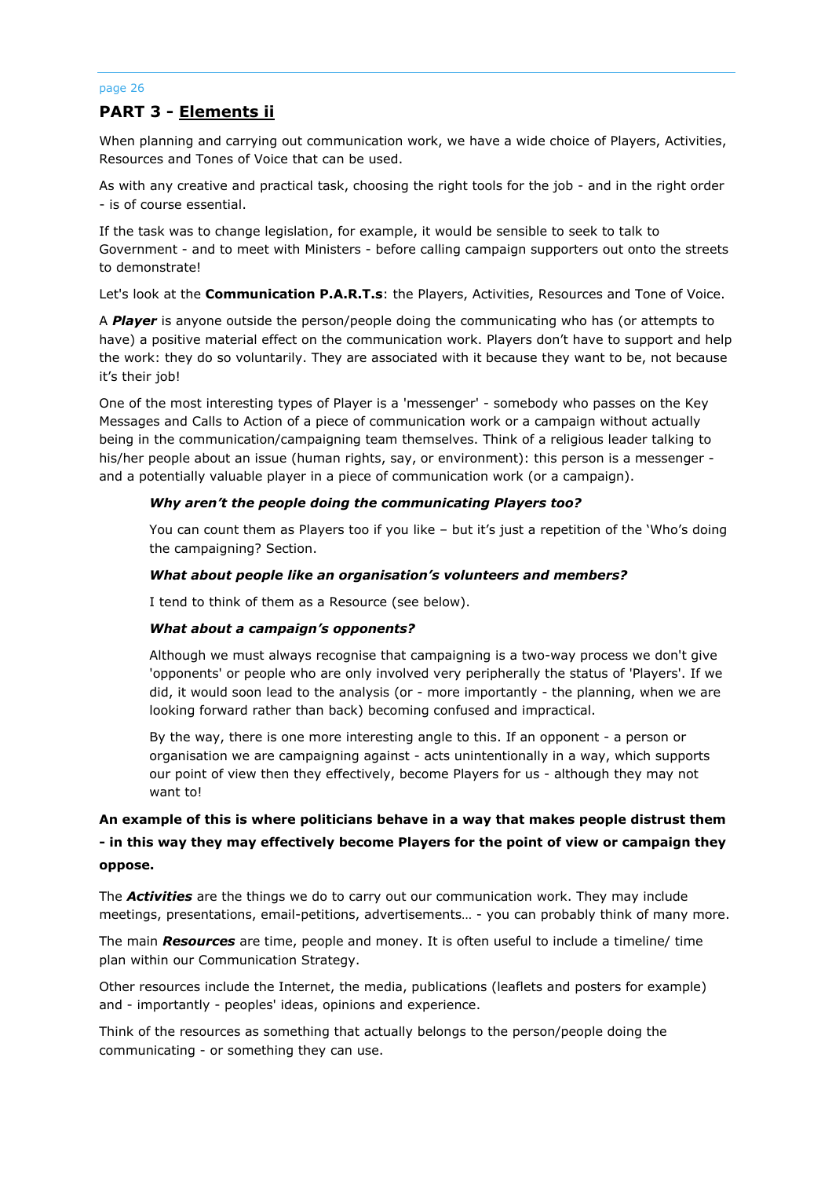## PART 3 - Elements ii

When planning and carrying out communication work, we have a wide choice of Players, Activities, Resources and Tones of Voice that can be used.

As with any creative and practical task, choosing the right tools for the job - and in the right order - is of course essential.

If the task was to change legislation, for example, it would be sensible to seek to talk to Government - and to meet with Ministers - before calling campaign supporters out onto the streets to demonstrate!

Let's look at the **Communication P.A.R.T.s**: the Players, Activities, Resources and Tone of Voice.

A ***Player*** is anyone outside the person/people doing the communicating who has (or attempts to have) a positive material effect on the communication work. Players don't have to support and help the work: they do so voluntarily. They are associated with it because they want to be, not because it's their job!

One of the most interesting types of Player is a 'messenger' - somebody who passes on the Key Messages and Calls to Action of a piece of communication work or a campaign without actually being in the communication/campaigning team themselves. Think of a religious leader talking to his/her people about an issue (human rights, say, or environment): this person is a messenger - and a potentially valuable player in a piece of communication work (or a campaign).

> ***Why aren't the people doing the communicating Players too?***
>
> You can count them as Players too if you like – but it's just a repetition of the 'Who's doing the campaigning? Section.
>
> ***What about people like an organisation's volunteers and members?***
>
> I tend to think of them as a Resource (see below).
>
> ***What about a campaign's opponents?***
>
> Although we must always recognise that campaigning is a two-way process we don't give 'opponents' or people who are only involved very peripherally the status of 'Players'. If we did, it would soon lead to the analysis (or - more importantly - the planning, when we are looking forward rather than back) becoming confused and impractical.
>
> By the way, there is one more interesting angle to this. If an opponent - a person or organisation we are campaigning against - acts unintentionally in a way, which supports our point of view then they effectively, become Players for us - although they may not want to!

**An example of this is where politicians behave in a way that makes people distrust them - in this way they may effectively become Players for the point of view or campaign they oppose.**

The ***Activities*** are the things we do to carry out our communication work. They may include meetings, presentations, email-petitions, advertisements… - you can probably think of many more.

The main ***Resources*** are time, people and money. It is often useful to include a timeline/ time plan within our Communication Strategy.

Other resources include the Internet, the media, publications (leaflets and posters for example) and - importantly - peoples' ideas, opinions and experience.

Think of the resources as something that actually belongs to the person/people doing the communicating - or something they can use.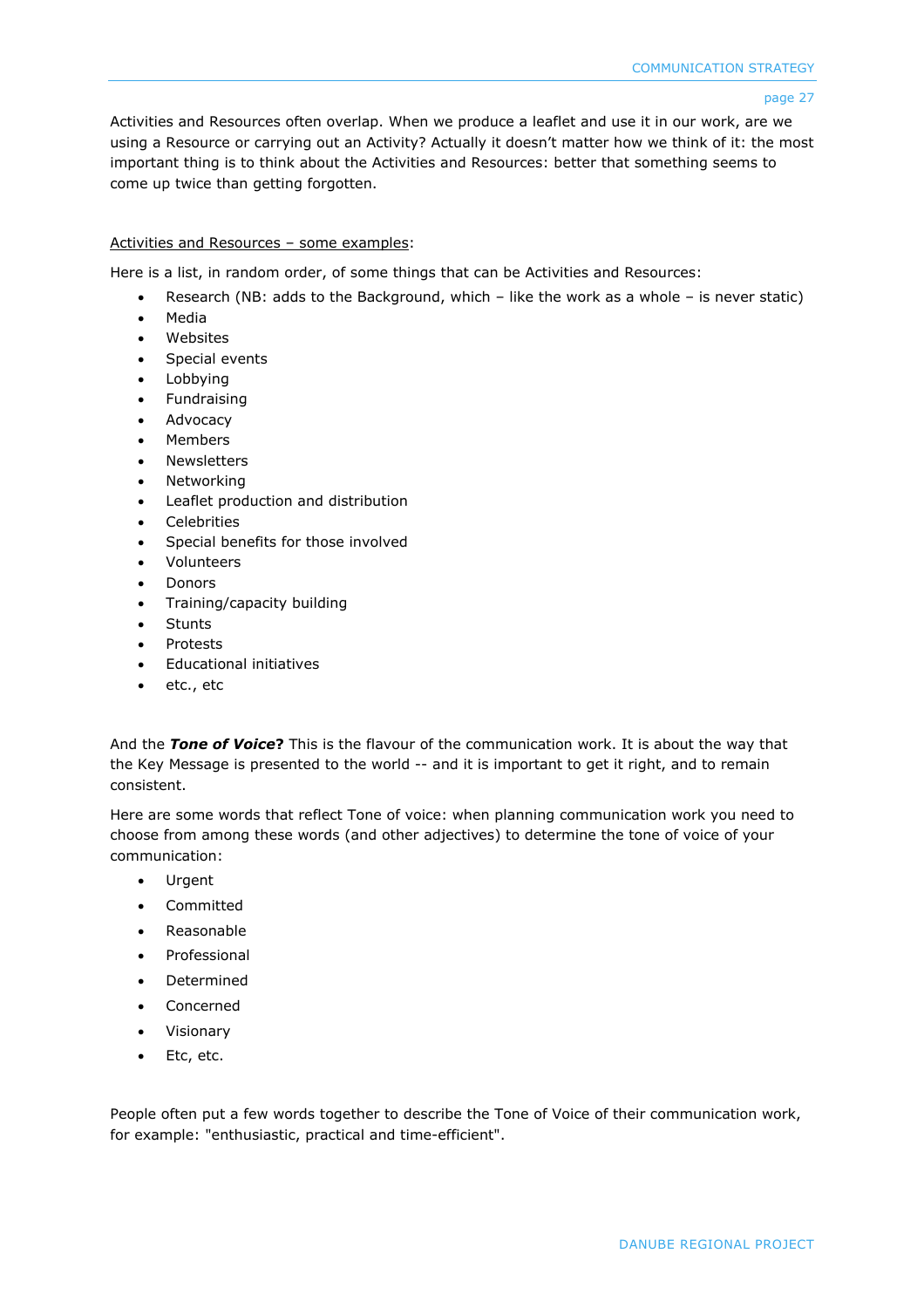Activities and Resources often overlap. When we produce a leaflet and use it in our work, are we using a Resource or carrying out an Activity? Actually it doesn't matter how we think of it: the most important thing is to think about the Activities and Resources: better that something seems to come up twice than getting forgotten.

<u>Activities and Resources – some examples</u>:

Here is a list, in random order, of some things that can be Activities and Resources:

- Research (NB: adds to the Background, which – like the work as a whole – is never static)
- Media
- Websites
- Special events
- Lobbying
- Fundraising
- Advocacy
- Members
- Newsletters
- Networking
- Leaflet production and distribution
- Celebrities
- Special benefits for those involved
- Volunteers
- Donors
- Training/capacity building
- Stunts
- Protests
- Educational initiatives
- etc., etc

And the ***Tone of Voice*?** This is the flavour of the communication work. It is about the way that the Key Message is presented to the world -- and it is important to get it right, and to remain consistent.

Here are some words that reflect Tone of voice: when planning communication work you need to choose from among these words (and other adjectives) to determine the tone of voice of your communication:

- Urgent
- Committed
- Reasonable
- Professional
- Determined
- Concerned
- Visionary
- Etc, etc.

People often put a few words together to describe the Tone of Voice of their communication work, for example: "enthusiastic, practical and time-efficient".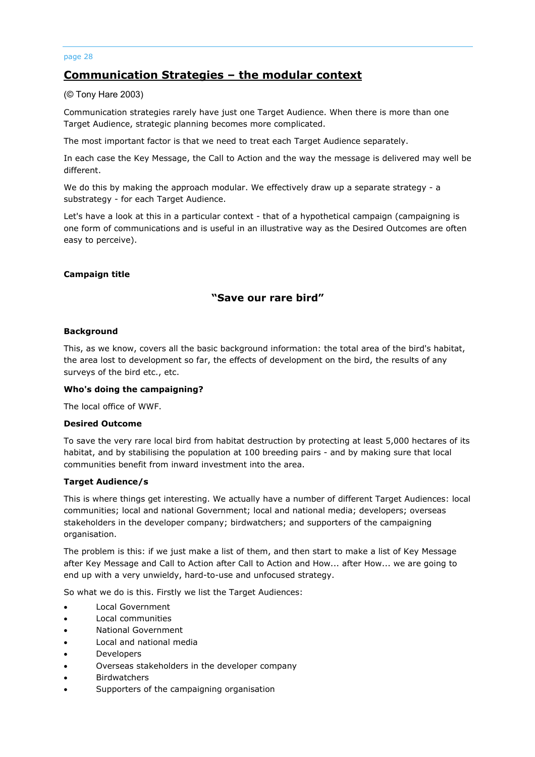## Communication Strategies – the modular context

(© Tony Hare 2003)

Communication strategies rarely have just one Target Audience. When there is more than one Target Audience, strategic planning becomes more complicated.

The most important factor is that we need to treat each Target Audience separately.

In each case the Key Message, the Call to Action and the way the message is delivered may well be different.

We do this by making the approach modular. We effectively draw up a separate strategy - a substrategy - for each Target Audience.

Let's have a look at this in a particular context - that of a hypothetical campaign (campaigning is one form of communications and is useful in an illustrative way as the Desired Outcomes are often easy to perceive).

**Campaign title**

### "Save our rare bird"

**Background**

This, as we know, covers all the basic background information: the total area of the bird's habitat, the area lost to development so far, the effects of development on the bird, the results of any surveys of the bird etc., etc.

**Who's doing the campaigning?**

The local office of WWF.

**Desired Outcome**

To save the very rare local bird from habitat destruction by protecting at least 5,000 hectares of its habitat, and by stabilising the population at 100 breeding pairs - and by making sure that local communities benefit from inward investment into the area.

**Target Audience/s**

This is where things get interesting. We actually have a number of different Target Audiences: local communities; local and national Government; local and national media; developers; overseas stakeholders in the developer company; birdwatchers; and supporters of the campaigning organisation.

The problem is this: if we just make a list of them, and then start to make a list of Key Message after Key Message and Call to Action after Call to Action and How... after How... we are going to end up with a very unwieldy, hard-to-use and unfocused strategy.

So what we do is this. Firstly we list the Target Audiences:

- Local Government
- Local communities
- National Government
- Local and national media
- Developers
- Overseas stakeholders in the developer company
- Birdwatchers
- Supporters of the campaigning organisation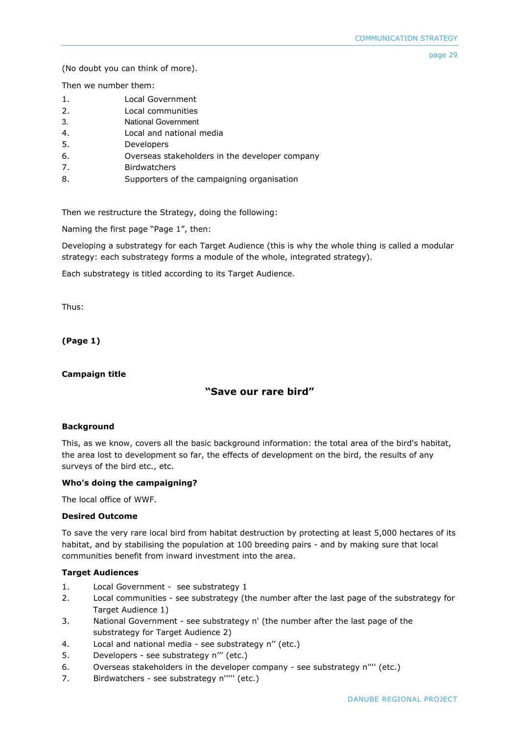(No doubt you can think of more).

Then we number them:

1. Local Government
2. Local communities
3. National Government
4. Local and national media
5. Developers
6. Overseas stakeholders in the developer company
7. Birdwatchers
8. Supporters of the campaigning organisation

Then we restructure the Strategy, doing the following:

Naming the first page "Page 1", then:

Developing a substrategy for each Target Audience (this is why the whole thing is called a modular strategy: each substrategy forms a module of the whole, integrated strategy).

Each substrategy is titled according to its Target Audience.

Thus:

**(Page 1)**

**Campaign title**

**"Save our rare bird"**

**Background**

This, as we know, covers all the basic background information: the total area of the bird's habitat, the area lost to development so far, the effects of development on the bird, the results of any surveys of the bird etc., etc.

**Who's doing the campaigning?**

The local office of WWF.

**Desired Outcome**

To save the very rare local bird from habitat destruction by protecting at least 5,000 hectares of its habitat, and by stabilising the population at 100 breeding pairs - and by making sure that local communities benefit from inward investment into the area.

**Target Audiences**

1. Local Government - see substrategy 1
2. Local communities - see substrategy (the number after the last page of the substrategy for Target Audience 1)
3. National Government - see substrategy n' (the number after the last page of the substrategy for Target Audience 2)
4. Local and national media - see substrategy n'' (etc.)
5. Developers - see substrategy n''' (etc.)
6. Overseas stakeholders in the developer company - see substrategy n'''' (etc.)
7. Birdwatchers - see substrategy n''''' (etc.)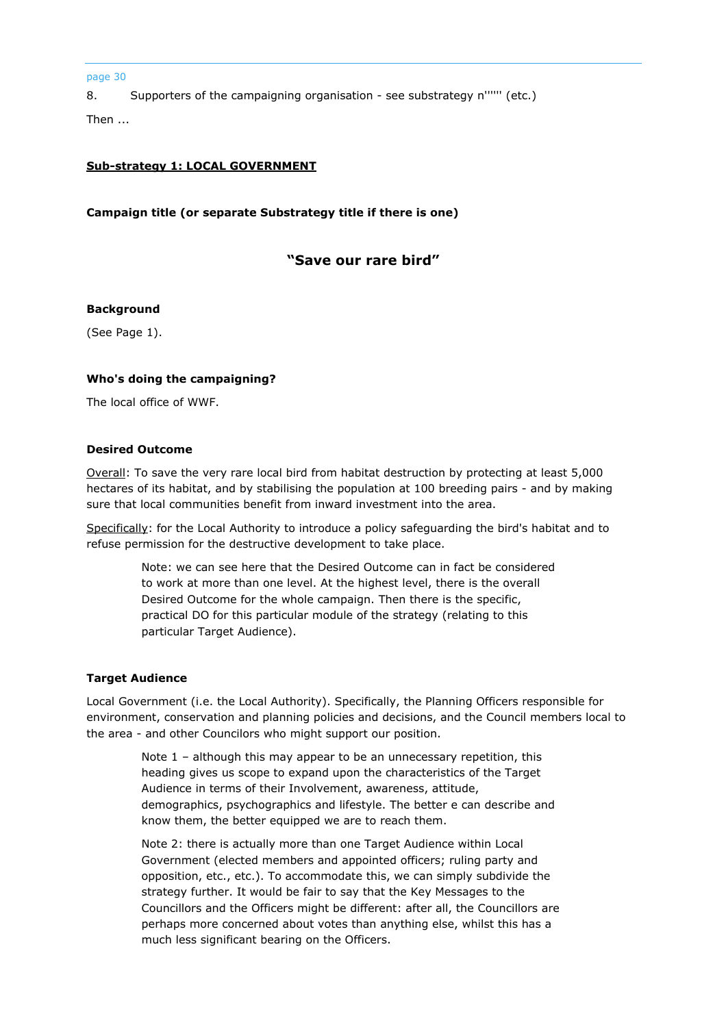8. Supporters of the campaigning organisation - see substrategy n''''' (etc.)

Then ...

**Sub-strategy 1: LOCAL GOVERNMENT**

**Campaign title (or separate Substrategy title if there is one)**

### "Save our rare bird"

**Background**

(See Page 1).

**Who's doing the campaigning?**

The local office of WWF.

**Desired Outcome**

Overall: To save the very rare local bird from habitat destruction by protecting at least 5,000 hectares of its habitat, and by stabilising the population at 100 breeding pairs - and by making sure that local communities benefit from inward investment into the area.

Specifically: for the Local Authority to introduce a policy safeguarding the bird's habitat and to refuse permission for the destructive development to take place.

> Note: we can see here that the Desired Outcome can in fact be considered to work at more than one level. At the highest level, there is the overall Desired Outcome for the whole campaign. Then there is the specific, practical DO for this particular module of the strategy (relating to this particular Target Audience).

**Target Audience**

Local Government (i.e. the Local Authority). Specifically, the Planning Officers responsible for environment, conservation and planning policies and decisions, and the Council members local to the area - and other Councillors who might support our position.

> Note 1 – although this may appear to be an unnecessary repetition, this heading gives us scope to expand upon the characteristics of the Target Audience in terms of their Involvement, awareness, attitude, demographics, psychographics and lifestyle. The better e can describe and know them, the better equipped we are to reach them.
>
> Note 2: there is actually more than one Target Audience within Local Government (elected members and appointed officers; ruling party and opposition, etc., etc.). To accommodate this, we can simply subdivide the strategy further. It would be fair to say that the Key Messages to the Councillors and the Officers might be different: after all, the Councillors are perhaps more concerned about votes than anything else, whilst this has a much less significant bearing on the Officers.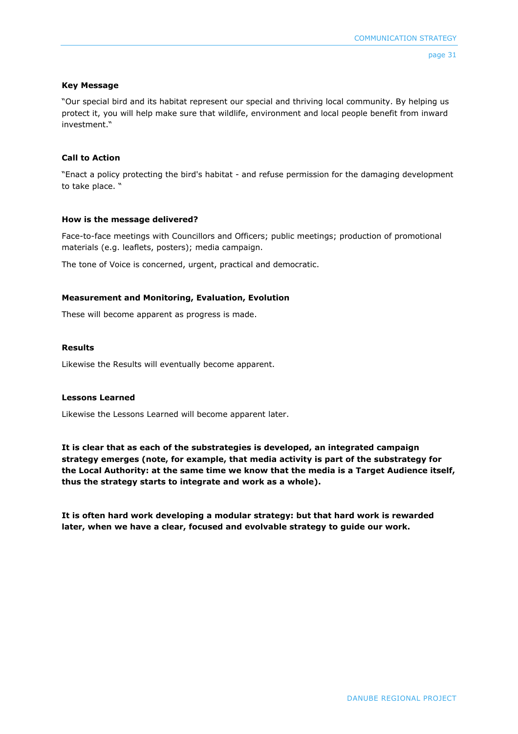**Key Message**

"Our special bird and its habitat represent our special and thriving local community. By helping us protect it, you will help make sure that wildlife, environment and local people benefit from inward investment."

**Call to Action**

"Enact a policy protecting the bird's habitat - and refuse permission for the damaging development to take place. "

**How is the message delivered?**

Face-to-face meetings with Councillors and Officers; public meetings; production of promotional materials (e.g. leaflets, posters); media campaign.

The tone of Voice is concerned, urgent, practical and democratic.

**Measurement and Monitoring, Evaluation, Evolution**

These will become apparent as progress is made.

**Results**

Likewise the Results will eventually become apparent.

**Lessons Learned**

Likewise the Lessons Learned will become apparent later.

**It is clear that as each of the substrategies is developed, an integrated campaign strategy emerges (note, for example, that media activity is part of the substrategy for the Local Authority: at the same time we know that the media is a Target Audience itself, thus the strategy starts to integrate and work as a whole).**

**It is often hard work developing a modular strategy: but that hard work is rewarded later, when we have a clear, focused and evolvable strategy to guide our work.**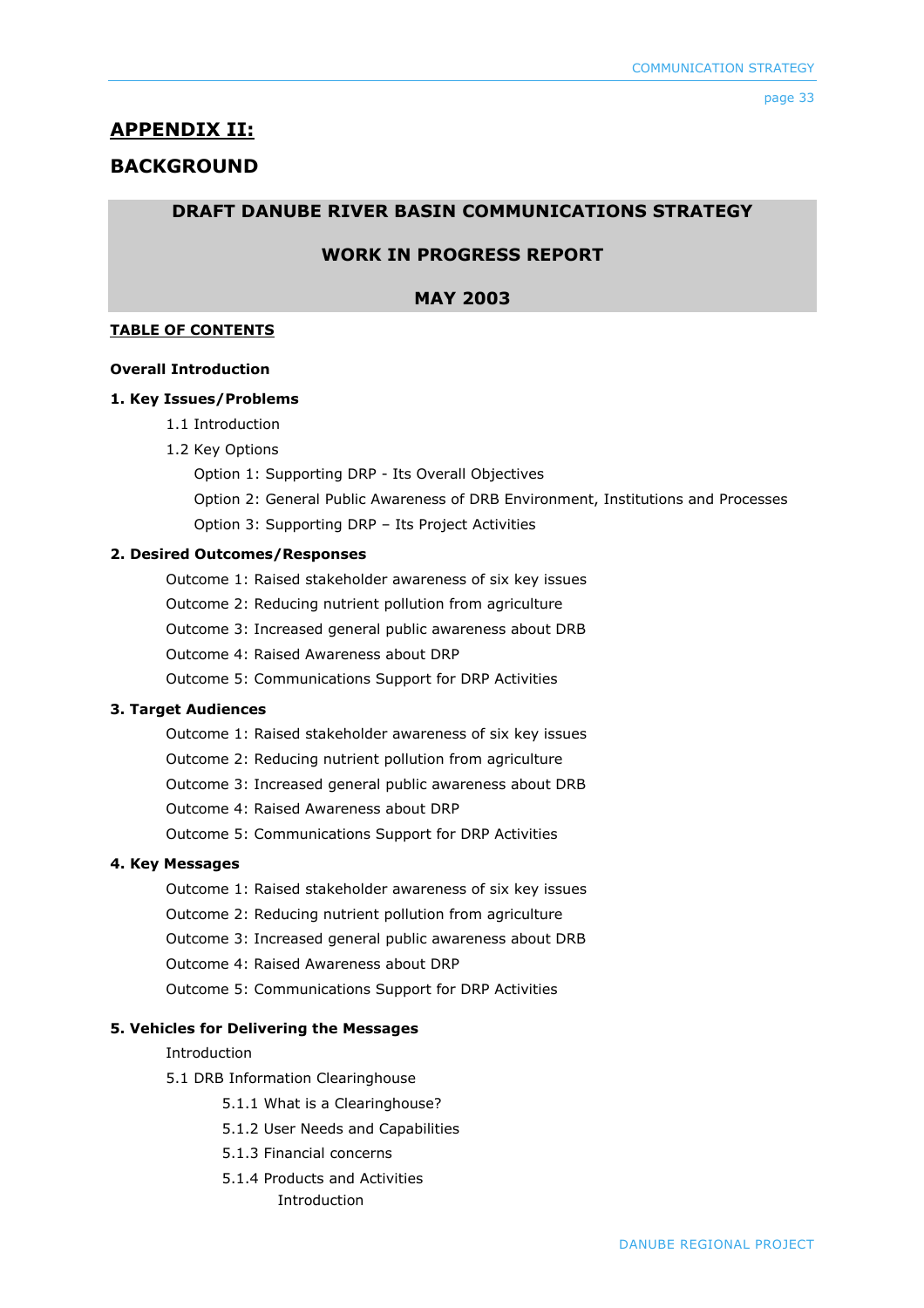# APPENDIX II:

# BACKGROUND

## DRAFT DANUBE RIVER BASIN COMMUNICATIONS STRATEGY

## WORK IN PROGRESS REPORT

## MAY 2003

**TABLE OF CONTENTS**

**Overall Introduction**

**1. Key Issues/Problems**

- 1.1 Introduction
- 1.2 Key Options
  - Option 1: Supporting DRP - Its Overall Objectives
  - Option 2: General Public Awareness of DRB Environment, Institutions and Processes
  - Option 3: Supporting DRP – Its Project Activities

**2. Desired Outcomes/Responses**

- Outcome 1: Raised stakeholder awareness of six key issues
- Outcome 2: Reducing nutrient pollution from agriculture
- Outcome 3: Increased general public awareness about DRB
- Outcome 4: Raised Awareness about DRP
- Outcome 5: Communications Support for DRP Activities

**3. Target Audiences**

- Outcome 1: Raised stakeholder awareness of six key issues
- Outcome 2: Reducing nutrient pollution from agriculture
- Outcome 3: Increased general public awareness about DRB
- Outcome 4: Raised Awareness about DRP
- Outcome 5: Communications Support for DRP Activities

**4. Key Messages**

- Outcome 1: Raised stakeholder awareness of six key issues
- Outcome 2: Reducing nutrient pollution from agriculture
- Outcome 3: Increased general public awareness about DRB
- Outcome 4: Raised Awareness about DRP
- Outcome 5: Communications Support for DRP Activities

**5. Vehicles for Delivering the Messages**

- Introduction
- 5.1 DRB Information Clearinghouse
  - 5.1.1 What is a Clearinghouse?
  - 5.1.2 User Needs and Capabilities
  - 5.1.3 Financial concerns
  - 5.1.4 Products and Activities
    - Introduction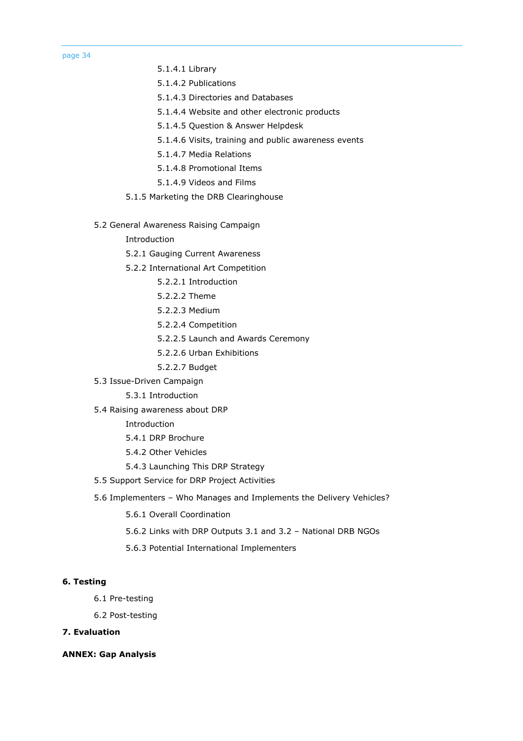- 5.1.4.1 Library
- 5.1.4.2 Publications
- 5.1.4.3 Directories and Databases
- 5.1.4.4 Website and other electronic products
- 5.1.4.5 Question & Answer Helpdesk
- 5.1.4.6 Visits, training and public awareness events
- 5.1.4.7 Media Relations
- 5.1.4.8 Promotional Items
- 5.1.4.9 Videos and Films

5.1.5 Marketing the DRB Clearinghouse

5.2 General Awareness Raising Campaign

Introduction

5.2.1 Gauging Current Awareness

5.2.2 International Art Competition

- 5.2.2.1 Introduction
- 5.2.2.2 Theme
- 5.2.2.3 Medium
- 5.2.2.4 Competition
- 5.2.2.5 Launch and Awards Ceremony
- 5.2.2.6 Urban Exhibitions
- 5.2.2.7 Budget

5.3 Issue-Driven Campaign

5.3.1 Introduction

5.4 Raising awareness about DRP

Introduction

5.4.1 DRP Brochure

5.4.2 Other Vehicles

5.4.3 Launching This DRP Strategy

5.5 Support Service for DRP Project Activities

5.6 Implementers – Who Manages and Implements the Delivery Vehicles?

5.6.1 Overall Coordination

5.6.2 Links with DRP Outputs 3.1 and 3.2 – National DRB NGOs

5.6.3 Potential International Implementers

**6. Testing**

6.1 Pre-testing

6.2 Post-testing

**7. Evaluation**

**ANNEX: Gap Analysis**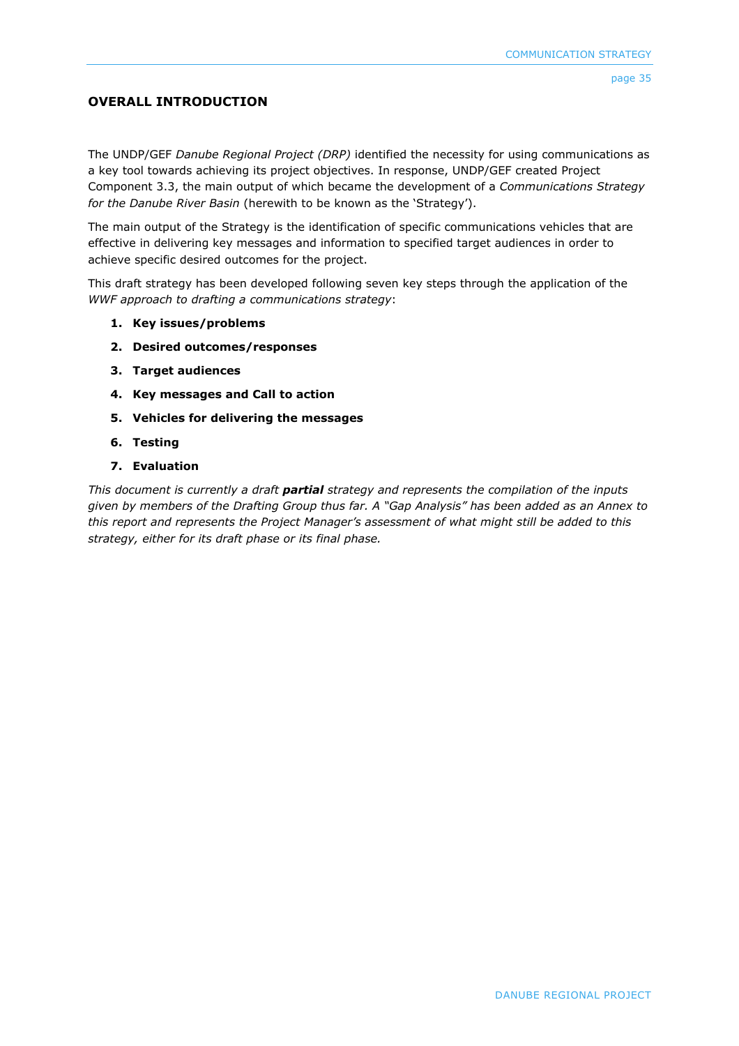## OVERALL INTRODUCTION

The UNDP/GEF *Danube Regional Project (DRP)* identified the necessity for using communications as a key tool towards achieving its project objectives. In response, UNDP/GEF created Project Component 3.3, the main output of which became the development of a *Communications Strategy for the Danube River Basin* (herewith to be known as the 'Strategy').

The main output of the Strategy is the identification of specific communications vehicles that are effective in delivering key messages and information to specified target audiences in order to achieve specific desired outcomes for the project.

This draft strategy has been developed following seven key steps through the application of the *WWF approach to drafting a communications strategy*:

1. **Key issues/problems**
2. **Desired outcomes/responses**
3. **Target audiences**
4. **Key messages and Call to action**
5. **Vehicles for delivering the messages**
6. **Testing**
7. **Evaluation**

*This document is currently a draft* ***partial*** *strategy and represents the compilation of the inputs given by members of the Drafting Group thus far. A "Gap Analysis" has been added as an Annex to this report and represents the Project Manager's assessment of what might still be added to this strategy, either for its draft phase or its final phase.*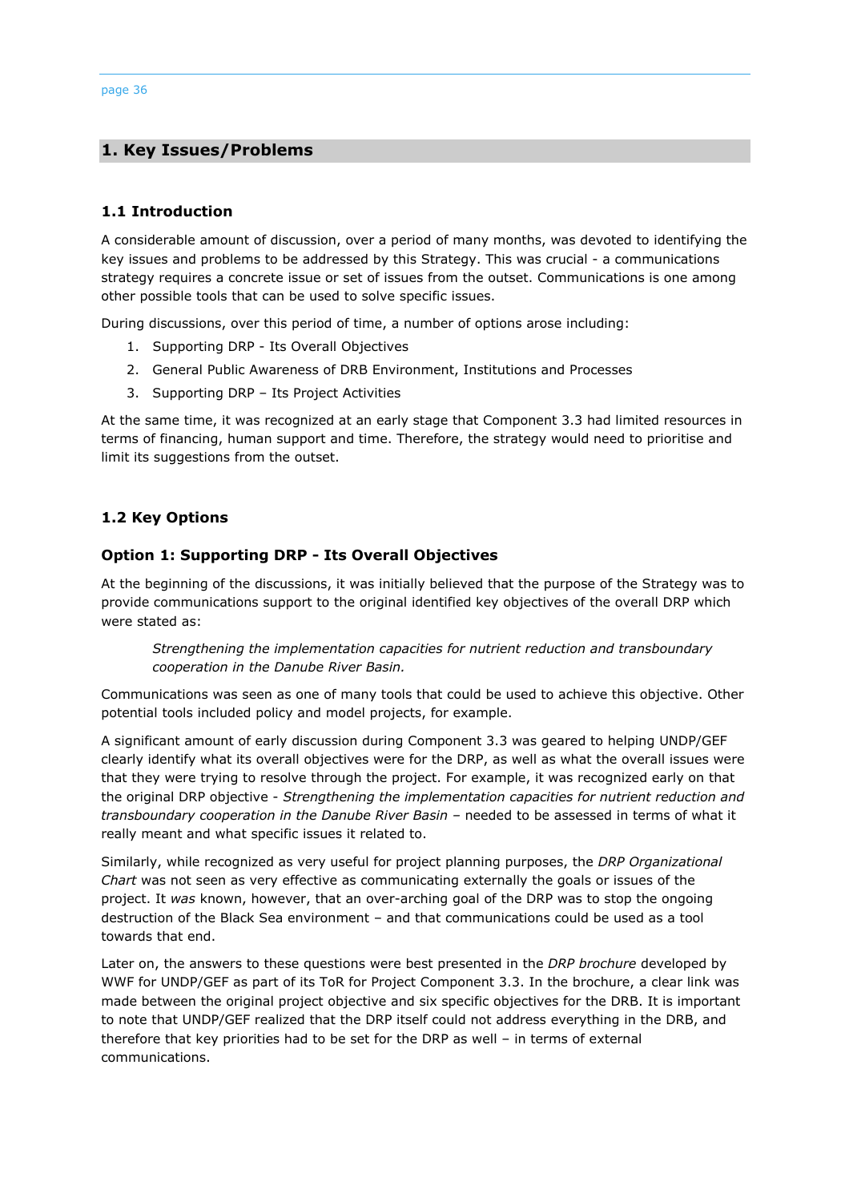# 1. Key Issues/Problems

## 1.1 Introduction

A considerable amount of discussion, over a period of many months, was devoted to identifying the key issues and problems to be addressed by this Strategy. This was crucial - a communications strategy requires a concrete issue or set of issues from the outset. Communications is one among other possible tools that can be used to solve specific issues.

During discussions, over this period of time, a number of options arose including:

1. Supporting DRP - Its Overall Objectives
2. General Public Awareness of DRB Environment, Institutions and Processes
3. Supporting DRP – Its Project Activities

At the same time, it was recognized at an early stage that Component 3.3 had limited resources in terms of financing, human support and time. Therefore, the strategy would need to prioritise and limit its suggestions from the outset.

## 1.2 Key Options

### Option 1: Supporting DRP - Its Overall Objectives

At the beginning of the discussions, it was initially believed that the purpose of the Strategy was to provide communications support to the original identified key objectives of the overall DRP which were stated as:

> *Strengthening the implementation capacities for nutrient reduction and transboundary cooperation in the Danube River Basin.*

Communications was seen as one of many tools that could be used to achieve this objective. Other potential tools included policy and model projects, for example.

A significant amount of early discussion during Component 3.3 was geared to helping UNDP/GEF clearly identify what its overall objectives were for the DRP, as well as what the overall issues were that they were trying to resolve through the project. For example, it was recognized early on that the original DRP objective - *Strengthening the implementation capacities for nutrient reduction and transboundary cooperation in the Danube River Basin* – needed to be assessed in terms of what it really meant and what specific issues it related to.

Similarly, while recognized as very useful for project planning purposes, the *DRP Organizational Chart* was not seen as very effective as communicating externally the goals or issues of the project. It *was* known, however, that an over-arching goal of the DRP was to stop the ongoing destruction of the Black Sea environment – and that communications could be used as a tool towards that end.

Later on, the answers to these questions were best presented in the *DRP brochure* developed by WWF for UNDP/GEF as part of its ToR for Project Component 3.3. In the brochure, a clear link was made between the original project objective and six specific objectives for the DRB. It is important to note that UNDP/GEF realized that the DRP itself could not address everything in the DRB, and therefore that key priorities had to be set for the DRP as well – in terms of external communications.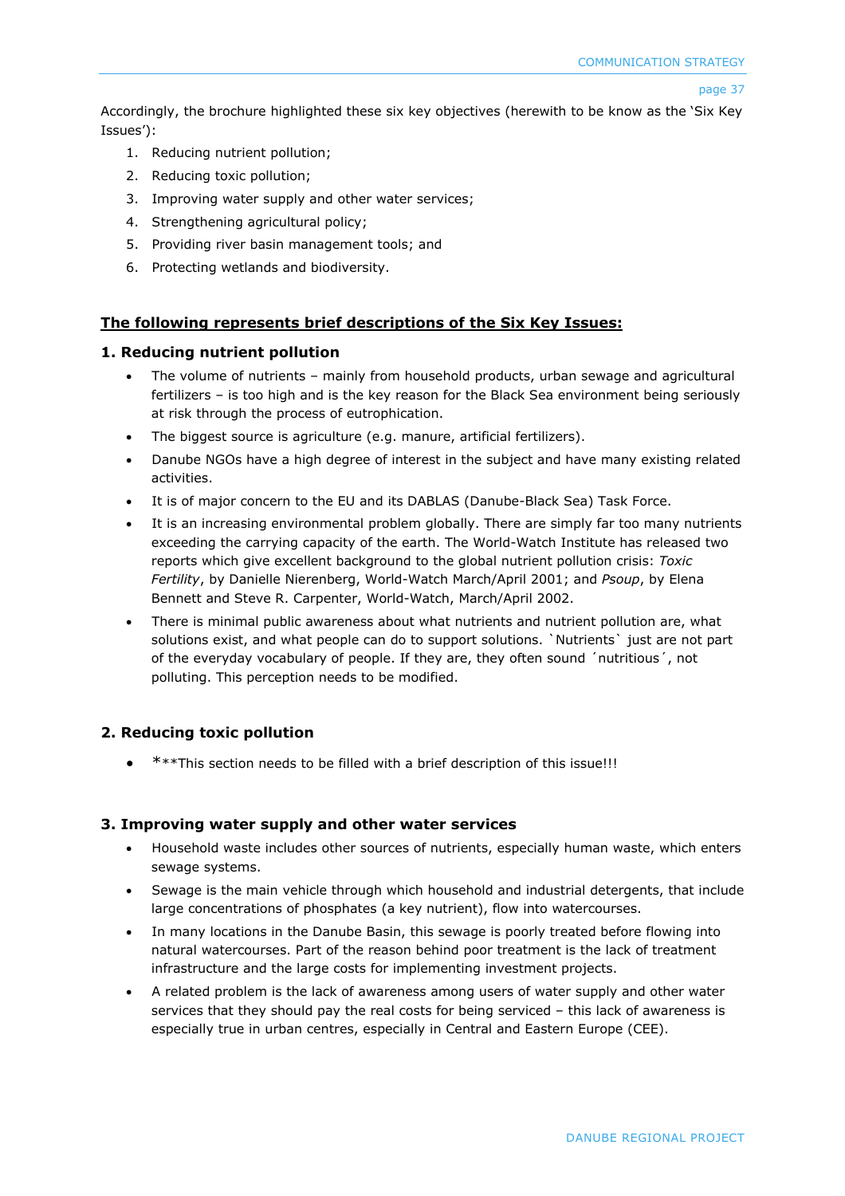Accordingly, the brochure highlighted these six key objectives (herewith to be know as the 'Six Key Issues'):

1. Reducing nutrient pollution;
2. Reducing toxic pollution;
3. Improving water supply and other water services;
4. Strengthening agricultural policy;
5. Providing river basin management tools; and
6. Protecting wetlands and biodiversity.

**The following represents brief descriptions of the Six Key Issues:**

### 1. Reducing nutrient pollution

- The volume of nutrients – mainly from household products, urban sewage and agricultural fertilizers – is too high and is the key reason for the Black Sea environment being seriously at risk through the process of eutrophication.
- The biggest source is agriculture (e.g. manure, artificial fertilizers).
- Danube NGOs have a high degree of interest in the subject and have many existing related activities.
- It is of major concern to the EU and its DABLAS (Danube-Black Sea) Task Force.
- It is an increasing environmental problem globally. There are simply far too many nutrients exceeding the carrying capacity of the earth. The World-Watch Institute has released two reports which give excellent background to the global nutrient pollution crisis: *Toxic Fertility*, by Danielle Nierenberg, World-Watch March/April 2001; and *Psoup*, by Elena Bennett and Steve R. Carpenter, World-Watch, March/April 2002.
- There is minimal public awareness about what nutrients and nutrient pollution are, what solutions exist, and what people can do to support solutions. `Nutrients` just are not part of the everyday vocabulary of people. If they are, they often sound ´nutritious´, not polluting. This perception needs to be modified.

### 2. Reducing toxic pollution

- ***This section needs to be filled with a brief description of this issue!!!

### 3. Improving water supply and other water services

- Household waste includes other sources of nutrients, especially human waste, which enters sewage systems.
- Sewage is the main vehicle through which household and industrial detergents, that include large concentrations of phosphates (a key nutrient), flow into watercourses.
- In many locations in the Danube Basin, this sewage is poorly treated before flowing into natural watercourses. Part of the reason behind poor treatment is the lack of treatment infrastructure and the large costs for implementing investment projects.
- A related problem is the lack of awareness among users of water supply and other water services that they should pay the real costs for being serviced – this lack of awareness is especially true in urban centres, especially in Central and Eastern Europe (CEE).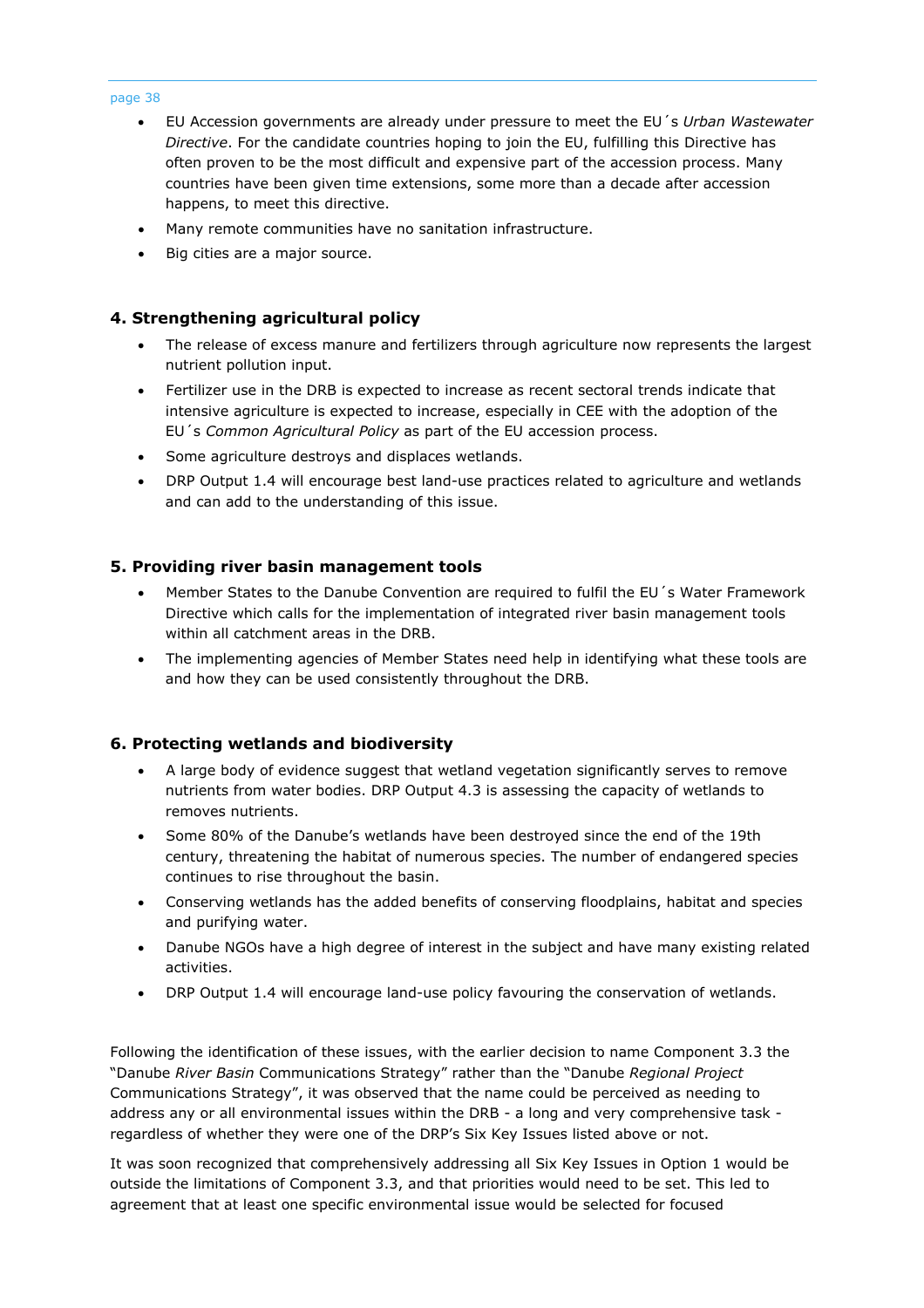- EU Accession governments are already under pressure to meet the EU´s *Urban Wastewater Directive*. For the candidate countries hoping to join the EU, fulfilling this Directive has often proven to be the most difficult and expensive part of the accession process. Many countries have been given time extensions, some more than a decade after accession happens, to meet this directive.
- Many remote communities have no sanitation infrastructure.
- Big cities are a major source.

### 4. Strengthening agricultural policy

- The release of excess manure and fertilizers through agriculture now represents the largest nutrient pollution input.
- Fertilizer use in the DRB is expected to increase as recent sectoral trends indicate that intensive agriculture is expected to increase, especially in CEE with the adoption of the EU´s *Common Agricultural Policy* as part of the EU accession process.
- Some agriculture destroys and displaces wetlands.
- DRP Output 1.4 will encourage best land-use practices related to agriculture and wetlands and can add to the understanding of this issue.

### 5. Providing river basin management tools

- Member States to the Danube Convention are required to fulfil the EU´s Water Framework Directive which calls for the implementation of integrated river basin management tools within all catchment areas in the DRB.
- The implementing agencies of Member States need help in identifying what these tools are and how they can be used consistently throughout the DRB.

### 6. Protecting wetlands and biodiversity

- A large body of evidence suggest that wetland vegetation significantly serves to remove nutrients from water bodies. DRP Output 4.3 is assessing the capacity of wetlands to removes nutrients.
- Some 80% of the Danube's wetlands have been destroyed since the end of the 19th century, threatening the habitat of numerous species. The number of endangered species continues to rise throughout the basin.
- Conserving wetlands has the added benefits of conserving floodplains, habitat and species and purifying water.
- Danube NGOs have a high degree of interest in the subject and have many existing related activities.
- DRP Output 1.4 will encourage land-use policy favouring the conservation of wetlands.

Following the identification of these issues, with the earlier decision to name Component 3.3 the "Danube *River Basin* Communications Strategy" rather than the "Danube *Regional Project* Communications Strategy", it was observed that the name could be perceived as needing to address any or all environmental issues within the DRB - a long and very comprehensive task - regardless of whether they were one of the DRP's Six Key Issues listed above or not.

It was soon recognized that comprehensively addressing all Six Key Issues in Option 1 would be outside the limitations of Component 3.3, and that priorities would need to be set. This led to agreement that at least one specific environmental issue would be selected for focused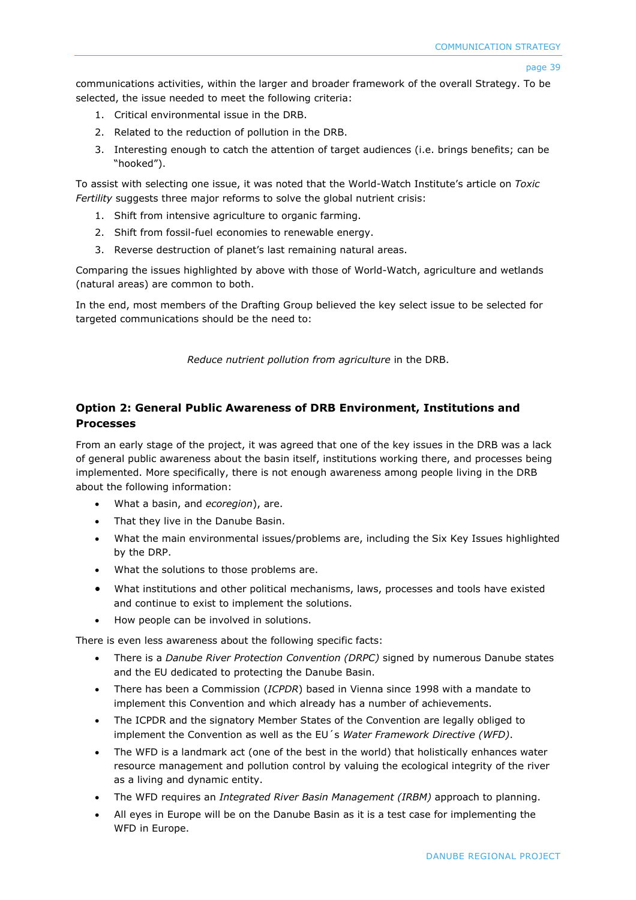communications activities, within the larger and broader framework of the overall Strategy. To be selected, the issue needed to meet the following criteria:

1. Critical environmental issue in the DRB.
2. Related to the reduction of pollution in the DRB.
3. Interesting enough to catch the attention of target audiences (i.e. brings benefits; can be "hooked").

To assist with selecting one issue, it was noted that the World-Watch Institute's article on *Toxic Fertility* suggests three major reforms to solve the global nutrient crisis:

1. Shift from intensive agriculture to organic farming.
2. Shift from fossil-fuel economies to renewable energy.
3. Reverse destruction of planet's last remaining natural areas.

Comparing the issues highlighted by above with those of World-Watch, agriculture and wetlands (natural areas) are common to both.

In the end, most members of the Drafting Group believed the key select issue to be selected for targeted communications should be the need to:

*Reduce nutrient pollution from agriculture* in the DRB.

### Option 2: General Public Awareness of DRB Environment, Institutions and Processes

From an early stage of the project, it was agreed that one of the key issues in the DRB was a lack of general public awareness about the basin itself, institutions working there, and processes being implemented. More specifically, there is not enough awareness among people living in the DRB about the following information:

- What a basin, and *ecoregion*), are.
- That they live in the Danube Basin.
- What the main environmental issues/problems are, including the Six Key Issues highlighted by the DRP.
- What the solutions to those problems are.
- What institutions and other political mechanisms, laws, processes and tools have existed and continue to exist to implement the solutions.
- How people can be involved in solutions.

There is even less awareness about the following specific facts:

- There is a *Danube River Protection Convention (DRPC)* signed by numerous Danube states and the EU dedicated to protecting the Danube Basin.
- There has been a Commission (*ICPDR*) based in Vienna since 1998 with a mandate to implement this Convention and which already has a number of achievements.
- The ICPDR and the signatory Member States of the Convention are legally obliged to implement the Convention as well as the EU´s *Water Framework Directive (WFD)*.
- The WFD is a landmark act (one of the best in the world) that holistically enhances water resource management and pollution control by valuing the ecological integrity of the river as a living and dynamic entity.
- The WFD requires an *Integrated River Basin Management (IRBM)* approach to planning.
- All eyes in Europe will be on the Danube Basin as it is a test case for implementing the WFD in Europe.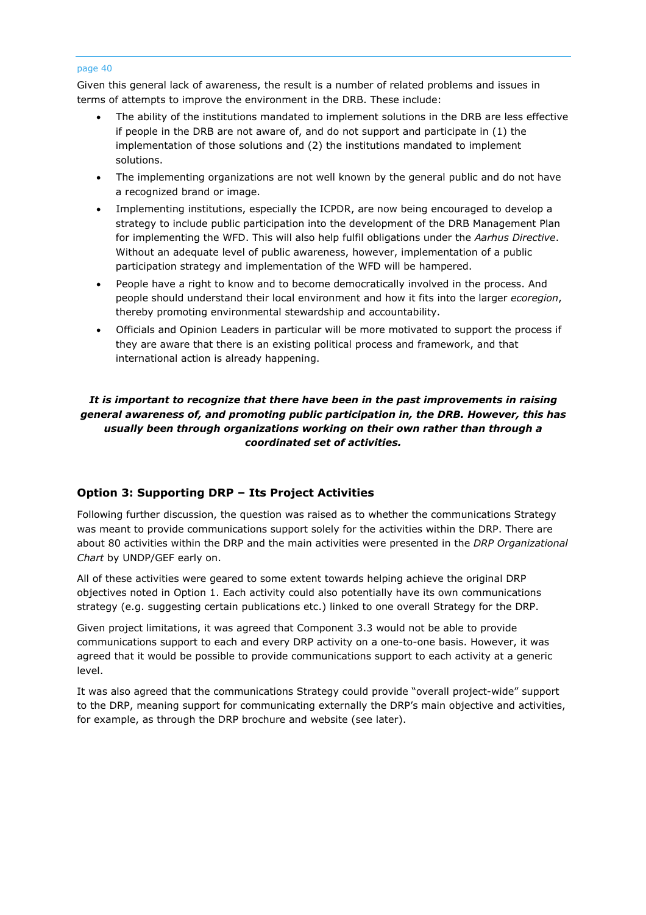Given this general lack of awareness, the result is a number of related problems and issues in terms of attempts to improve the environment in the DRB. These include:

- The ability of the institutions mandated to implement solutions in the DRB are less effective if people in the DRB are not aware of, and do not support and participate in (1) the implementation of those solutions and (2) the institutions mandated to implement solutions.
- The implementing organizations are not well known by the general public and do not have a recognized brand or image.
- Implementing institutions, especially the ICPDR, are now being encouraged to develop a strategy to include public participation into the development of the DRB Management Plan for implementing the WFD. This will also help fulfil obligations under the *Aarhus Directive*. Without an adequate level of public awareness, however, implementation of a public participation strategy and implementation of the WFD will be hampered.
- People have a right to know and to become democratically involved in the process. And people should understand their local environment and how it fits into the larger *ecoregion*, thereby promoting environmental stewardship and accountability.
- Officials and Opinion Leaders in particular will be more motivated to support the process if they are aware that there is an existing political process and framework, and that international action is already happening.

***It is important to recognize that there have been in the past improvements in raising general awareness of, and promoting public participation in, the DRB. However, this has usually been through organizations working on their own rather than through a coordinated set of activities.***

### Option 3: Supporting DRP – Its Project Activities

Following further discussion, the question was raised as to whether the communications Strategy was meant to provide communications support solely for the activities within the DRP. There are about 80 activities within the DRP and the main activities were presented in the *DRP Organizational Chart* by UNDP/GEF early on.

All of these activities were geared to some extent towards helping achieve the original DRP objectives noted in Option 1. Each activity could also potentially have its own communications strategy (e.g. suggesting certain publications etc.) linked to one overall Strategy for the DRP.

Given project limitations, it was agreed that Component 3.3 would not be able to provide communications support to each and every DRP activity on a one-to-one basis. However, it was agreed that it would be possible to provide communications support to each activity at a generic level.

It was also agreed that the communications Strategy could provide "overall project-wide" support to the DRP, meaning support for communicating externally the DRP's main objective and activities, for example, as through the DRP brochure and website (see later).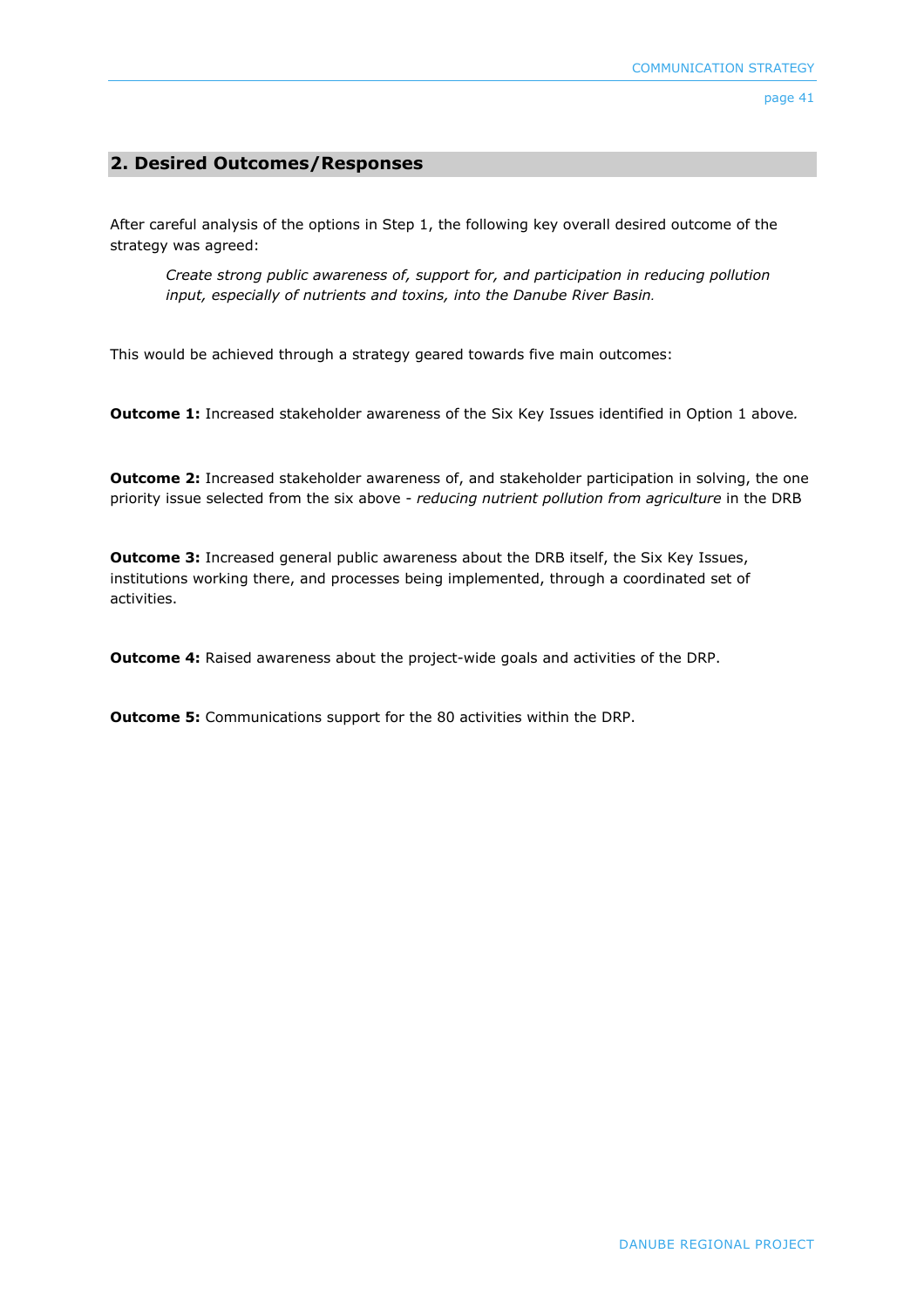## 2. Desired Outcomes/Responses

After careful analysis of the options in Step 1, the following key overall desired outcome of the strategy was agreed:

> *Create strong public awareness of, support for, and participation in reducing pollution input, especially of nutrients and toxins, into the Danube River Basin.*

This would be achieved through a strategy geared towards five main outcomes:

**Outcome 1:** Increased stakeholder awareness of the Six Key Issues identified in Option 1 above.

**Outcome 2:** Increased stakeholder awareness of, and stakeholder participation in solving, the one priority issue selected from the six above - *reducing nutrient pollution from agriculture* in the DRB

**Outcome 3:** Increased general public awareness about the DRB itself, the Six Key Issues, institutions working there, and processes being implemented, through a coordinated set of activities.

**Outcome 4:** Raised awareness about the project-wide goals and activities of the DRP.

**Outcome 5:** Communications support for the 80 activities within the DRP.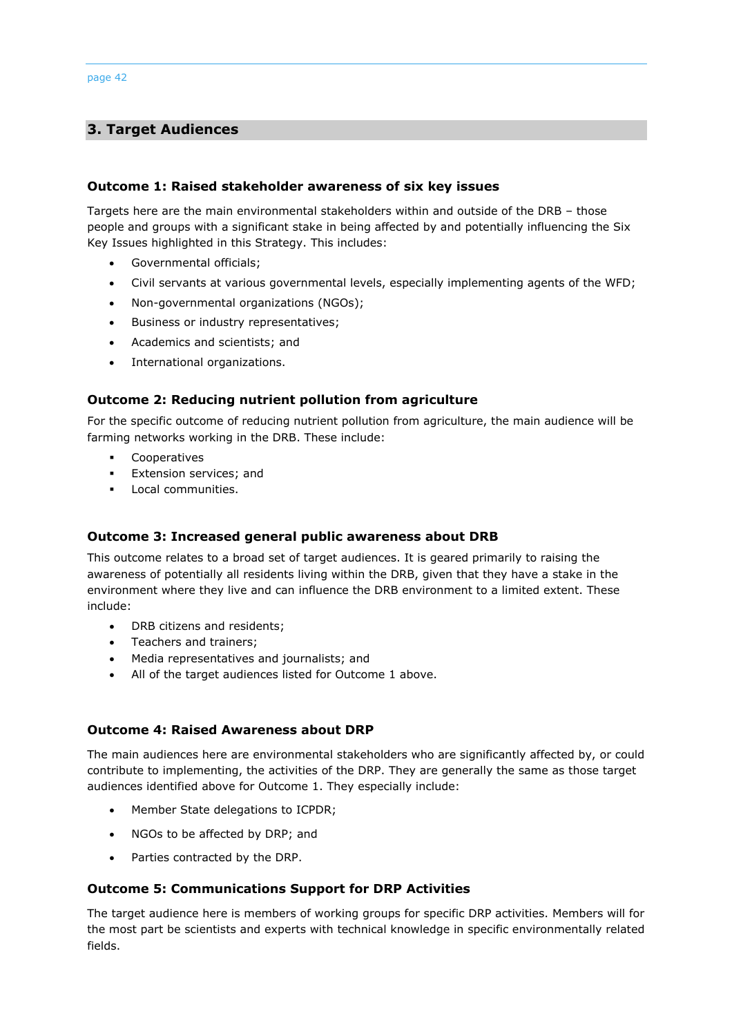## 3. Target Audiences

### Outcome 1: Raised stakeholder awareness of six key issues

Targets here are the main environmental stakeholders within and outside of the DRB – those people and groups with a significant stake in being affected by and potentially influencing the Six Key Issues highlighted in this Strategy. This includes:

- Governmental officials;
- Civil servants at various governmental levels, especially implementing agents of the WFD;
- Non-governmental organizations (NGOs);
- Business or industry representatives;
- Academics and scientists; and
- International organizations.

### Outcome 2: Reducing nutrient pollution from agriculture

For the specific outcome of reducing nutrient pollution from agriculture, the main audience will be farming networks working in the DRB. These include:

- Cooperatives
- Extension services; and
- Local communities.

### Outcome 3: Increased general public awareness about DRB

This outcome relates to a broad set of target audiences. It is geared primarily to raising the awareness of potentially all residents living within the DRB, given that they have a stake in the environment where they live and can influence the DRB environment to a limited extent. These include:

- DRB citizens and residents;
- Teachers and trainers;
- Media representatives and journalists; and
- All of the target audiences listed for Outcome 1 above.

### Outcome 4: Raised Awareness about DRP

The main audiences here are environmental stakeholders who are significantly affected by, or could contribute to implementing, the activities of the DRP. They are generally the same as those target audiences identified above for Outcome 1. They especially include:

- Member State delegations to ICPDR;
- NGOs to be affected by DRP; and
- Parties contracted by the DRP.

### Outcome 5: Communications Support for DRP Activities

The target audience here is members of working groups for specific DRP activities. Members will for the most part be scientists and experts with technical knowledge in specific environmentally related fields.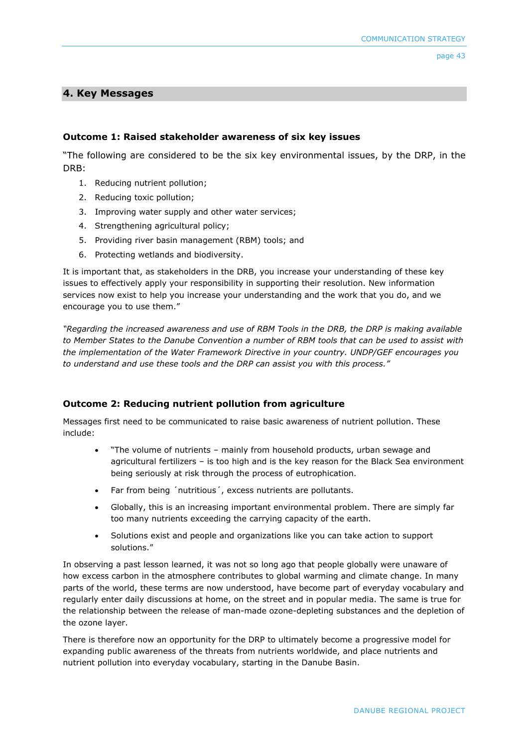## 4. Key Messages

### Outcome 1: Raised stakeholder awareness of six key issues

"The following are considered to be the six key environmental issues, by the DRP, in the DRB:

1. Reducing nutrient pollution;
2. Reducing toxic pollution;
3. Improving water supply and other water services;
4. Strengthening agricultural policy;
5. Providing river basin management (RBM) tools; and
6. Protecting wetlands and biodiversity.

It is important that, as stakeholders in the DRB, you increase your understanding of these key issues to effectively apply your responsibility in supporting their resolution. New information services now exist to help you increase your understanding and the work that you do, and we encourage you to use them."

*"Regarding the increased awareness and use of RBM Tools in the DRB, the DRP is making available to Member States to the Danube Convention a number of RBM tools that can be used to assist with the implementation of the Water Framework Directive in your country. UNDP/GEF encourages you to understand and use these tools and the DRP can assist you with this process."*

### Outcome 2: Reducing nutrient pollution from agriculture

Messages first need to be communicated to raise basic awareness of nutrient pollution. These include:

- "The volume of nutrients – mainly from household products, urban sewage and agricultural fertilizers – is too high and is the key reason for the Black Sea environment being seriously at risk through the process of eutrophication.
- Far from being ´nutritious´, excess nutrients are pollutants.
- Globally, this is an increasing important environmental problem. There are simply far too many nutrients exceeding the carrying capacity of the earth.
- Solutions exist and people and organizations like you can take action to support solutions."

In observing a past lesson learned, it was not so long ago that people globally were unaware of how excess carbon in the atmosphere contributes to global warming and climate change. In many parts of the world, these terms are now understood, have become part of everyday vocabulary and regularly enter daily discussions at home, on the street and in popular media. The same is true for the relationship between the release of man-made ozone-depleting substances and the depletion of the ozone layer.

There is therefore now an opportunity for the DRP to ultimately become a progressive model for expanding public awareness of the threats from nutrients worldwide, and place nutrients and nutrient pollution into everyday vocabulary, starting in the Danube Basin.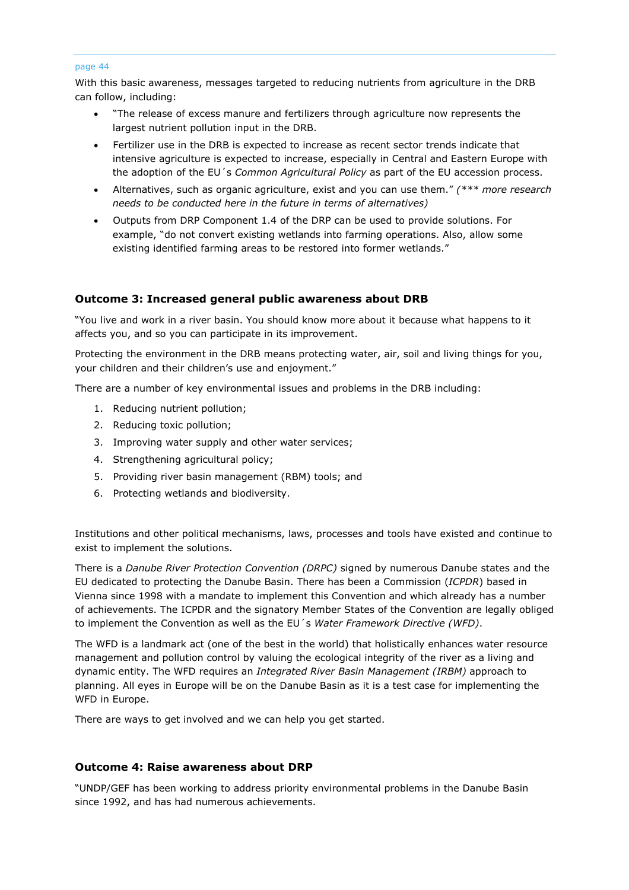With this basic awareness, messages targeted to reducing nutrients from agriculture in the DRB can follow, including:

- "The release of excess manure and fertilizers through agriculture now represents the largest nutrient pollution input in the DRB.
- Fertilizer use in the DRB is expected to increase as recent sector trends indicate that intensive agriculture is expected to increase, especially in Central and Eastern Europe with the adoption of the EU´s *Common Agricultural Policy* as part of the EU accession process.
- Alternatives, such as organic agriculture, exist and you can use them." *(*** more research needs to be conducted here in the future in terms of alternatives)*
- Outputs from DRP Component 1.4 of the DRP can be used to provide solutions. For example, "do not convert existing wetlands into farming operations. Also, allow some existing identified farming areas to be restored into former wetlands."

### Outcome 3: Increased general public awareness about DRB

"You live and work in a river basin. You should know more about it because what happens to it affects you, and so you can participate in its improvement.

Protecting the environment in the DRB means protecting water, air, soil and living things for you, your children and their children's use and enjoyment."

There are a number of key environmental issues and problems in the DRB including:

1. Reducing nutrient pollution;
2. Reducing toxic pollution;
3. Improving water supply and other water services;
4. Strengthening agricultural policy;
5. Providing river basin management (RBM) tools; and
6. Protecting wetlands and biodiversity.

Institutions and other political mechanisms, laws, processes and tools have existed and continue to exist to implement the solutions.

There is a *Danube River Protection Convention (DRPC)* signed by numerous Danube states and the EU dedicated to protecting the Danube Basin. There has been a Commission (*ICPDR*) based in Vienna since 1998 with a mandate to implement this Convention and which already has a number of achievements. The ICPDR and the signatory Member States of the Convention are legally obliged to implement the Convention as well as the EU´s *Water Framework Directive (WFD)*.

The WFD is a landmark act (one of the best in the world) that holistically enhances water resource management and pollution control by valuing the ecological integrity of the river as a living and dynamic entity. The WFD requires an *Integrated River Basin Management (IRBM)* approach to planning. All eyes in Europe will be on the Danube Basin as it is a test case for implementing the WFD in Europe.

There are ways to get involved and we can help you get started.

### Outcome 4: Raise awareness about DRP

"UNDP/GEF has been working to address priority environmental problems in the Danube Basin since 1992, and has had numerous achievements.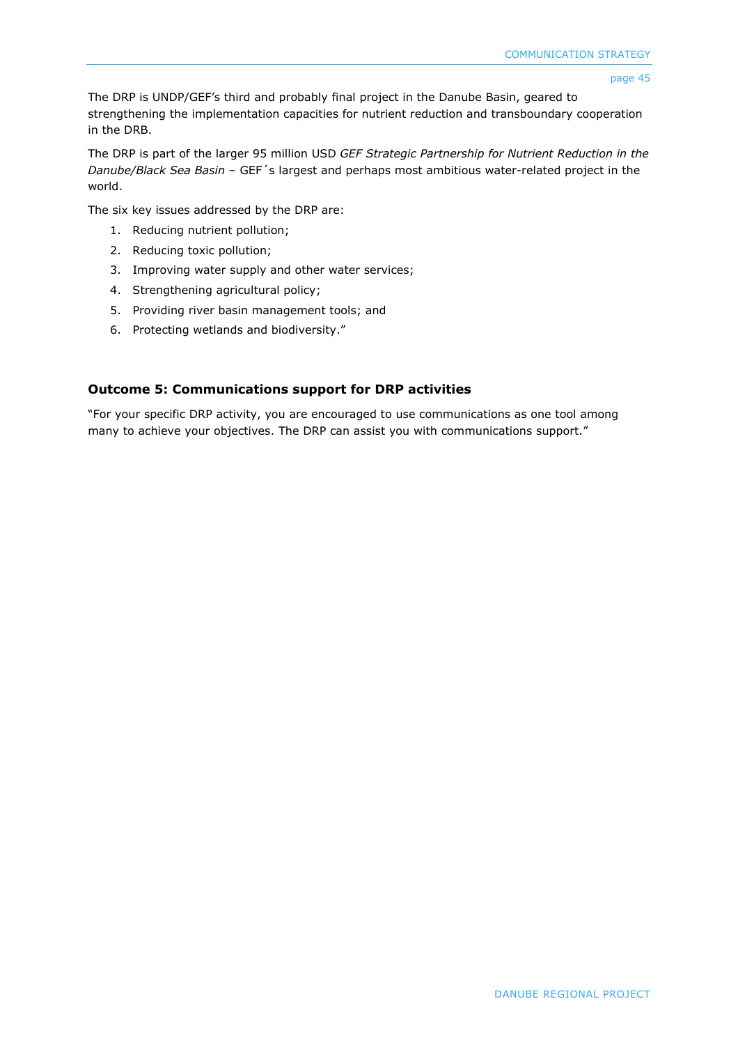The DRP is UNDP/GEF's third and probably final project in the Danube Basin, geared to strengthening the implementation capacities for nutrient reduction and transboundary cooperation in the DRB.

The DRP is part of the larger 95 million USD *GEF Strategic Partnership for Nutrient Reduction in the Danube/Black Sea Basin* – GEF´s largest and perhaps most ambitious water-related project in the world.

The six key issues addressed by the DRP are:

1. Reducing nutrient pollution;
2. Reducing toxic pollution;
3. Improving water supply and other water services;
4. Strengthening agricultural policy;
5. Providing river basin management tools; and
6. Protecting wetlands and biodiversity."

### Outcome 5: Communications support for DRP activities

"For your specific DRP activity, you are encouraged to use communications as one tool among many to achieve your objectives. The DRP can assist you with communications support."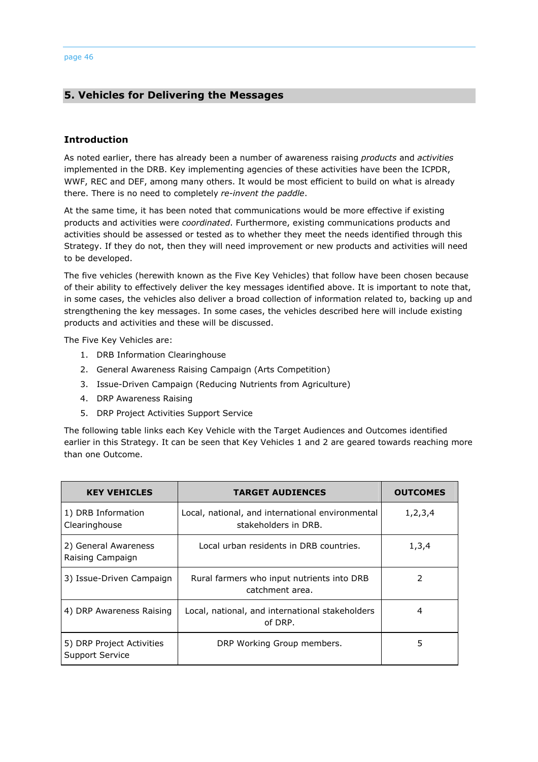## 5. Vehicles for Delivering the Messages

### Introduction

As noted earlier, there has already been a number of awareness raising *products* and *activities* implemented in the DRB. Key implementing agencies of these activities have been the ICPDR, WWF, REC and DEF, among many others. It would be most efficient to build on what is already there. There is no need to completely *re-invent the paddle*.

At the same time, it has been noted that communications would be more effective if existing products and activities were *coordinated*. Furthermore, existing communications products and activities should be assessed or tested as to whether they meet the needs identified through this Strategy. If they do not, then they will need improvement or new products and activities will need to be developed.

The five vehicles (herewith known as the Five Key Vehicles) that follow have been chosen because of their ability to effectively deliver the key messages identified above. It is important to note that, in some cases, the vehicles also deliver a broad collection of information related to, backing up and strengthening the key messages. In some cases, the vehicles described here will include existing products and activities and these will be discussed.

The Five Key Vehicles are:

1. DRB Information Clearinghouse
2. General Awareness Raising Campaign (Arts Competition)
3. Issue-Driven Campaign (Reducing Nutrients from Agriculture)
4. DRP Awareness Raising
5. DRP Project Activities Support Service

The following table links each Key Vehicle with the Target Audiences and Outcomes identified earlier in this Strategy. It can be seen that Key Vehicles 1 and 2 are geared towards reaching more than one Outcome.

| KEY VEHICLES | TARGET AUDIENCES | OUTCOMES |
|---|---|---|
| 1) DRB Information Clearinghouse | Local, national, and international environmental stakeholders in DRB. | 1,2,3,4 |
| 2) General Awareness Raising Campaign | Local urban residents in DRB countries. | 1,3,4 |
| 3) Issue-Driven Campaign | Rural farmers who input nutrients into DRB catchment area. | 2 |
| 4) DRP Awareness Raising | Local, national, and international stakeholders of DRP. | 4 |
| 5) DRP Project Activities Support Service | DRP Working Group members. | 5 |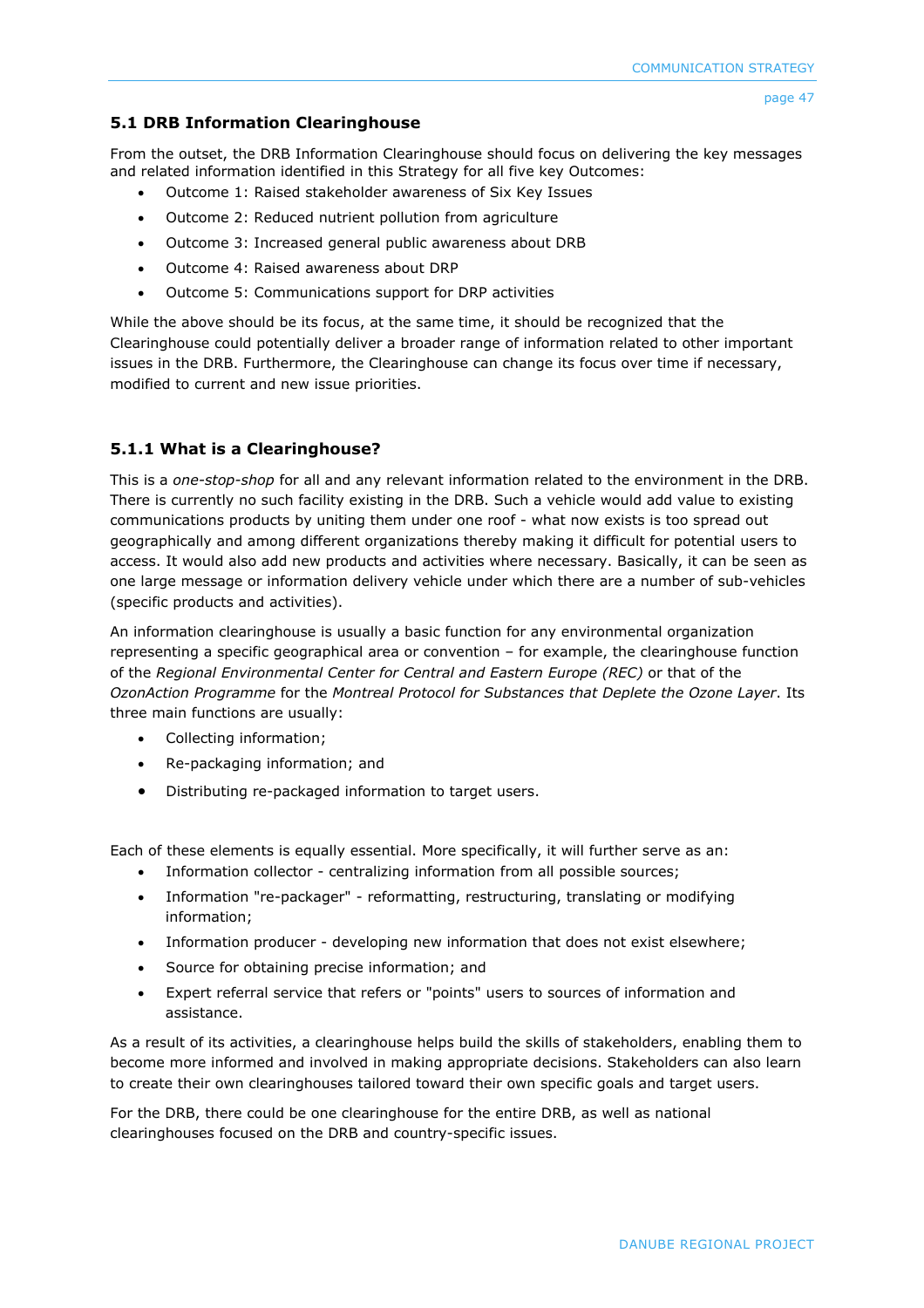## 5.1 DRB Information Clearinghouse

From the outset, the DRB Information Clearinghouse should focus on delivering the key messages and related information identified in this Strategy for all five key Outcomes:

- Outcome 1: Raised stakeholder awareness of Six Key Issues
- Outcome 2: Reduced nutrient pollution from agriculture
- Outcome 3: Increased general public awareness about DRB
- Outcome 4: Raised awareness about DRP
- Outcome 5: Communications support for DRP activities

While the above should be its focus, at the same time, it should be recognized that the Clearinghouse could potentially deliver a broader range of information related to other important issues in the DRB. Furthermore, the Clearinghouse can change its focus over time if necessary, modified to current and new issue priorities.

### 5.1.1 What is a Clearinghouse?

This is a *one-stop-shop* for all and any relevant information related to the environment in the DRB. There is currently no such facility existing in the DRB. Such a vehicle would add value to existing communications products by uniting them under one roof - what now exists is too spread out geographically and among different organizations thereby making it difficult for potential users to access. It would also add new products and activities where necessary. Basically, it can be seen as one large message or information delivery vehicle under which there are a number of sub-vehicles (specific products and activities).

An information clearinghouse is usually a basic function for any environmental organization representing a specific geographical area or convention – for example, the clearinghouse function of the *Regional Environmental Center for Central and Eastern Europe (REC)* or that of the *OzonAction Programme* for the *Montreal Protocol for Substances that Deplete the Ozone Layer*. Its three main functions are usually:

- Collecting information;
- Re-packaging information; and
- Distributing re-packaged information to target users.

Each of these elements is equally essential. More specifically, it will further serve as an:

- Information collector - centralizing information from all possible sources;
- Information "re-packager" - reformatting, restructuring, translating or modifying information;
- Information producer - developing new information that does not exist elsewhere;
- Source for obtaining precise information; and
- Expert referral service that refers or "points" users to sources of information and assistance.

As a result of its activities, a clearinghouse helps build the skills of stakeholders, enabling them to become more informed and involved in making appropriate decisions. Stakeholders can also learn to create their own clearinghouses tailored toward their own specific goals and target users.

For the DRB, there could be one clearinghouse for the entire DRB, as well as national clearinghouses focused on the DRB and country-specific issues.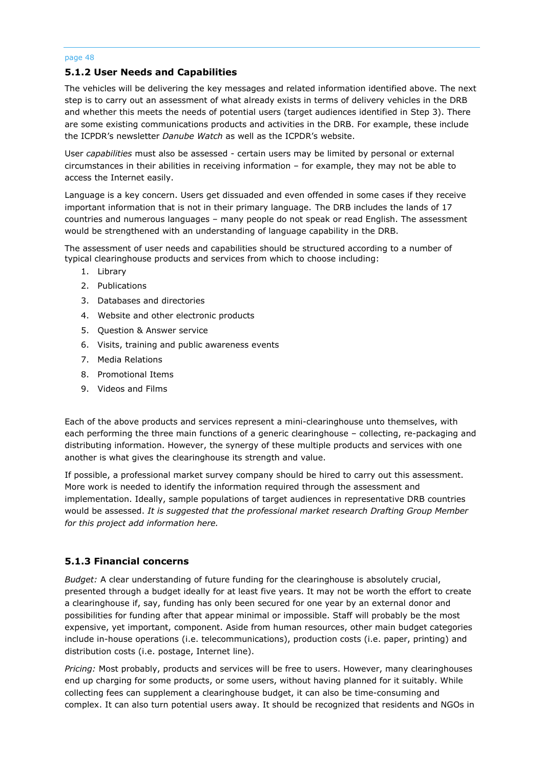### 5.1.2 User Needs and Capabilities

The vehicles will be delivering the key messages and related information identified above. The next step is to carry out an assessment of what already exists in terms of delivery vehicles in the DRB and whether this meets the needs of potential users (target audiences identified in Step 3). There are some existing communications products and activities in the DRB. For example, these include the ICPDR's newsletter *Danube Watch* as well as the ICPDR's website.

User *capabilities* must also be assessed - certain users may be limited by personal or external circumstances in their abilities in receiving information – for example, they may not be able to access the Internet easily.

Language is a key concern. Users get dissuaded and even offended in some cases if they receive important information that is not in their primary language. The DRB includes the lands of 17 countries and numerous languages – many people do not speak or read English. The assessment would be strengthened with an understanding of language capability in the DRB.

The assessment of user needs and capabilities should be structured according to a number of typical clearinghouse products and services from which to choose including:

1. Library
2. Publications
3. Databases and directories
4. Website and other electronic products
5. Question & Answer service
6. Visits, training and public awareness events
7. Media Relations
8. Promotional Items
9. Videos and Films

Each of the above products and services represent a mini-clearinghouse unto themselves, with each performing the three main functions of a generic clearinghouse – collecting, re-packaging and distributing information. However, the synergy of these multiple products and services with one another is what gives the clearinghouse its strength and value.

If possible, a professional market survey company should be hired to carry out this assessment. More work is needed to identify the information required through the assessment and implementation. Ideally, sample populations of target audiences in representative DRB countries would be assessed. *It is suggested that the professional market research Drafting Group Member for this project add information here.*

### 5.1.3 Financial concerns

*Budget:* A clear understanding of future funding for the clearinghouse is absolutely crucial, presented through a budget ideally for at least five years. It may not be worth the effort to create a clearinghouse if, say, funding has only been secured for one year by an external donor and possibilities for funding after that appear minimal or impossible. Staff will probably be the most expensive, yet important, component. Aside from human resources, other main budget categories include in-house operations (i.e. telecommunications), production costs (i.e. paper, printing) and distribution costs (i.e. postage, Internet line).

*Pricing:* Most probably, products and services will be free to users. However, many clearinghouses end up charging for some products, or some users, without having planned for it suitably. While collecting fees can supplement a clearinghouse budget, it can also be time-consuming and complex. It can also turn potential users away. It should be recognized that residents and NGOs in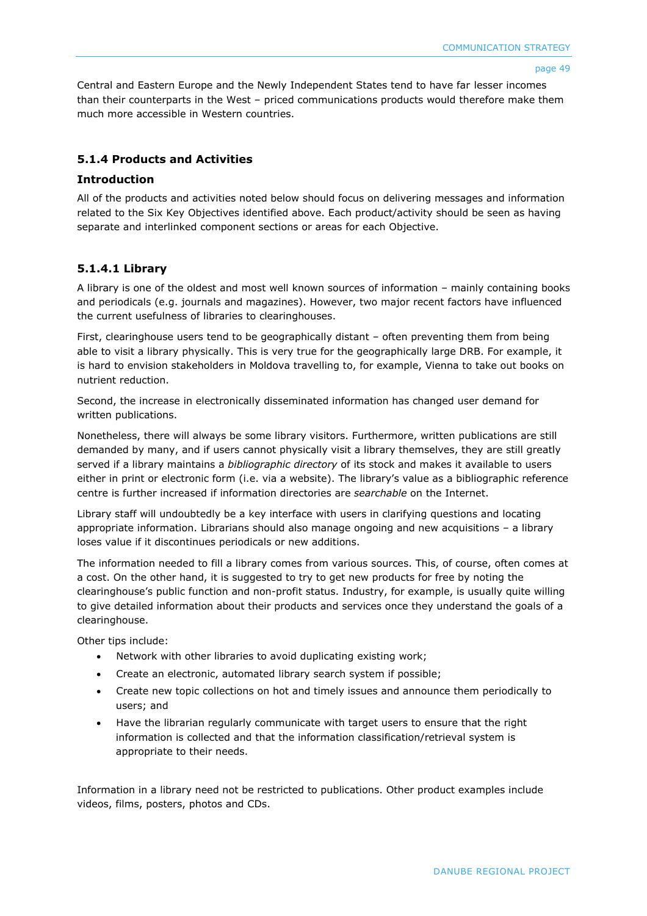Central and Eastern Europe and the Newly Independent States tend to have far lesser incomes than their counterparts in the West – priced communications products would therefore make them much more accessible in Western countries.

### 5.1.4 Products and Activities

#### Introduction

All of the products and activities noted below should focus on delivering messages and information related to the Six Key Objectives identified above. Each product/activity should be seen as having separate and interlinked component sections or areas for each Objective.

#### 5.1.4.1 Library

A library is one of the oldest and most well known sources of information – mainly containing books and periodicals (e.g. journals and magazines). However, two major recent factors have influenced the current usefulness of libraries to clearinghouses.

First, clearinghouse users tend to be geographically distant – often preventing them from being able to visit a library physically. This is very true for the geographically large DRB. For example, it is hard to envision stakeholders in Moldova travelling to, for example, Vienna to take out books on nutrient reduction.

Second, the increase in electronically disseminated information has changed user demand for written publications.

Nonetheless, there will always be some library visitors. Furthermore, written publications are still demanded by many, and if users cannot physically visit a library themselves, they are still greatly served if a library maintains a *bibliographic directory* of its stock and makes it available to users either in print or electronic form (i.e. via a website). The library's value as a bibliographic reference centre is further increased if information directories are *searchable* on the Internet.

Library staff will undoubtedly be a key interface with users in clarifying questions and locating appropriate information. Librarians should also manage ongoing and new acquisitions – a library loses value if it discontinues periodicals or new additions.

The information needed to fill a library comes from various sources. This, of course, often comes at a cost. On the other hand, it is suggested to try to get new products for free by noting the clearinghouse's public function and non-profit status. Industry, for example, is usually quite willing to give detailed information about their products and services once they understand the goals of a clearinghouse.

Other tips include:

- Network with other libraries to avoid duplicating existing work;
- Create an electronic, automated library search system if possible;
- Create new topic collections on hot and timely issues and announce them periodically to users; and
- Have the librarian regularly communicate with target users to ensure that the right information is collected and that the information classification/retrieval system is appropriate to their needs.

Information in a library need not be restricted to publications. Other product examples include videos, films, posters, photos and CDs.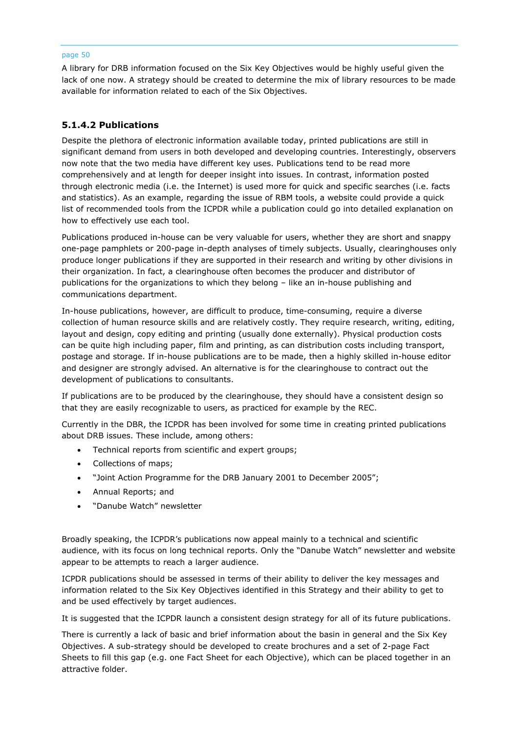A library for DRB information focused on the Six Key Objectives would be highly useful given the lack of one now. A strategy should be created to determine the mix of library resources to be made available for information related to each of the Six Objectives.

#### 5.1.4.2 Publications

Despite the plethora of electronic information available today, printed publications are still in significant demand from users in both developed and developing countries. Interestingly, observers now note that the two media have different key uses. Publications tend to be read more comprehensively and at length for deeper insight into issues. In contrast, information posted through electronic media (i.e. the Internet) is used more for quick and specific searches (i.e. facts and statistics). As an example, regarding the issue of RBM tools, a website could provide a quick list of recommended tools from the ICPDR while a publication could go into detailed explanation on how to effectively use each tool.

Publications produced in-house can be very valuable for users, whether they are short and snappy one-page pamphlets or 200-page in-depth analyses of timely subjects. Usually, clearinghouses only produce longer publications if they are supported in their research and writing by other divisions in their organization. In fact, a clearinghouse often becomes the producer and distributor of publications for the organizations to which they belong – like an in-house publishing and communications department.

In-house publications, however, are difficult to produce, time-consuming, require a diverse collection of human resource skills and are relatively costly. They require research, writing, editing, layout and design, copy editing and printing (usually done externally). Physical production costs can be quite high including paper, film and printing, as can distribution costs including transport, postage and storage. If in-house publications are to be made, then a highly skilled in-house editor and designer are strongly advised. An alternative is for the clearinghouse to contract out the development of publications to consultants.

If publications are to be produced by the clearinghouse, they should have a consistent design so that they are easily recognizable to users, as practiced for example by the REC.

Currently in the DBR, the ICPDR has been involved for some time in creating printed publications about DRB issues. These include, among others:

- Technical reports from scientific and expert groups;
- Collections of maps;
- "Joint Action Programme for the DRB January 2001 to December 2005";
- Annual Reports; and
- "Danube Watch" newsletter

Broadly speaking, the ICPDR's publications now appeal mainly to a technical and scientific audience, with its focus on long technical reports. Only the "Danube Watch" newsletter and website appear to be attempts to reach a larger audience.

ICPDR publications should be assessed in terms of their ability to deliver the key messages and information related to the Six Key Objectives identified in this Strategy and their ability to get to and be used effectively by target audiences.

It is suggested that the ICPDR launch a consistent design strategy for all of its future publications.

There is currently a lack of basic and brief information about the basin in general and the Six Key Objectives. A sub-strategy should be developed to create brochures and a set of 2-page Fact Sheets to fill this gap (e.g. one Fact Sheet for each Objective), which can be placed together in an attractive folder.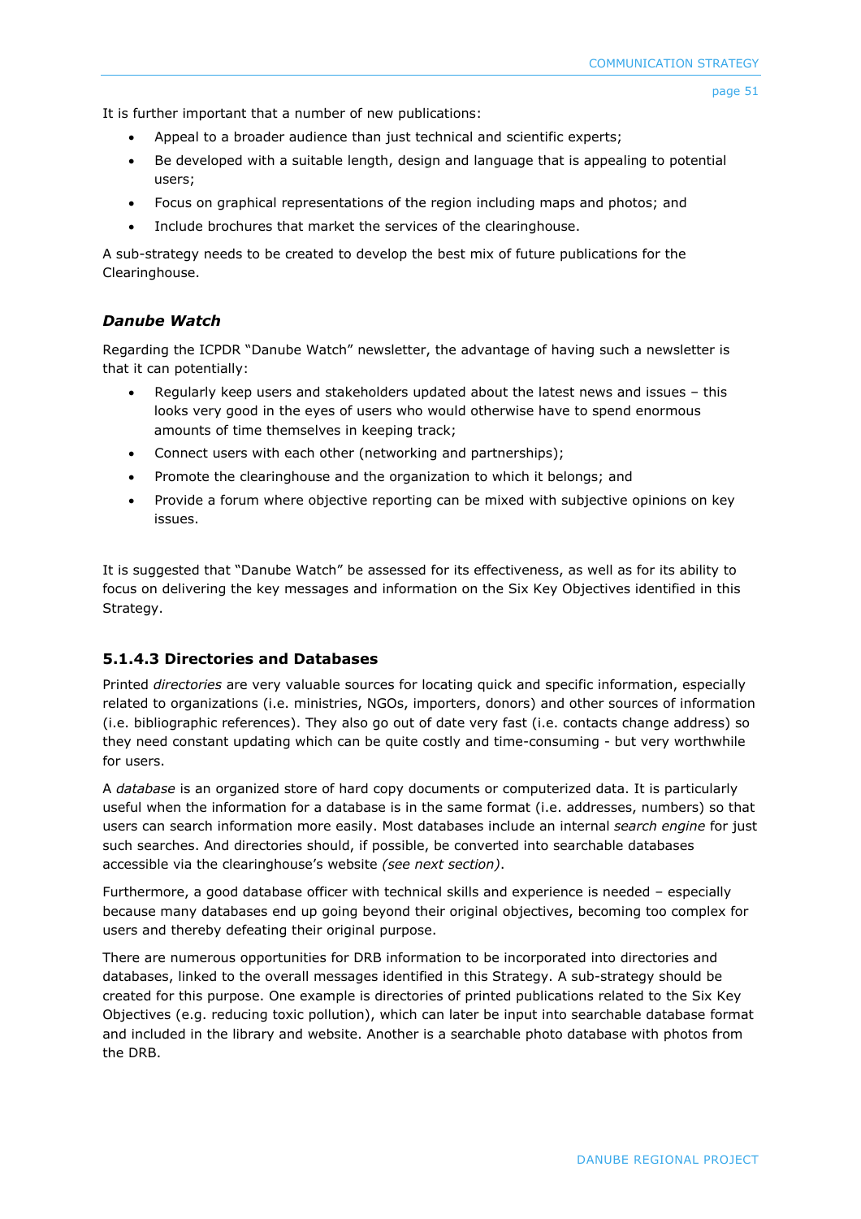It is further important that a number of new publications:

- Appeal to a broader audience than just technical and scientific experts;
- Be developed with a suitable length, design and language that is appealing to potential users;
- Focus on graphical representations of the region including maps and photos; and
- Include brochures that market the services of the clearinghouse.

A sub-strategy needs to be created to develop the best mix of future publications for the Clearinghouse.

### *Danube Watch*

Regarding the ICPDR "Danube Watch" newsletter, the advantage of having such a newsletter is that it can potentially:

- Regularly keep users and stakeholders updated about the latest news and issues – this looks very good in the eyes of users who would otherwise have to spend enormous amounts of time themselves in keeping track;
- Connect users with each other (networking and partnerships);
- Promote the clearinghouse and the organization to which it belongs; and
- Provide a forum where objective reporting can be mixed with subjective opinions on key issues.

It is suggested that "Danube Watch" be assessed for its effectiveness, as well as for its ability to focus on delivering the key messages and information on the Six Key Objectives identified in this Strategy.

### 5.1.4.3 Directories and Databases

Printed *directories* are very valuable sources for locating quick and specific information, especially related to organizations (i.e. ministries, NGOs, importers, donors) and other sources of information (i.e. bibliographic references). They also go out of date very fast (i.e. contacts change address) so they need constant updating which can be quite costly and time-consuming - but very worthwhile for users.

A *database* is an organized store of hard copy documents or computerized data. It is particularly useful when the information for a database is in the same format (i.e. addresses, numbers) so that users can search information more easily. Most databases include an internal *search engine* for just such searches. And directories should, if possible, be converted into searchable databases accessible via the clearinghouse's website *(see next section)*.

Furthermore, a good database officer with technical skills and experience is needed – especially because many databases end up going beyond their original objectives, becoming too complex for users and thereby defeating their original purpose.

There are numerous opportunities for DRB information to be incorporated into directories and databases, linked to the overall messages identified in this Strategy. A sub-strategy should be created for this purpose. One example is directories of printed publications related to the Six Key Objectives (e.g. reducing toxic pollution), which can later be input into searchable database format and included in the library and website. Another is a searchable photo database with photos from the DRB.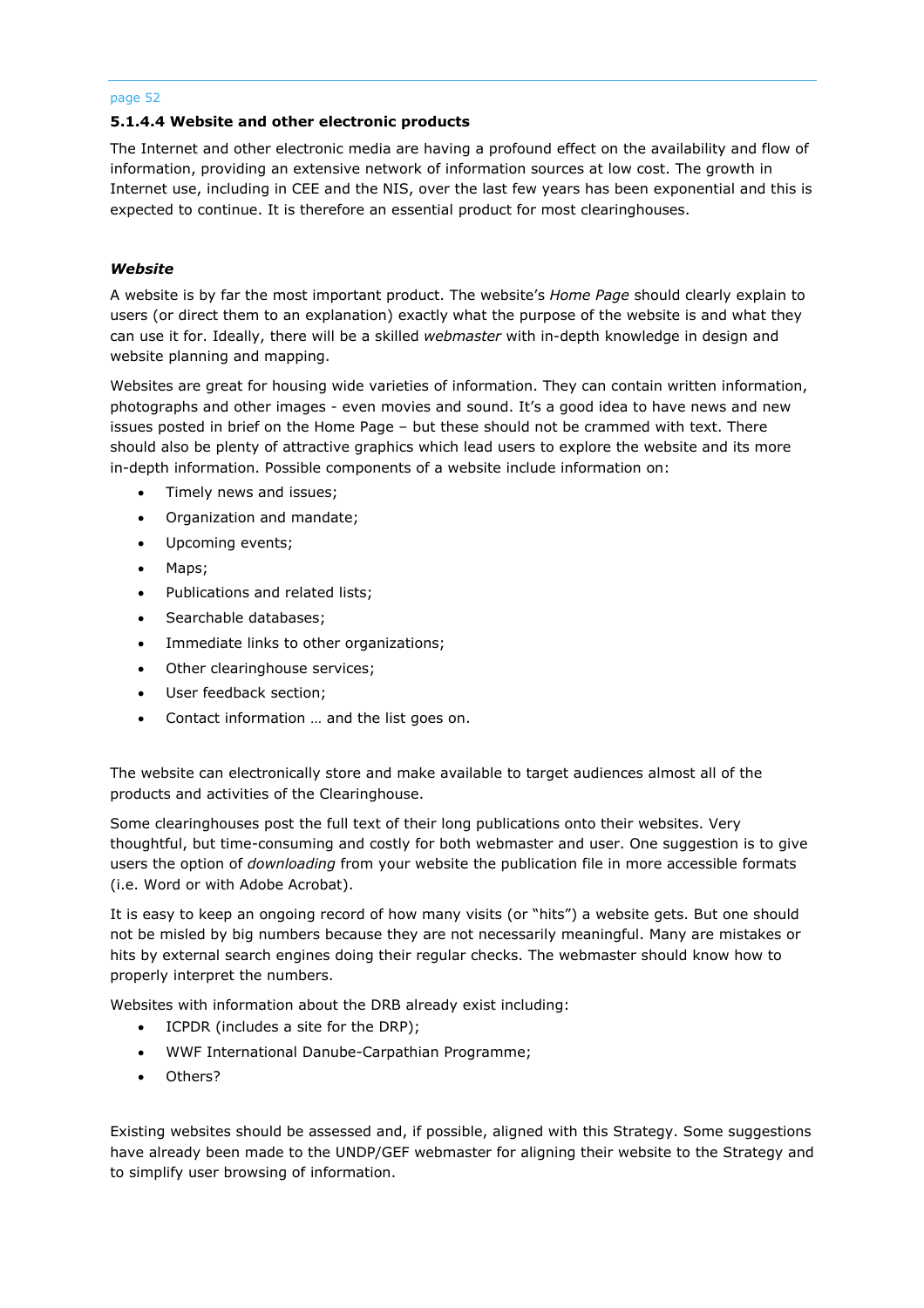#### 5.1.4.4 Website and other electronic products

The Internet and other electronic media are having a profound effect on the availability and flow of information, providing an extensive network of information sources at low cost. The growth in Internet use, including in CEE and the NIS, over the last few years has been exponential and this is expected to continue. It is therefore an essential product for most clearinghouses.

***Website***

A website is by far the most important product. The website's *Home Page* should clearly explain to users (or direct them to an explanation) exactly what the purpose of the website is and what they can use it for. Ideally, there will be a skilled *webmaster* with in-depth knowledge in design and website planning and mapping.

Websites are great for housing wide varieties of information. They can contain written information, photographs and other images - even movies and sound. It's a good idea to have news and new issues posted in brief on the Home Page – but these should not be crammed with text. There should also be plenty of attractive graphics which lead users to explore the website and its more in-depth information. Possible components of a website include information on:

- Timely news and issues;
- Organization and mandate;
- Upcoming events;
- Maps;
- Publications and related lists;
- Searchable databases;
- Immediate links to other organizations;
- Other clearinghouse services;
- User feedback section;
- Contact information … and the list goes on.

The website can electronically store and make available to target audiences almost all of the products and activities of the Clearinghouse.

Some clearinghouses post the full text of their long publications onto their websites. Very thoughtful, but time-consuming and costly for both webmaster and user. One suggestion is to give users the option of *downloading* from your website the publication file in more accessible formats (i.e. Word or with Adobe Acrobat).

It is easy to keep an ongoing record of how many visits (or "hits") a website gets. But one should not be misled by big numbers because they are not necessarily meaningful. Many are mistakes or hits by external search engines doing their regular checks. The webmaster should know how to properly interpret the numbers.

Websites with information about the DRB already exist including:

- ICPDR (includes a site for the DRP);
- WWF International Danube-Carpathian Programme;
- Others?

Existing websites should be assessed and, if possible, aligned with this Strategy. Some suggestions have already been made to the UNDP/GEF webmaster for aligning their website to the Strategy and to simplify user browsing of information.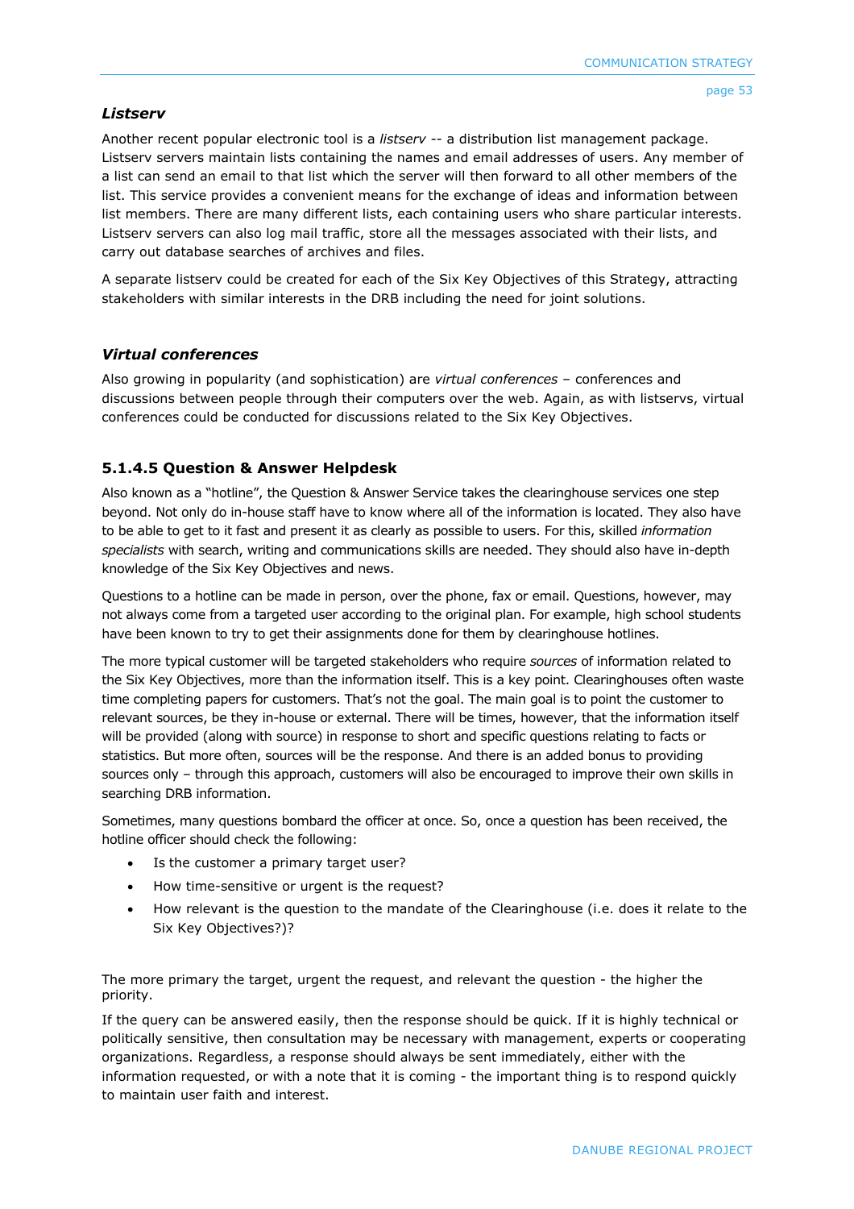### *Listserv*

Another recent popular electronic tool is a *listserv* -- a distribution list management package. Listserv servers maintain lists containing the names and email addresses of users. Any member of a list can send an email to that list which the server will then forward to all other members of the list. This service provides a convenient means for the exchange of ideas and information between list members. There are many different lists, each containing users who share particular interests. Listserv servers can also log mail traffic, store all the messages associated with their lists, and carry out database searches of archives and files.

A separate listserv could be created for each of the Six Key Objectives of this Strategy, attracting stakeholders with similar interests in the DRB including the need for joint solutions.

### *Virtual conferences*

Also growing in popularity (and sophistication) are *virtual conferences* – conferences and discussions between people through their computers over the web. Again, as with listservs, virtual conferences could be conducted for discussions related to the Six Key Objectives.

### 5.1.4.5 Question & Answer Helpdesk

Also known as a "hotline", the Question & Answer Service takes the clearinghouse services one step beyond. Not only do in-house staff have to know where all of the information is located. They also have to be able to get to it fast and present it as clearly as possible to users. For this, skilled *information specialists* with search, writing and communications skills are needed. They should also have in-depth knowledge of the Six Key Objectives and news.

Questions to a hotline can be made in person, over the phone, fax or email. Questions, however, may not always come from a targeted user according to the original plan. For example, high school students have been known to try to get their assignments done for them by clearinghouse hotlines.

The more typical customer will be targeted stakeholders who require *sources* of information related to the Six Key Objectives, more than the information itself. This is a key point. Clearinghouses often waste time completing papers for customers. That's not the goal. The main goal is to point the customer to relevant sources, be they in-house or external. There will be times, however, that the information itself will be provided (along with source) in response to short and specific questions relating to facts or statistics. But more often, sources will be the response. And there is an added bonus to providing sources only – through this approach, customers will also be encouraged to improve their own skills in searching DRB information.

Sometimes, many questions bombard the officer at once. So, once a question has been received, the hotline officer should check the following:

- Is the customer a primary target user?
- How time-sensitive or urgent is the request?
- How relevant is the question to the mandate of the Clearinghouse (i.e. does it relate to the Six Key Objectives?)?

The more primary the target, urgent the request, and relevant the question - the higher the priority.

If the query can be answered easily, then the response should be quick. If it is highly technical or politically sensitive, then consultation may be necessary with management, experts or cooperating organizations. Regardless, a response should always be sent immediately, either with the information requested, or with a note that it is coming - the important thing is to respond quickly to maintain user faith and interest.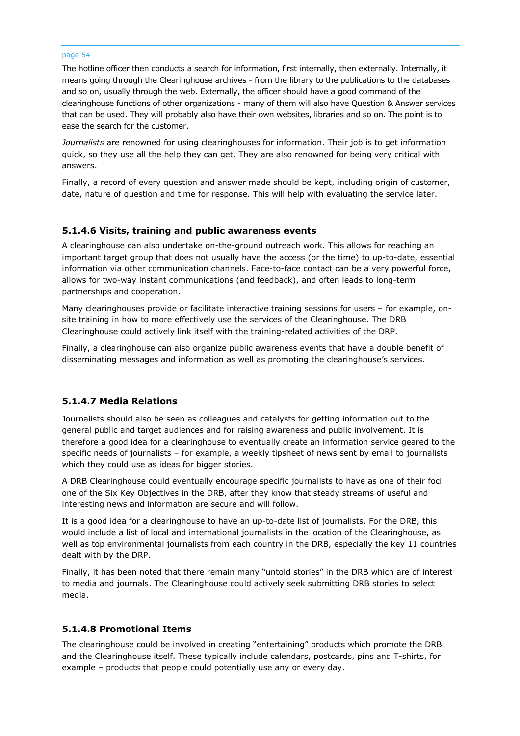The hotline officer then conducts a search for information, first internally, then externally. Internally, it means going through the Clearinghouse archives - from the library to the publications to the databases and so on, usually through the web. Externally, the officer should have a good command of the clearinghouse functions of other organizations - many of them will also have Question & Answer services that can be used. They will probably also have their own websites, libraries and so on. The point is to ease the search for the customer.

*Journalists* are renowned for using clearinghouses for information. Their job is to get information quick, so they use all the help they can get. They are also renowned for being very critical with answers.

Finally, a record of every question and answer made should be kept, including origin of customer, date, nature of question and time for response. This will help with evaluating the service later.

#### 5.1.4.6 Visits, training and public awareness events

A clearinghouse can also undertake on-the-ground outreach work. This allows for reaching an important target group that does not usually have the access (or the time) to up-to-date, essential information via other communication channels. Face-to-face contact can be a very powerful force, allows for two-way instant communications (and feedback), and often leads to long-term partnerships and cooperation.

Many clearinghouses provide or facilitate interactive training sessions for users – for example, on-site training in how to more effectively use the services of the Clearinghouse. The DRB Clearinghouse could actively link itself with the training-related activities of the DRP.

Finally, a clearinghouse can also organize public awareness events that have a double benefit of disseminating messages and information as well as promoting the clearinghouse's services.

#### 5.1.4.7 Media Relations

Journalists should also be seen as colleagues and catalysts for getting information out to the general public and target audiences and for raising awareness and public involvement. It is therefore a good idea for a clearinghouse to eventually create an information service geared to the specific needs of journalists – for example, a weekly tipsheet of news sent by email to journalists which they could use as ideas for bigger stories.

A DRB Clearinghouse could eventually encourage specific journalists to have as one of their foci one of the Six Key Objectives in the DRB, after they know that steady streams of useful and interesting news and information are secure and will follow.

It is a good idea for a clearinghouse to have an up-to-date list of journalists. For the DRB, this would include a list of local and international journalists in the location of the Clearinghouse, as well as top environmental journalists from each country in the DRB, especially the key 11 countries dealt with by the DRP.

Finally, it has been noted that there remain many "untold stories" in the DRB which are of interest to media and journals. The Clearinghouse could actively seek submitting DRB stories to select media.

#### 5.1.4.8 Promotional Items

The clearinghouse could be involved in creating "entertaining" products which promote the DRB and the Clearinghouse itself. These typically include calendars, postcards, pins and T-shirts, for example – products that people could potentially use any or every day.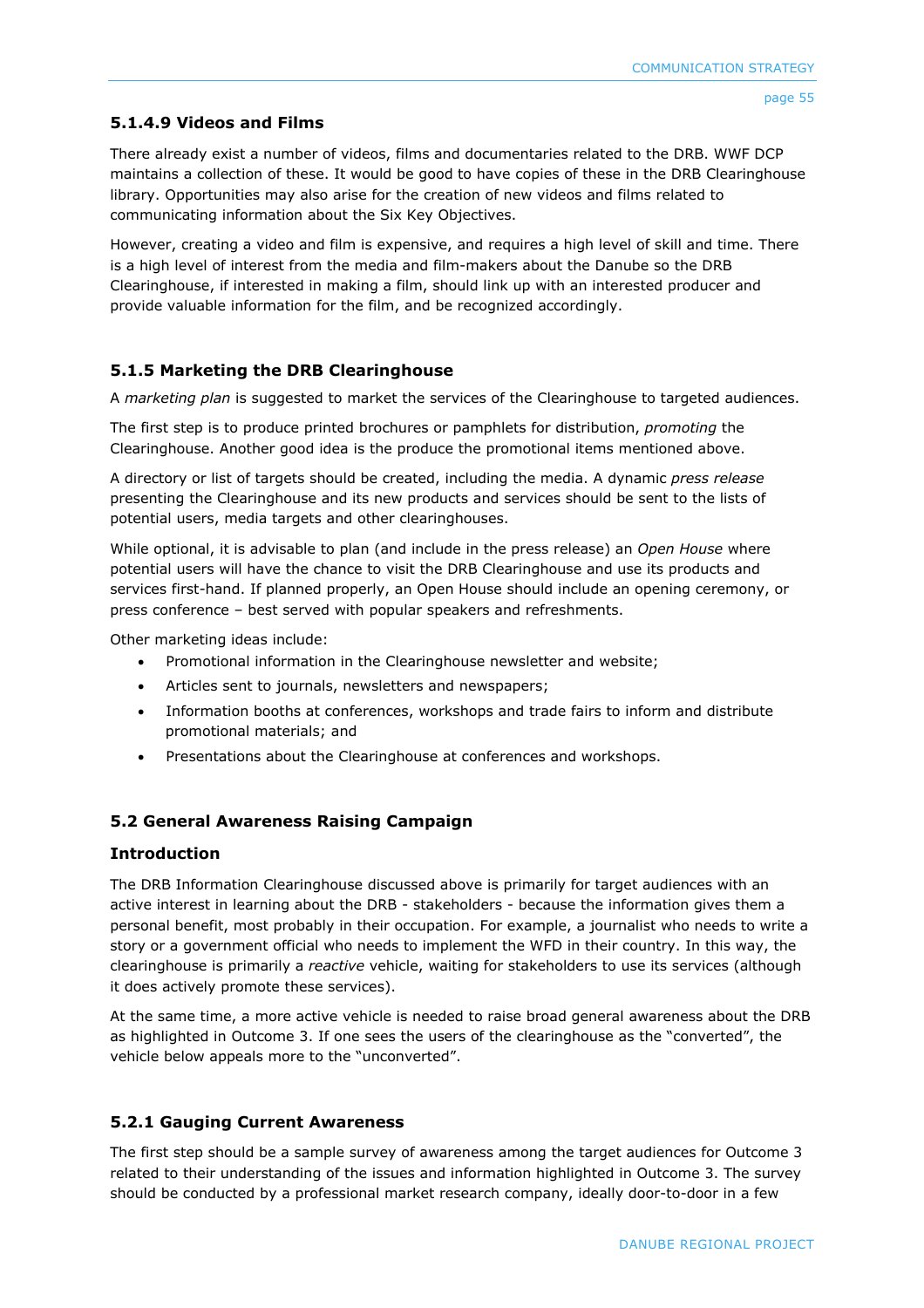#### 5.1.4.9 Videos and Films

There already exist a number of videos, films and documentaries related to the DRB. WWF DCP maintains a collection of these. It would be good to have copies of these in the DRB Clearinghouse library. Opportunities may also arise for the creation of new videos and films related to communicating information about the Six Key Objectives.

However, creating a video and film is expensive, and requires a high level of skill and time. There is a high level of interest from the media and film-makers about the Danube so the DRB Clearinghouse, if interested in making a film, should link up with an interested producer and provide valuable information for the film, and be recognized accordingly.

### 5.1.5 Marketing the DRB Clearinghouse

A *marketing plan* is suggested to market the services of the Clearinghouse to targeted audiences.

The first step is to produce printed brochures or pamphlets for distribution, *promoting* the Clearinghouse. Another good idea is the produce the promotional items mentioned above.

A directory or list of targets should be created, including the media. A dynamic *press release* presenting the Clearinghouse and its new products and services should be sent to the lists of potential users, media targets and other clearinghouses.

While optional, it is advisable to plan (and include in the press release) an *Open House* where potential users will have the chance to visit the DRB Clearinghouse and use its products and services first-hand. If planned properly, an Open House should include an opening ceremony, or press conference – best served with popular speakers and refreshments.

Other marketing ideas include:

- Promotional information in the Clearinghouse newsletter and website;
- Articles sent to journals, newsletters and newspapers;
- Information booths at conferences, workshops and trade fairs to inform and distribute promotional materials; and
- Presentations about the Clearinghouse at conferences and workshops.

## 5.2 General Awareness Raising Campaign

### Introduction

The DRB Information Clearinghouse discussed above is primarily for target audiences with an active interest in learning about the DRB - stakeholders - because the information gives them a personal benefit, most probably in their occupation. For example, a journalist who needs to write a story or a government official who needs to implement the WFD in their country. In this way, the clearinghouse is primarily a *reactive* vehicle, waiting for stakeholders to use its services (although it does actively promote these services).

At the same time, a more active vehicle is needed to raise broad general awareness about the DRB as highlighted in Outcome 3. If one sees the users of the clearinghouse as the "converted", the vehicle below appeals more to the "unconverted".

### 5.2.1 Gauging Current Awareness

The first step should be a sample survey of awareness among the target audiences for Outcome 3 related to their understanding of the issues and information highlighted in Outcome 3. The survey should be conducted by a professional market research company, ideally door-to-door in a few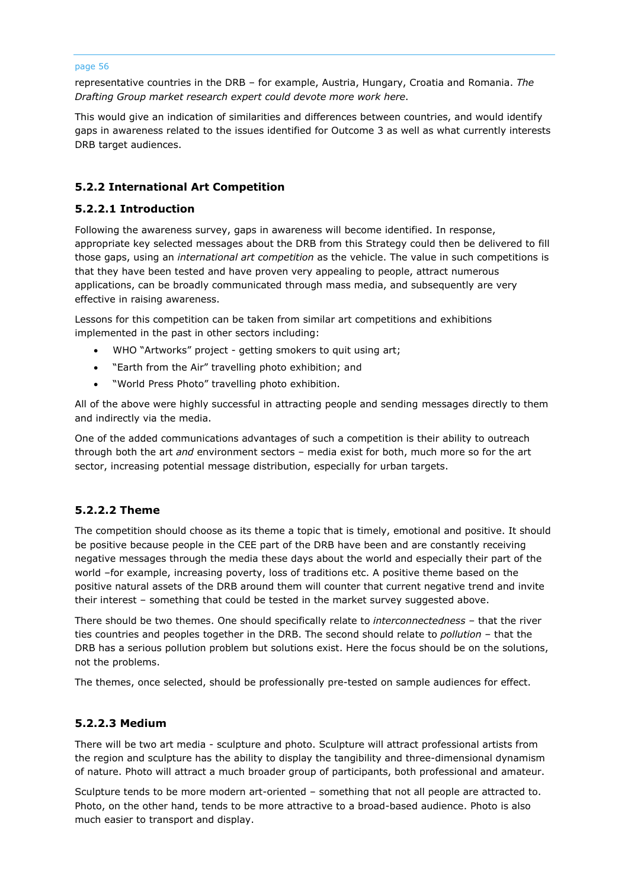representative countries in the DRB – for example, Austria, Hungary, Croatia and Romania. *The Drafting Group market research expert could devote more work here.*

This would give an indication of similarities and differences between countries, and would identify gaps in awareness related to the issues identified for Outcome 3 as well as what currently interests DRB target audiences.

### 5.2.2 International Art Competition

#### 5.2.2.1 Introduction

Following the awareness survey, gaps in awareness will become identified. In response, appropriate key selected messages about the DRB from this Strategy could then be delivered to fill those gaps, using an *international art competition* as the vehicle. The value in such competitions is that they have been tested and have proven very appealing to people, attract numerous applications, can be broadly communicated through mass media, and subsequently are very effective in raising awareness.

Lessons for this competition can be taken from similar art competitions and exhibitions implemented in the past in other sectors including:

- WHO "Artworks" project - getting smokers to quit using art;
- "Earth from the Air" travelling photo exhibition; and
- "World Press Photo" travelling photo exhibition.

All of the above were highly successful in attracting people and sending messages directly to them and indirectly via the media.

One of the added communications advantages of such a competition is their ability to outreach through both the art *and* environment sectors – media exist for both, much more so for the art sector, increasing potential message distribution, especially for urban targets.

#### 5.2.2.2 Theme

The competition should choose as its theme a topic that is timely, emotional and positive. It should be positive because people in the CEE part of the DRB have been and are constantly receiving negative messages through the media these days about the world and especially their part of the world –for example, increasing poverty, loss of traditions etc. A positive theme based on the positive natural assets of the DRB around them will counter that current negative trend and invite their interest – something that could be tested in the market survey suggested above.

There should be two themes. One should specifically relate to *interconnectedness* – that the river ties countries and peoples together in the DRB. The second should relate to *pollution* – that the DRB has a serious pollution problem but solutions exist. Here the focus should be on the solutions, not the problems.

The themes, once selected, should be professionally pre-tested on sample audiences for effect.

#### 5.2.2.3 Medium

There will be two art media - sculpture and photo. Sculpture will attract professional artists from the region and sculpture has the ability to display the tangibility and three-dimensional dynamism of nature. Photo will attract a much broader group of participants, both professional and amateur.

Sculpture tends to be more modern art-oriented – something that not all people are attracted to. Photo, on the other hand, tends to be more attractive to a broad-based audience. Photo is also much easier to transport and display.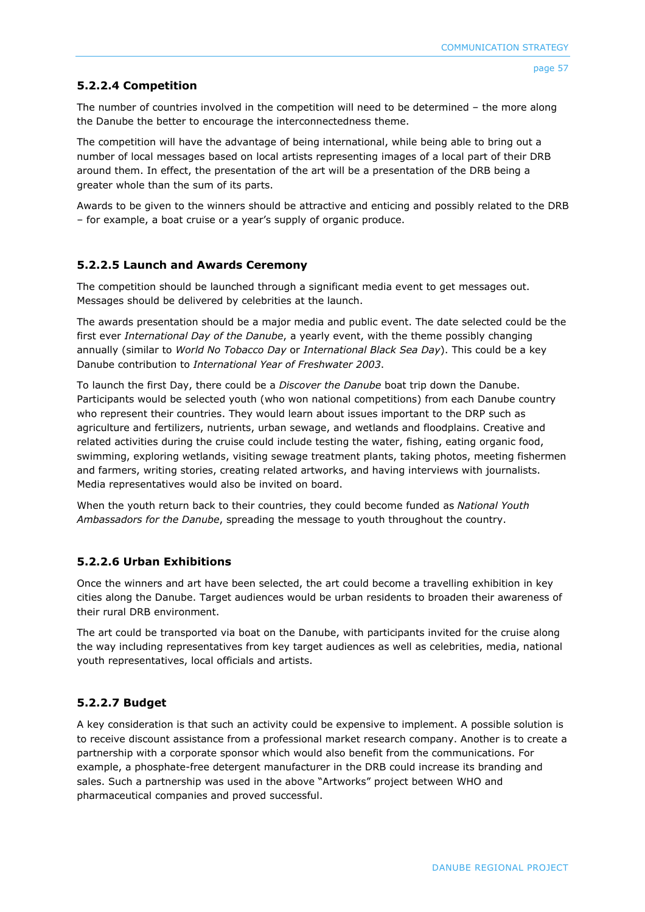### 5.2.2.4 Competition

The number of countries involved in the competition will need to be determined – the more along the Danube the better to encourage the interconnectedness theme.

The competition will have the advantage of being international, while being able to bring out a number of local messages based on local artists representing images of a local part of their DRB around them. In effect, the presentation of the art will be a presentation of the DRB being a greater whole than the sum of its parts.

Awards to be given to the winners should be attractive and enticing and possibly related to the DRB – for example, a boat cruise or a year's supply of organic produce.

### 5.2.2.5 Launch and Awards Ceremony

The competition should be launched through a significant media event to get messages out. Messages should be delivered by celebrities at the launch.

The awards presentation should be a major media and public event. The date selected could be the first ever *International Day of the Danube*, a yearly event, with the theme possibly changing annually (similar to *World No Tobacco Day* or *International Black Sea Day*). This could be a key Danube contribution to *International Year of Freshwater 2003*.

To launch the first Day, there could be a *Discover the Danube* boat trip down the Danube. Participants would be selected youth (who won national competitions) from each Danube country who represent their countries. They would learn about issues important to the DRP such as agriculture and fertilizers, nutrients, urban sewage, and wetlands and floodplains. Creative and related activities during the cruise could include testing the water, fishing, eating organic food, swimming, exploring wetlands, visiting sewage treatment plants, taking photos, meeting fishermen and farmers, writing stories, creating related artworks, and having interviews with journalists. Media representatives would also be invited on board.

When the youth return back to their countries, they could become funded as *National Youth Ambassadors for the Danube*, spreading the message to youth throughout the country.

### 5.2.2.6 Urban Exhibitions

Once the winners and art have been selected, the art could become a travelling exhibition in key cities along the Danube. Target audiences would be urban residents to broaden their awareness of their rural DRB environment.

The art could be transported via boat on the Danube, with participants invited for the cruise along the way including representatives from key target audiences as well as celebrities, media, national youth representatives, local officials and artists.

### 5.2.2.7 Budget

A key consideration is that such an activity could be expensive to implement. A possible solution is to receive discount assistance from a professional market research company. Another is to create a partnership with a corporate sponsor which would also benefit from the communications. For example, a phosphate-free detergent manufacturer in the DRB could increase its branding and sales. Such a partnership was used in the above "Artworks" project between WHO and pharmaceutical companies and proved successful.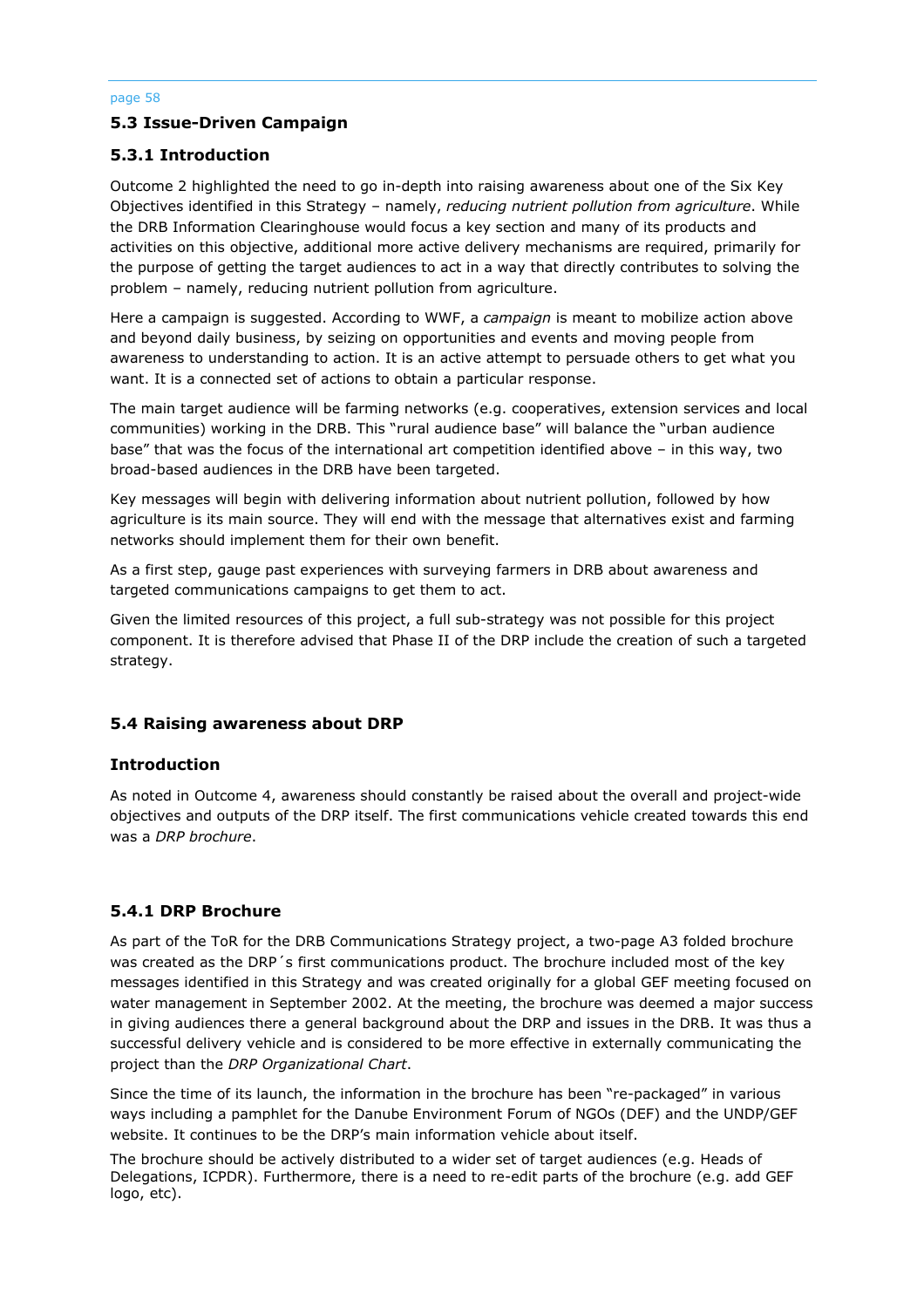## 5.3 Issue-Driven Campaign

### 5.3.1 Introduction

Outcome 2 highlighted the need to go in-depth into raising awareness about one of the Six Key Objectives identified in this Strategy – namely, *reducing nutrient pollution from agriculture*. While the DRB Information Clearinghouse would focus a key section and many of its products and activities on this objective, additional more active delivery mechanisms are required, primarily for the purpose of getting the target audiences to act in a way that directly contributes to solving the problem – namely, reducing nutrient pollution from agriculture.

Here a campaign is suggested. According to WWF, a *campaign* is meant to mobilize action above and beyond daily business, by seizing on opportunities and events and moving people from awareness to understanding to action. It is an active attempt to persuade others to get what you want. It is a connected set of actions to obtain a particular response.

The main target audience will be farming networks (e.g. cooperatives, extension services and local communities) working in the DRB. This "rural audience base" will balance the "urban audience base" that was the focus of the international art competition identified above – in this way, two broad-based audiences in the DRB have been targeted.

Key messages will begin with delivering information about nutrient pollution, followed by how agriculture is its main source. They will end with the message that alternatives exist and farming networks should implement them for their own benefit.

As a first step, gauge past experiences with surveying farmers in DRB about awareness and targeted communications campaigns to get them to act.

Given the limited resources of this project, a full sub-strategy was not possible for this project component. It is therefore advised that Phase II of the DRP include the creation of such a targeted strategy.

## 5.4 Raising awareness about DRP

### Introduction

As noted in Outcome 4, awareness should constantly be raised about the overall and project-wide objectives and outputs of the DRP itself. The first communications vehicle created towards this end was a *DRP brochure*.

### 5.4.1 DRP Brochure

As part of the ToR for the DRB Communications Strategy project, a two-page A3 folded brochure was created as the DRP´s first communications product. The brochure included most of the key messages identified in this Strategy and was created originally for a global GEF meeting focused on water management in September 2002. At the meeting, the brochure was deemed a major success in giving audiences there a general background about the DRP and issues in the DRB. It was thus a successful delivery vehicle and is considered to be more effective in externally communicating the project than the *DRP Organizational Chart*.

Since the time of its launch, the information in the brochure has been "re-packaged" in various ways including a pamphlet for the Danube Environment Forum of NGOs (DEF) and the UNDP/GEF website. It continues to be the DRP's main information vehicle about itself.

The brochure should be actively distributed to a wider set of target audiences (e.g. Heads of Delegations, ICPDR). Furthermore, there is a need to re-edit parts of the brochure (e.g. add GEF logo, etc).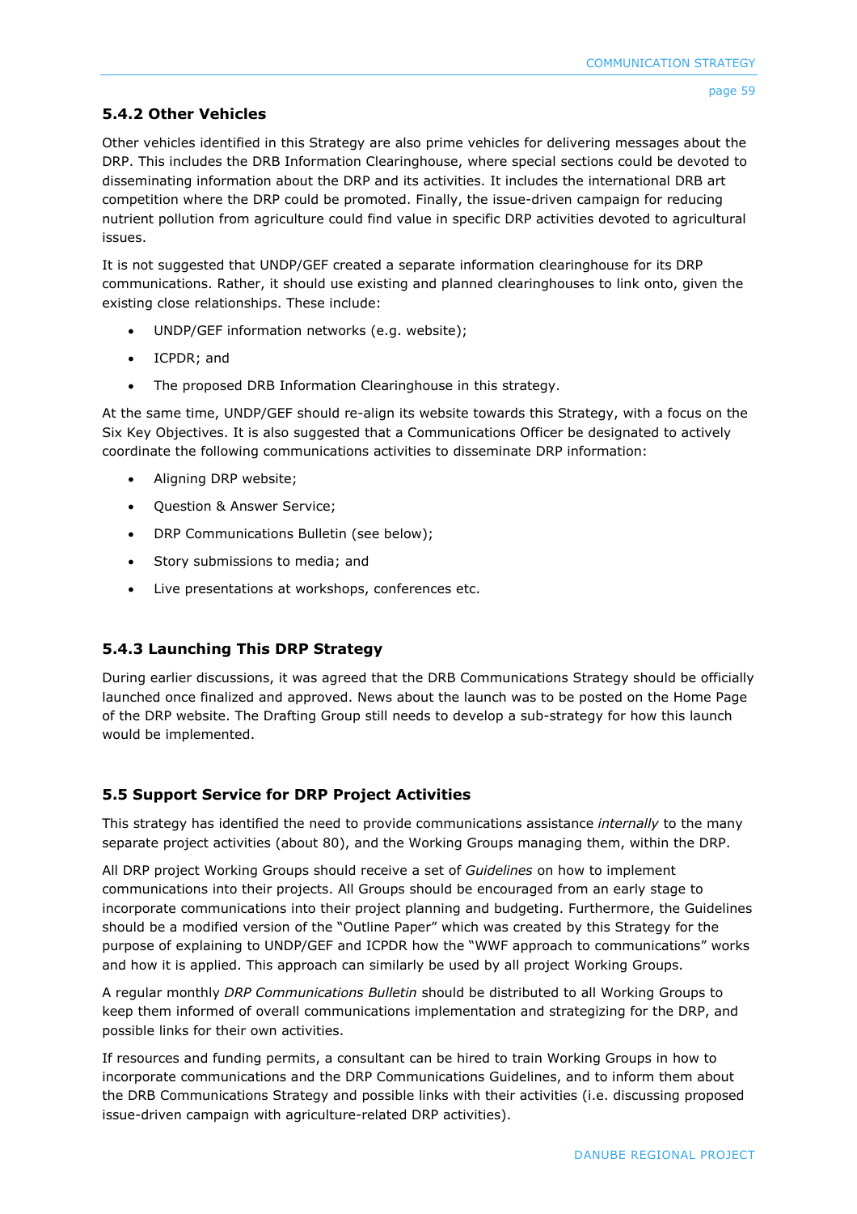### 5.4.2 Other Vehicles

Other vehicles identified in this Strategy are also prime vehicles for delivering messages about the DRP. This includes the DRB Information Clearinghouse, where special sections could be devoted to disseminating information about the DRP and its activities. It includes the international DRB art competition where the DRP could be promoted. Finally, the issue-driven campaign for reducing nutrient pollution from agriculture could find value in specific DRP activities devoted to agricultural issues.

It is not suggested that UNDP/GEF created a separate information clearinghouse for its DRP communications. Rather, it should use existing and planned clearinghouses to link onto, given the existing close relationships. These include:

- UNDP/GEF information networks (e.g. website);
- ICPDR; and
- The proposed DRB Information Clearinghouse in this strategy.

At the same time, UNDP/GEF should re-align its website towards this Strategy, with a focus on the Six Key Objectives. It is also suggested that a Communications Officer be designated to actively coordinate the following communications activities to disseminate DRP information:

- Aligning DRP website;
- Question & Answer Service;
- DRP Communications Bulletin (see below);
- Story submissions to media; and
- Live presentations at workshops, conferences etc.

### 5.4.3 Launching This DRP Strategy

During earlier discussions, it was agreed that the DRB Communications Strategy should be officially launched once finalized and approved. News about the launch was to be posted on the Home Page of the DRP website. The Drafting Group still needs to develop a sub-strategy for how this launch would be implemented.

## 5.5 Support Service for DRP Project Activities

This strategy has identified the need to provide communications assistance *internally* to the many separate project activities (about 80), and the Working Groups managing them, within the DRP.

All DRP project Working Groups should receive a set of *Guidelines* on how to implement communications into their projects. All Groups should be encouraged from an early stage to incorporate communications into their project planning and budgeting. Furthermore, the Guidelines should be a modified version of the "Outline Paper" which was created by this Strategy for the purpose of explaining to UNDP/GEF and ICPDR how the "WWF approach to communications" works and how it is applied. This approach can similarly be used by all project Working Groups.

A regular monthly *DRP Communications Bulletin* should be distributed to all Working Groups to keep them informed of overall communications implementation and strategizing for the DRP, and possible links for their own activities.

If resources and funding permits, a consultant can be hired to train Working Groups in how to incorporate communications and the DRP Communications Guidelines, and to inform them about the DRB Communications Strategy and possible links with their activities (i.e. discussing proposed issue-driven campaign with agriculture-related DRP activities).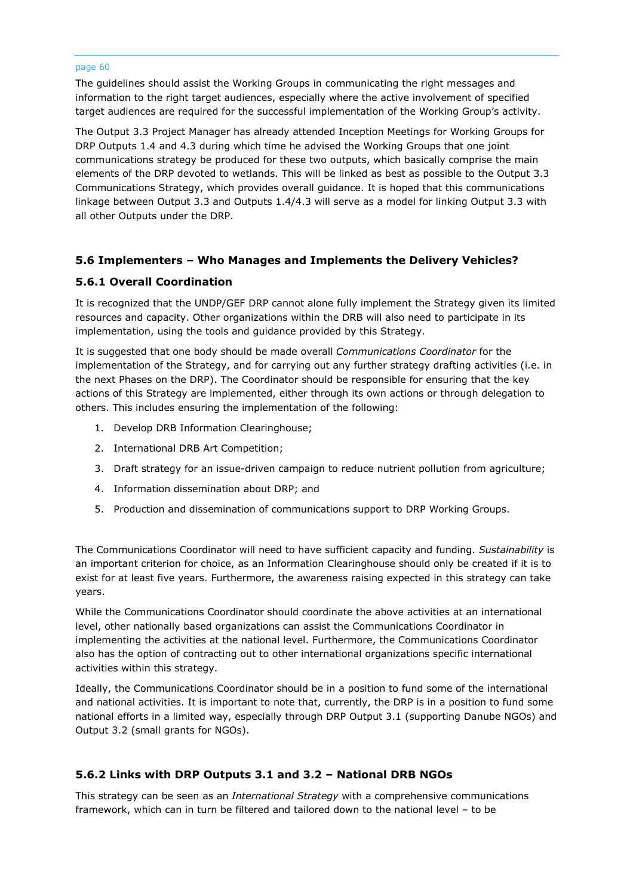The guidelines should assist the Working Groups in communicating the right messages and information to the right target audiences, especially where the active involvement of specified target audiences are required for the successful implementation of the Working Group's activity.

The Output 3.3 Project Manager has already attended Inception Meetings for Working Groups for DRP Outputs 1.4 and 4.3 during which time he advised the Working Groups that one joint communications strategy be produced for these two outputs, which basically comprise the main elements of the DRP devoted to wetlands. This will be linked as best as possible to the Output 3.3 Communications Strategy, which provides overall guidance. It is hoped that this communications linkage between Output 3.3 and Outputs 1.4/4.3 will serve as a model for linking Output 3.3 with all other Outputs under the DRP.

### 5.6 Implementers – Who Manages and Implements the Delivery Vehicles?

#### 5.6.1 Overall Coordination

It is recognized that the UNDP/GEF DRP cannot alone fully implement the Strategy given its limited resources and capacity. Other organizations within the DRB will also need to participate in its implementation, using the tools and guidance provided by this Strategy.

It is suggested that one body should be made overall *Communications Coordinator* for the implementation of the Strategy, and for carrying out any further strategy drafting activities (i.e. in the next Phases on the DRP). The Coordinator should be responsible for ensuring that the key actions of this Strategy are implemented, either through its own actions or through delegation to others. This includes ensuring the implementation of the following:

1. Develop DRB Information Clearinghouse;
2. International DRB Art Competition;
3. Draft strategy for an issue-driven campaign to reduce nutrient pollution from agriculture;
4. Information dissemination about DRP; and
5. Production and dissemination of communications support to DRP Working Groups.

The Communications Coordinator will need to have sufficient capacity and funding. *Sustainability* is an important criterion for choice, as an Information Clearinghouse should only be created if it is to exist for at least five years. Furthermore, the awareness raising expected in this strategy can take years.

While the Communications Coordinator should coordinate the above activities at an international level, other nationally based organizations can assist the Communications Coordinator in implementing the activities at the national level. Furthermore, the Communications Coordinator also has the option of contracting out to other international organizations specific international activities within this strategy.

Ideally, the Communications Coordinator should be in a position to fund some of the international and national activities. It is important to note that, currently, the DRP is in a position to fund some national efforts in a limited way, especially through DRP Output 3.1 (supporting Danube NGOs) and Output 3.2 (small grants for NGOs).

#### 5.6.2 Links with DRP Outputs 3.1 and 3.2 – National DRB NGOs

This strategy can be seen as an *International Strategy* with a comprehensive communications framework, which can in turn be filtered and tailored down to the national level – to be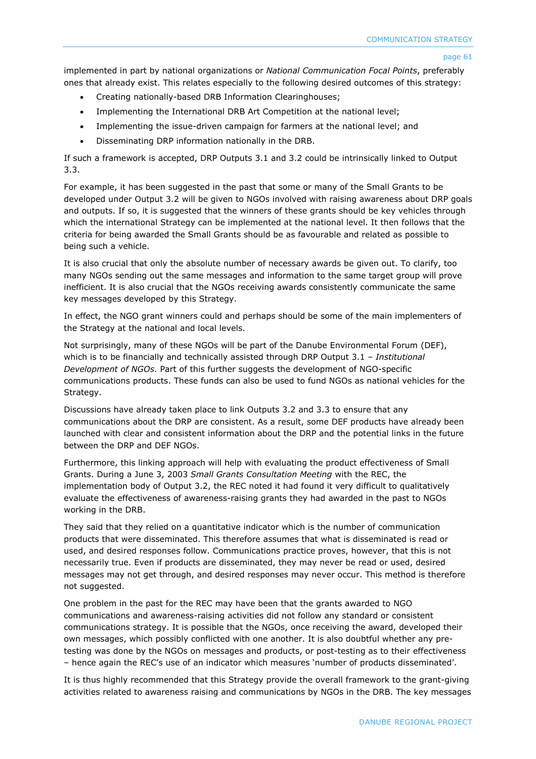implemented in part by national organizations or *National Communication Focal Points*, preferably ones that already exist. This relates especially to the following desired outcomes of this strategy:

- Creating nationally-based DRB Information Clearinghouses;
- Implementing the International DRB Art Competition at the national level;
- Implementing the issue-driven campaign for farmers at the national level; and
- Disseminating DRP information nationally in the DRB.

If such a framework is accepted, DRP Outputs 3.1 and 3.2 could be intrinsically linked to Output 3.3.

For example, it has been suggested in the past that some or many of the Small Grants to be developed under Output 3.2 will be given to NGOs involved with raising awareness about DRP goals and outputs. If so, it is suggested that the winners of these grants should be key vehicles through which the international Strategy can be implemented at the national level. It then follows that the criteria for being awarded the Small Grants should be as favourable and related as possible to being such a vehicle.

It is also crucial that only the absolute number of necessary awards be given out. To clarify, too many NGOs sending out the same messages and information to the same target group will prove inefficient. It is also crucial that the NGOs receiving awards consistently communicate the same key messages developed by this Strategy.

In effect, the NGO grant winners could and perhaps should be some of the main implementers of the Strategy at the national and local levels.

Not surprisingly, many of these NGOs will be part of the Danube Environmental Forum (DEF), which is to be financially and technically assisted through DRP Output 3.1 – *Institutional Development of NGOs*. Part of this further suggests the development of NGO-specific communications products. These funds can also be used to fund NGOs as national vehicles for the Strategy.

Discussions have already taken place to link Outputs 3.2 and 3.3 to ensure that any communications about the DRP are consistent. As a result, some DEF products have already been launched with clear and consistent information about the DRP and the potential links in the future between the DRP and DEF NGOs.

Furthermore, this linking approach will help with evaluating the product effectiveness of Small Grants. During a June 3, 2003 *Small Grants Consultation Meeting* with the REC, the implementation body of Output 3.2, the REC noted it had found it very difficult to qualitatively evaluate the effectiveness of awareness-raising grants they had awarded in the past to NGOs working in the DRB.

They said that they relied on a quantitative indicator which is the number of communication products that were disseminated. This therefore assumes that what is disseminated is read or used, and desired responses follow. Communications practice proves, however, that this is not necessarily true. Even if products are disseminated, they may never be read or used, desired messages may not get through, and desired responses may never occur. This method is therefore not suggested.

One problem in the past for the REC may have been that the grants awarded to NGO communications and awareness-raising activities did not follow any standard or consistent communications strategy. It is possible that the NGOs, once receiving the award, developed their own messages, which possibly conflicted with one another. It is also doubtful whether any pre-testing was done by the NGOs on messages and products, or post-testing as to their effectiveness – hence again the REC's use of an indicator which measures 'number of products disseminated'.

It is thus highly recommended that this Strategy provide the overall framework to the grant-giving activities related to awareness raising and communications by NGOs in the DRB. The key messages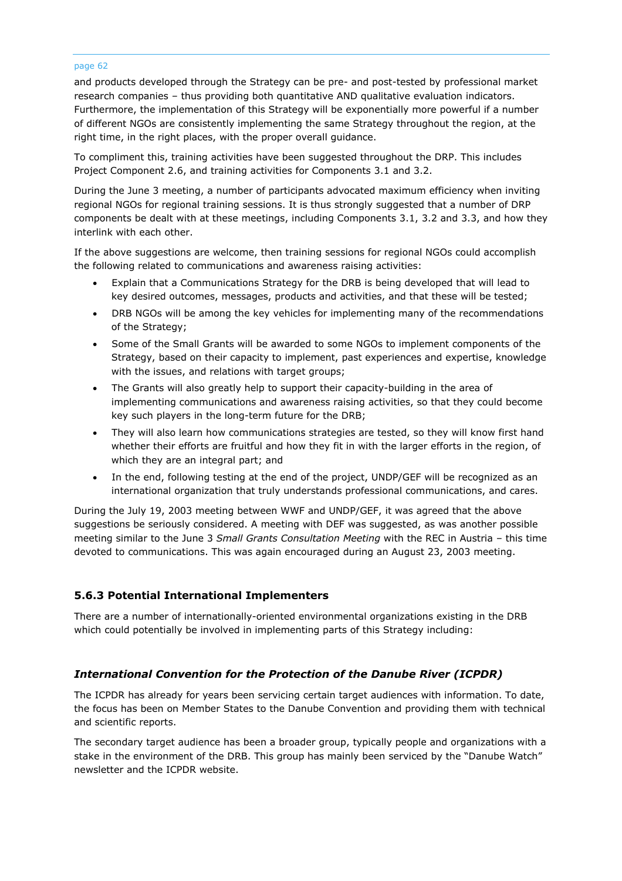and products developed through the Strategy can be pre- and post-tested by professional market research companies – thus providing both quantitative AND qualitative evaluation indicators. Furthermore, the implementation of this Strategy will be exponentially more powerful if a number of different NGOs are consistently implementing the same Strategy throughout the region, at the right time, in the right places, with the proper overall guidance.

To compliment this, training activities have been suggested throughout the DRP. This includes Project Component 2.6, and training activities for Components 3.1 and 3.2.

During the June 3 meeting, a number of participants advocated maximum efficiency when inviting regional NGOs for regional training sessions. It is thus strongly suggested that a number of DRP components be dealt with at these meetings, including Components 3.1, 3.2 and 3.3, and how they interlink with each other.

If the above suggestions are welcome, then training sessions for regional NGOs could accomplish the following related to communications and awareness raising activities:

- Explain that a Communications Strategy for the DRB is being developed that will lead to key desired outcomes, messages, products and activities, and that these will be tested;
- DRB NGOs will be among the key vehicles for implementing many of the recommendations of the Strategy;
- Some of the Small Grants will be awarded to some NGOs to implement components of the Strategy, based on their capacity to implement, past experiences and expertise, knowledge with the issues, and relations with target groups;
- The Grants will also greatly help to support their capacity-building in the area of implementing communications and awareness raising activities, so that they could become key such players in the long-term future for the DRB;
- They will also learn how communications strategies are tested, so they will know first hand whether their efforts are fruitful and how they fit in with the larger efforts in the region, of which they are an integral part; and
- In the end, following testing at the end of the project, UNDP/GEF will be recognized as an international organization that truly understands professional communications, and cares.

During the July 19, 2003 meeting between WWF and UNDP/GEF, it was agreed that the above suggestions be seriously considered. A meeting with DEF was suggested, as was another possible meeting similar to the June 3 *Small Grants Consultation Meeting* with the REC in Austria – this time devoted to communications. This was again encouraged during an August 23, 2003 meeting.

### 5.6.3 Potential International Implementers

There are a number of internationally-oriented environmental organizations existing in the DRB which could potentially be involved in implementing parts of this Strategy including:

#### *International Convention for the Protection of the Danube River (ICPDR)*

The ICPDR has already for years been servicing certain target audiences with information. To date, the focus has been on Member States to the Danube Convention and providing them with technical and scientific reports.

The secondary target audience has been a broader group, typically people and organizations with a stake in the environment of the DRB. This group has mainly been serviced by the "Danube Watch" newsletter and the ICPDR website.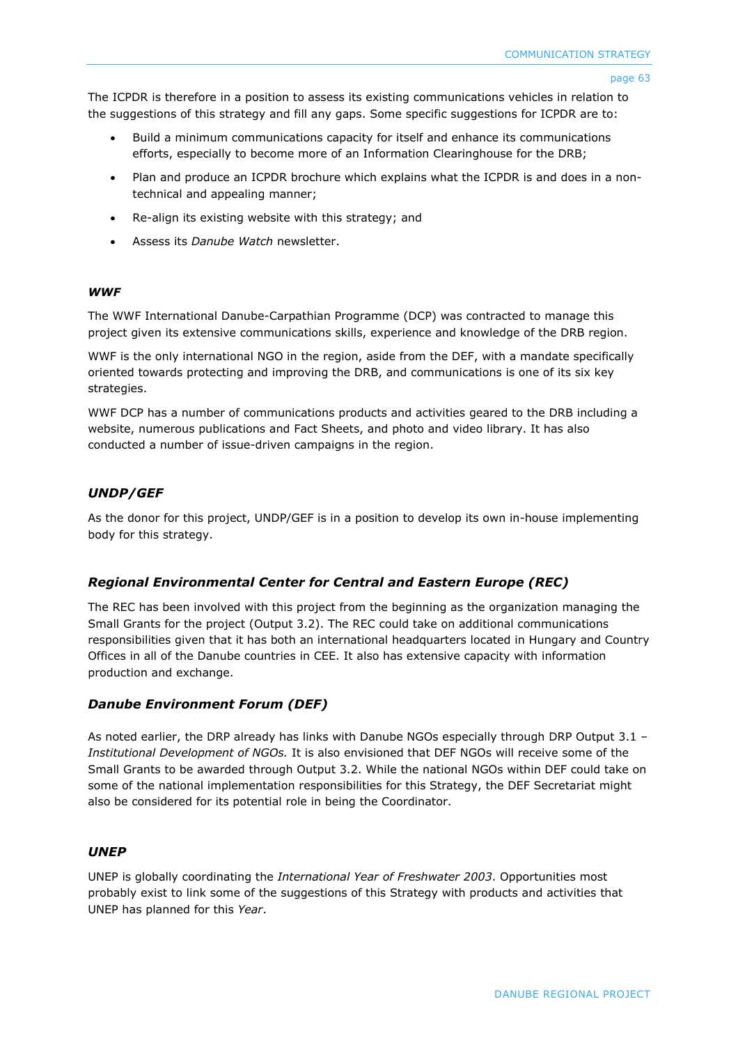The ICPDR is therefore in a position to assess its existing communications vehicles in relation to the suggestions of this strategy and fill any gaps. Some specific suggestions for ICPDR are to:

- Build a minimum communications capacity for itself and enhance its communications efforts, especially to become more of an Information Clearinghouse for the DRB;
- Plan and produce an ICPDR brochure which explains what the ICPDR is and does in a non-technical and appealing manner;
- Re-align its existing website with this strategy; and
- Assess its *Danube Watch* newsletter.

### *WWF*

The WWF International Danube-Carpathian Programme (DCP) was contracted to manage this project given its extensive communications skills, experience and knowledge of the DRB region.

WWF is the only international NGO in the region, aside from the DEF, with a mandate specifically oriented towards protecting and improving the DRB, and communications is one of its six key strategies.

WWF DCP has a number of communications products and activities geared to the DRB including a website, numerous publications and Fact Sheets, and photo and video library. It has also conducted a number of issue-driven campaigns in the region.

### *UNDP/GEF*

As the donor for this project, UNDP/GEF is in a position to develop its own in-house implementing body for this strategy.

### *Regional Environmental Center for Central and Eastern Europe (REC)*

The REC has been involved with this project from the beginning as the organization managing the Small Grants for the project (Output 3.2). The REC could take on additional communications responsibilities given that it has both an international headquarters located in Hungary and Country Offices in all of the Danube countries in CEE. It also has extensive capacity with information production and exchange.

### *Danube Environment Forum (DEF)*

As noted earlier, the DRP already has links with Danube NGOs especially through DRP Output 3.1 – *Institutional Development of NGOs.* It is also envisioned that DEF NGOs will receive some of the Small Grants to be awarded through Output 3.2. While the national NGOs within DEF could take on some of the national implementation responsibilities for this Strategy, the DEF Secretariat might also be considered for its potential role in being the Coordinator.

### *UNEP*

UNEP is globally coordinating the *International Year of Freshwater 2003*. Opportunities most probably exist to link some of the suggestions of this Strategy with products and activities that UNEP has planned for this *Year*.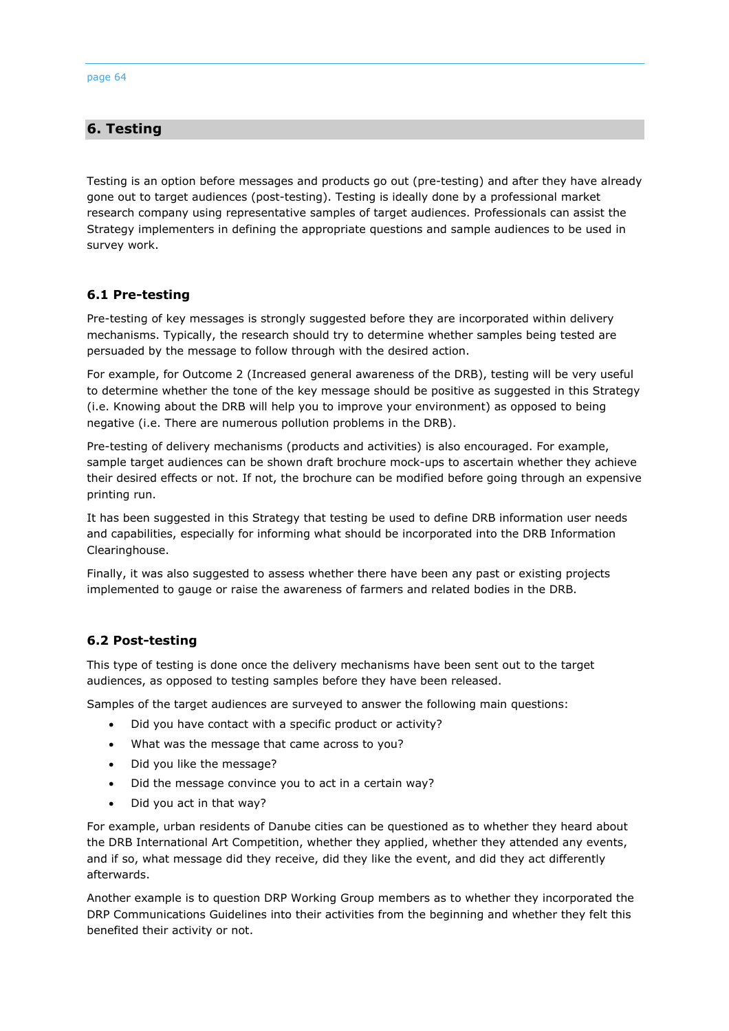## 6. Testing

Testing is an option before messages and products go out (pre-testing) and after they have already gone out to target audiences (post-testing). Testing is ideally done by a professional market research company using representative samples of target audiences. Professionals can assist the Strategy implementers in defining the appropriate questions and sample audiences to be used in survey work.

### 6.1 Pre-testing

Pre-testing of key messages is strongly suggested before they are incorporated within delivery mechanisms. Typically, the research should try to determine whether samples being tested are persuaded by the message to follow through with the desired action.

For example, for Outcome 2 (Increased general awareness of the DRB), testing will be very useful to determine whether the tone of the key message should be positive as suggested in this Strategy (i.e. Knowing about the DRB will help you to improve your environment) as opposed to being negative (i.e. There are numerous pollution problems in the DRB).

Pre-testing of delivery mechanisms (products and activities) is also encouraged. For example, sample target audiences can be shown draft brochure mock-ups to ascertain whether they achieve their desired effects or not. If not, the brochure can be modified before going through an expensive printing run.

It has been suggested in this Strategy that testing be used to define DRB information user needs and capabilities, especially for informing what should be incorporated into the DRB Information Clearinghouse.

Finally, it was also suggested to assess whether there have been any past or existing projects implemented to gauge or raise the awareness of farmers and related bodies in the DRB.

### 6.2 Post-testing

This type of testing is done once the delivery mechanisms have been sent out to the target audiences, as opposed to testing samples before they have been released.

Samples of the target audiences are surveyed to answer the following main questions:

- Did you have contact with a specific product or activity?
- What was the message that came across to you?
- Did you like the message?
- Did the message convince you to act in a certain way?
- Did you act in that way?

For example, urban residents of Danube cities can be questioned as to whether they heard about the DRB International Art Competition, whether they applied, whether they attended any events, and if so, what message did they receive, did they like the event, and did they act differently afterwards.

Another example is to question DRP Working Group members as to whether they incorporated the DRP Communications Guidelines into their activities from the beginning and whether they felt this benefited their activity or not.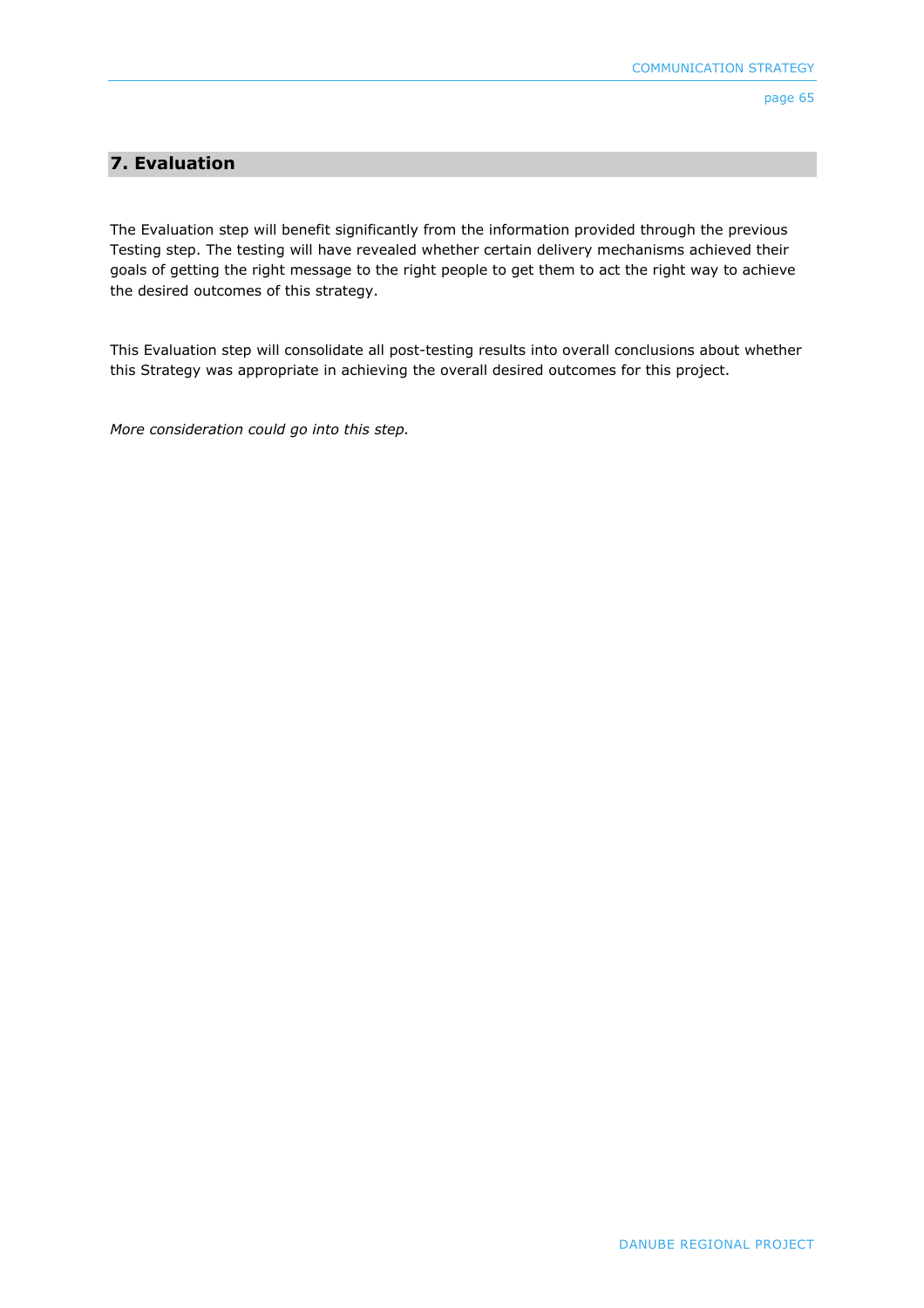## 7. Evaluation

The Evaluation step will benefit significantly from the information provided through the previous Testing step. The testing will have revealed whether certain delivery mechanisms achieved their goals of getting the right message to the right people to get them to act the right way to achieve the desired outcomes of this strategy.

This Evaluation step will consolidate all post-testing results into overall conclusions about whether this Strategy was appropriate in achieving the overall desired outcomes for this project.

*More consideration could go into this step.*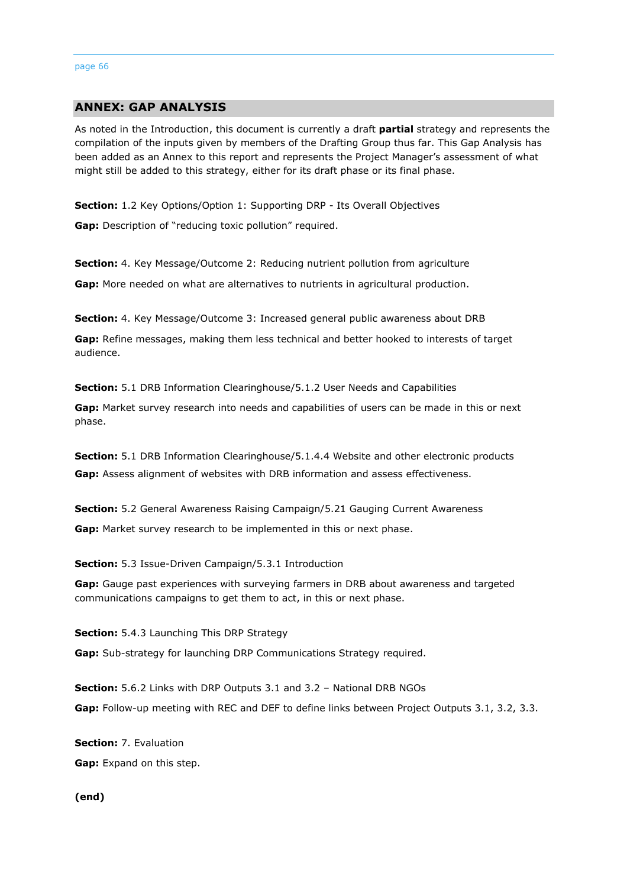## ANNEX: GAP ANALYSIS

As noted in the Introduction, this document is currently a draft **partial** strategy and represents the compilation of the inputs given by members of the Drafting Group thus far. This Gap Analysis has been added as an Annex to this report and represents the Project Manager's assessment of what might still be added to this strategy, either for its draft phase or its final phase.

**Section:** 1.2 Key Options/Option 1: Supporting DRP - Its Overall Objectives

**Gap:** Description of "reducing toxic pollution" required.

**Section:** 4. Key Message/Outcome 2: Reducing nutrient pollution from agriculture

**Gap:** More needed on what are alternatives to nutrients in agricultural production.

**Section:** 4. Key Message/Outcome 3: Increased general public awareness about DRB

**Gap:** Refine messages, making them less technical and better hooked to interests of target audience.

**Section:** 5.1 DRB Information Clearinghouse/5.1.2 User Needs and Capabilities

**Gap:** Market survey research into needs and capabilities of users can be made in this or next phase.

**Section:** 5.1 DRB Information Clearinghouse/5.1.4.4 Website and other electronic products

**Gap:** Assess alignment of websites with DRB information and assess effectiveness.

**Section:** 5.2 General Awareness Raising Campaign/5.21 Gauging Current Awareness

**Gap:** Market survey research to be implemented in this or next phase.

**Section:** 5.3 Issue-Driven Campaign/5.3.1 Introduction

**Gap:** Gauge past experiences with surveying farmers in DRB about awareness and targeted communications campaigns to get them to act, in this or next phase.

**Section:** 5.4.3 Launching This DRP Strategy

**Gap:** Sub-strategy for launching DRP Communications Strategy required.

**Section:** 5.6.2 Links with DRP Outputs 3.1 and 3.2 – National DRB NGOs

**Gap:** Follow-up meeting with REC and DEF to define links between Project Outputs 3.1, 3.2, 3.3.

**Section:** 7. Evaluation

**Gap:** Expand on this step.

**(end)**